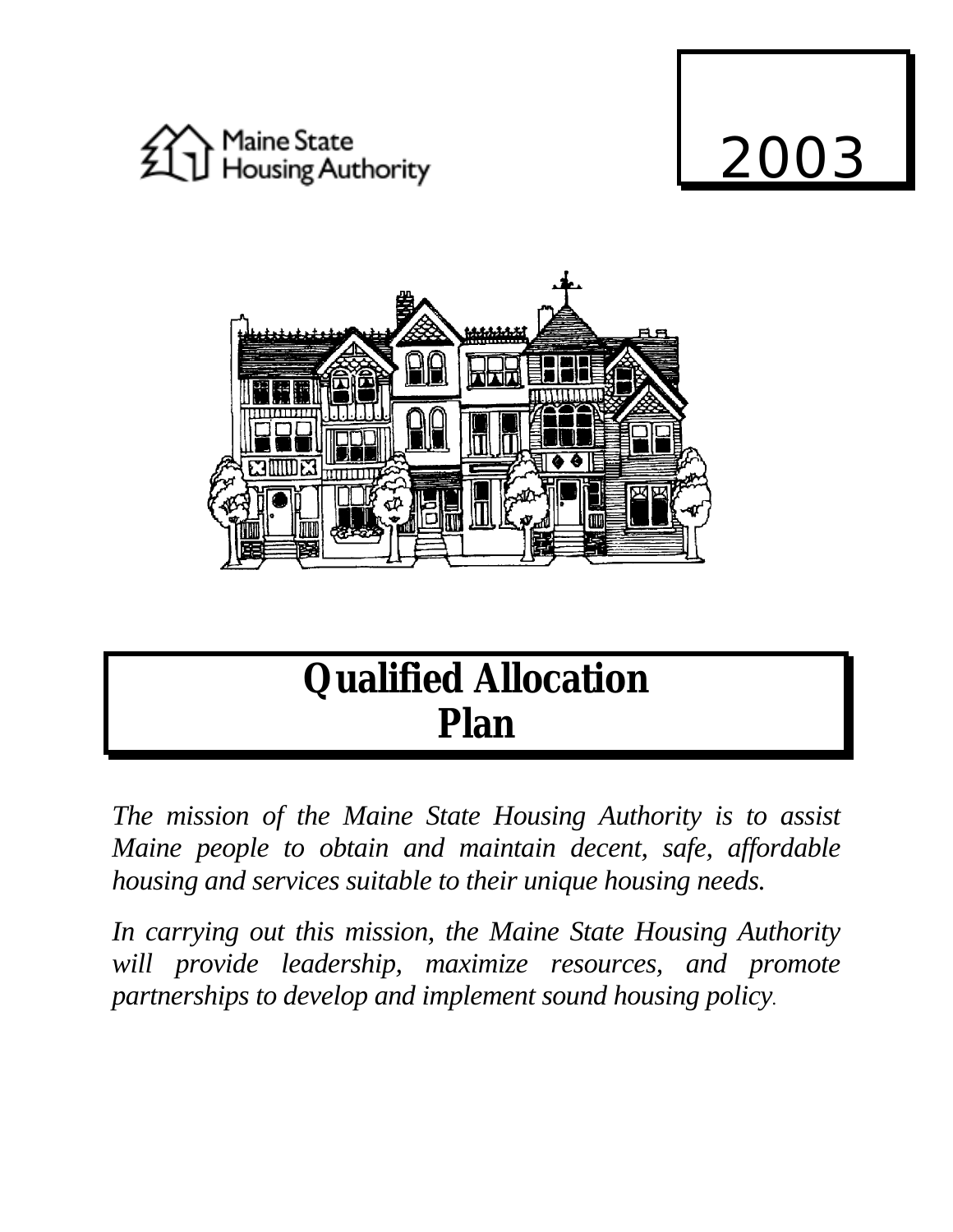Maine State Housing Authority

2003

# Qualified Allocation Plan

*The mission of the Maine State Housing Authority is to assist Maine people to obtain and maintain decent, safe, affordable housing and services suitable to their unique housing needs.*

*In carrying out this mission, the Maine State Housing Authority will provide leadership, maximize resources, and promote partnerships to develop and implement sound housing policy.*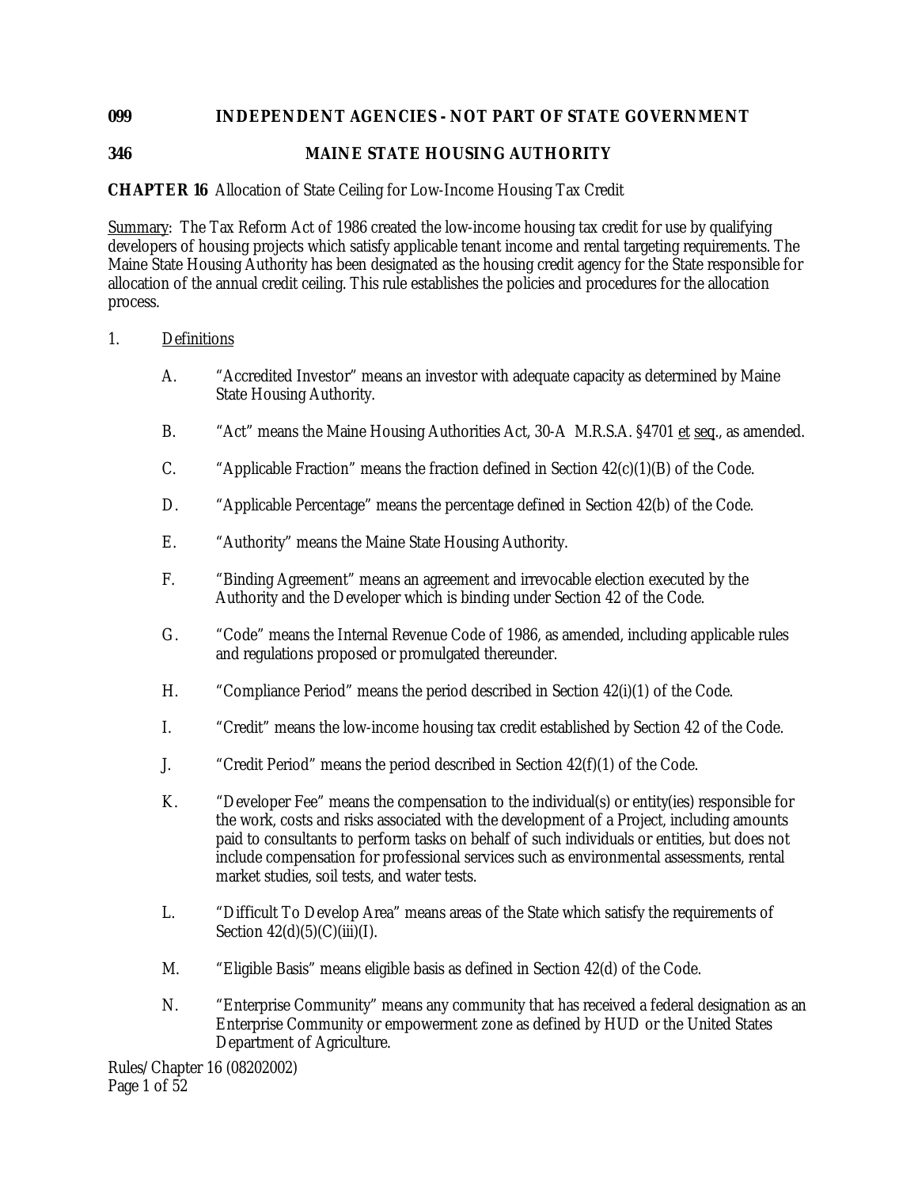**099 INDEPENDENT AGENCIES - NOT PART OF STATE GOVERNMENT**

**346 MAINE STATE HOUSING AUTHORITY**

**CHAPTER 16** Allocation of State Ceiling for Low-Income Housing Tax Credit

Summary: The Tax Reform Act of 1986 created the low-income housing tax credit for use by qualifying developers of housing projects which satisfy applicable tenant income and rental targeting requirements. The Maine State Housing Authority has been designated as the housing credit agency for the State responsible for allocation of the annual credit ceiling. This rule establishes the policies and procedures for the allocation process.

1. Definitions

   A. "Accredited Investor" means an investor with adequate capacity as determined by Maine State Housing Authority.

   B. "Act" means the Maine Housing Authorities Act, 30-A M.R.S.A. §4701 et seq., as amended.

   C. "Applicable Fraction" means the fraction defined in Section 42(c)(1)(B) of the Code.

   D. "Applicable Percentage" means the percentage defined in Section 42(b) of the Code.

   E. "Authority" means the Maine State Housing Authority.

   F. "Binding Agreement" means an agreement and irrevocable election executed by the Authority and the Developer which is binding under Section 42 of the Code.

   G. "Code" means the Internal Revenue Code of 1986, as amended, including applicable rules and regulations proposed or promulgated thereunder.

   H. "Compliance Period" means the period described in Section 42(i)(1) of the Code.

   I. "Credit" means the low-income housing tax credit established by Section 42 of the Code.

   J. "Credit Period" means the period described in Section 42(f)(1) of the Code.

   K. "Developer Fee" means the compensation to the individual(s) or entity(ies) responsible for the work, costs and risks associated with the development of a Project, including amounts paid to consultants to perform tasks on behalf of such individuals or entities, but does not include compensation for professional services such as environmental assessments, rental market studies, soil tests, and water tests.

   L. "Difficult To Develop Area" means areas of the State which satisfy the requirements of Section 42(d)(5)(C)(iii)(I).

   M. "Eligible Basis" means eligible basis as defined in Section 42(d) of the Code.

   N. "Enterprise Community" means any community that has received a federal designation as an Enterprise Community or empowerment zone as defined by HUD or the United States Department of Agriculture.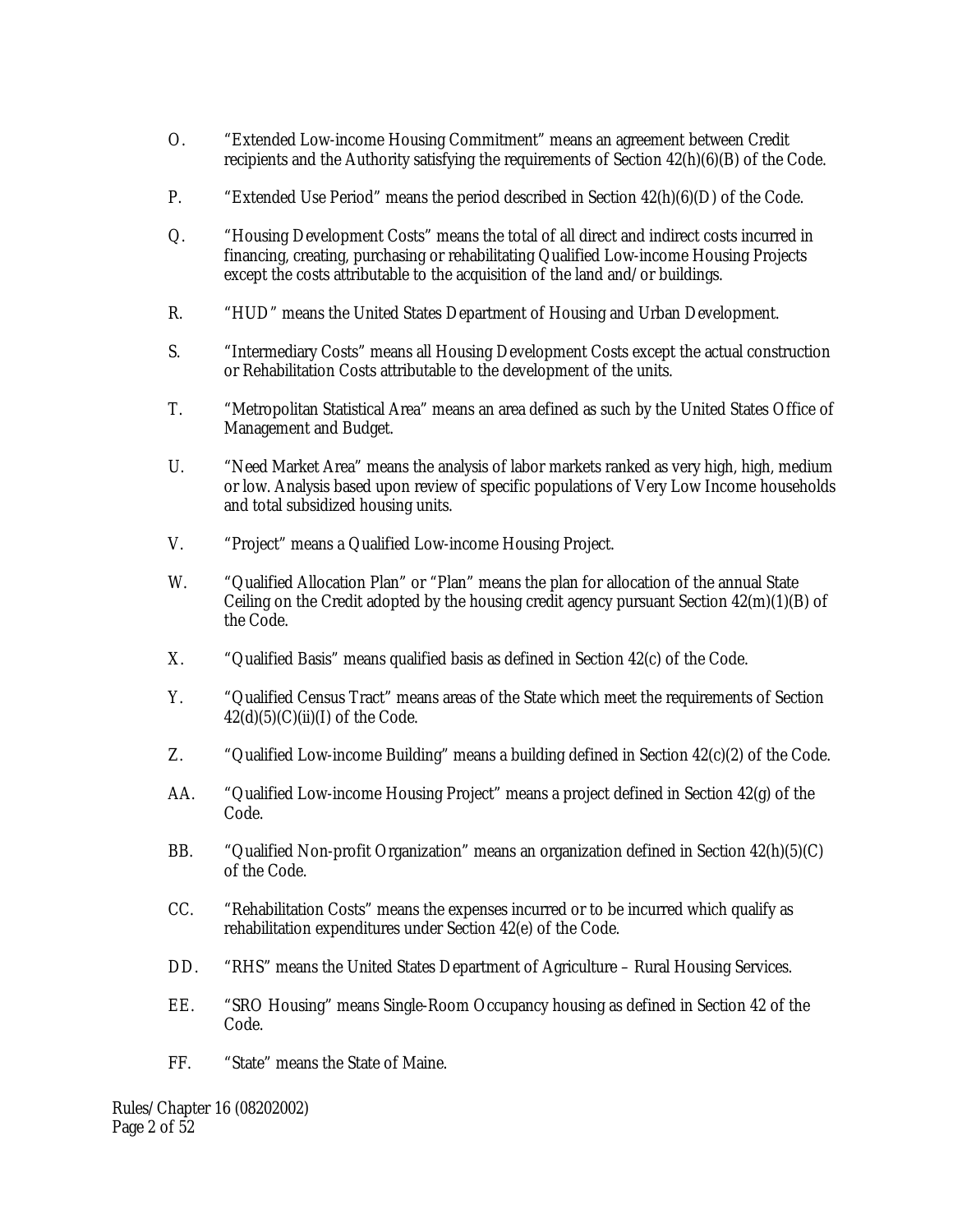O. "Extended Low-income Housing Commitment" means an agreement between Credit recipients and the Authority satisfying the requirements of Section 42(h)(6)(B) of the Code.

P. "Extended Use Period" means the period described in Section 42(h)(6)(D) of the Code.

Q. "Housing Development Costs" means the total of all direct and indirect costs incurred in financing, creating, purchasing or rehabilitating Qualified Low-income Housing Projects except the costs attributable to the acquisition of the land and/or buildings.

R. "HUD" means the United States Department of Housing and Urban Development.

S. "Intermediary Costs" means all Housing Development Costs except the actual construction or Rehabilitation Costs attributable to the development of the units.

T. "Metropolitan Statistical Area" means an area defined as such by the United States Office of Management and Budget.

U. "Need Market Area" means the analysis of labor markets ranked as very high, high, medium or low. Analysis based upon review of specific populations of Very Low Income households and total subsidized housing units.

V. "Project" means a Qualified Low-income Housing Project.

W. "Qualified Allocation Plan" or "Plan" means the plan for allocation of the annual State Ceiling on the Credit adopted by the housing credit agency pursuant Section 42(m)(1)(B) of the Code.

X. "Qualified Basis" means qualified basis as defined in Section 42(c) of the Code.

Y. "Qualified Census Tract" means areas of the State which meet the requirements of Section 42(d)(5)(C)(ii)(I) of the Code.

Z. "Qualified Low-income Building" means a building defined in Section 42(c)(2) of the Code.

AA. "Qualified Low-income Housing Project" means a project defined in Section 42(g) of the Code.

BB. "Qualified Non-profit Organization" means an organization defined in Section 42(h)(5)(C) of the Code.

CC. "Rehabilitation Costs" means the expenses incurred or to be incurred which qualify as rehabilitation expenditures under Section 42(e) of the Code.

DD. "RHS" means the United States Department of Agriculture – Rural Housing Services.

EE. "SRO Housing" means Single-Room Occupancy housing as defined in Section 42 of the Code.

FF. "State" means the State of Maine.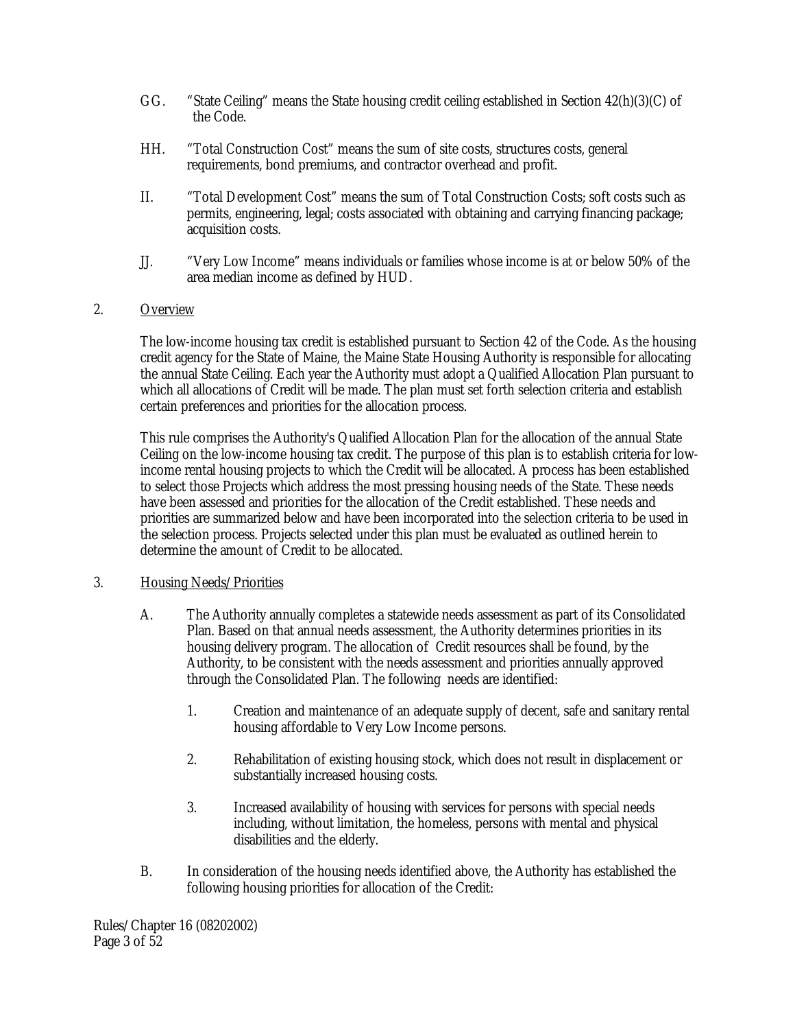GG. "State Ceiling" means the State housing credit ceiling established in Section 42(h)(3)(C) of the Code.

HH. "Total Construction Cost" means the sum of site costs, structures costs, general requirements, bond premiums, and contractor overhead and profit.

II. "Total Development Cost" means the sum of Total Construction Costs; soft costs such as permits, engineering, legal; costs associated with obtaining and carrying financing package; acquisition costs.

JJ. "Very Low Income" means individuals or families whose income is at or below 50% of the area median income as defined by HUD.

2. <u>Overview</u>

The low-income housing tax credit is established pursuant to Section 42 of the Code. As the housing credit agency for the State of Maine, the Maine State Housing Authority is responsible for allocating the annual State Ceiling. Each year the Authority must adopt a Qualified Allocation Plan pursuant to which all allocations of Credit will be made. The plan must set forth selection criteria and establish certain preferences and priorities for the allocation process.

This rule comprises the Authority's Qualified Allocation Plan for the allocation of the annual State Ceiling on the low-income housing tax credit. The purpose of this plan is to establish criteria for low-income rental housing projects to which the Credit will be allocated. A process has been established to select those Projects which address the most pressing housing needs of the State. These needs have been assessed and priorities for the allocation of the Credit established. These needs and priorities are summarized below and have been incorporated into the selection criteria to be used in the selection process. Projects selected under this plan must be evaluated as outlined herein to determine the amount of Credit to be allocated.

3. <u>Housing Needs/Priorities</u>

A. The Authority annually completes a statewide needs assessment as part of its Consolidated Plan. Based on that annual needs assessment, the Authority determines priorities in its housing delivery program. The allocation of Credit resources shall be found, by the Authority, to be consistent with the needs assessment and priorities annually approved through the Consolidated Plan. The following needs are identified:

1. Creation and maintenance of an adequate supply of decent, safe and sanitary rental housing affordable to Very Low Income persons.

2. Rehabilitation of existing housing stock, which does not result in displacement or substantially increased housing costs.

3. Increased availability of housing with services for persons with special needs including, without limitation, the homeless, persons with mental and physical disabilities and the elderly.

B. In consideration of the housing needs identified above, the Authority has established the following housing priorities for allocation of the Credit:

Rules/Chapter 16 (08202002)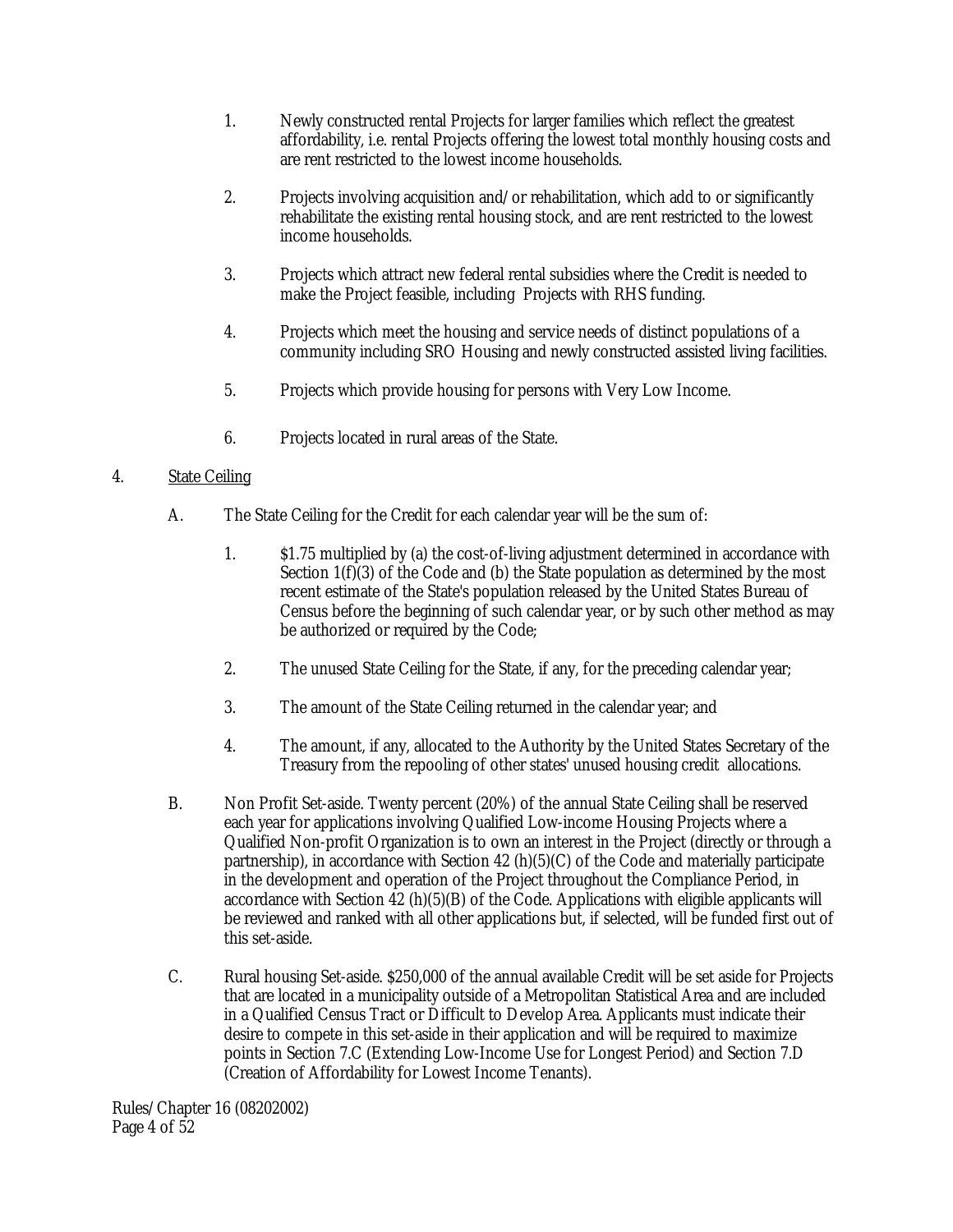1. Newly constructed rental Projects for larger families which reflect the greatest affordability, i.e. rental Projects offering the lowest total monthly housing costs and are rent restricted to the lowest income households.

2. Projects involving acquisition and/or rehabilitation, which add to or significantly rehabilitate the existing rental housing stock, and are rent restricted to the lowest income households.

3. Projects which attract new federal rental subsidies where the Credit is needed to make the Project feasible, including Projects with RHS funding.

4. Projects which meet the housing and service needs of distinct populations of a community including SRO Housing and newly constructed assisted living facilities.

5. Projects which provide housing for persons with Very Low Income.

6. Projects located in rural areas of the State.

4. <u>State Ceiling</u>

A. The State Ceiling for the Credit for each calendar year will be the sum of:

1. $1.75 multiplied by (a) the cost-of-living adjustment determined in accordance with Section 1(f)(3) of the Code and (b) the State population as determined by the most recent estimate of the State's population released by the United States Bureau of Census before the beginning of such calendar year, or by such other method as may be authorized or required by the Code;

2. The unused State Ceiling for the State, if any, for the preceding calendar year;

3. The amount of the State Ceiling returned in the calendar year; and

4. The amount, if any, allocated to the Authority by the United States Secretary of the Treasury from the repooling of other states' unused housing credit allocations.

B. Non Profit Set-aside. Twenty percent (20%) of the annual State Ceiling shall be reserved each year for applications involving Qualified Low-income Housing Projects where a Qualified Non-profit Organization is to own an interest in the Project (directly or through a partnership), in accordance with Section 42 (h)(5)(C) of the Code and materially participate in the development and operation of the Project throughout the Compliance Period, in accordance with Section 42 (h)(5)(B) of the Code. Applications with eligible applicants will be reviewed and ranked with all other applications but, if selected, will be funded first out of this set-aside.

C. Rural housing Set-aside. $250,000 of the annual available Credit will be set aside for Projects that are located in a municipality outside of a Metropolitan Statistical Area and are included in a Qualified Census Tract or Difficult to Develop Area. Applicants must indicate their desire to compete in this set-aside in their application and will be required to maximize points in Section 7.C (Extending Low-Income Use for Longest Period) and Section 7.D (Creation of Affordability for Lowest Income Tenants).

Rules/Chapter 16 (08202002)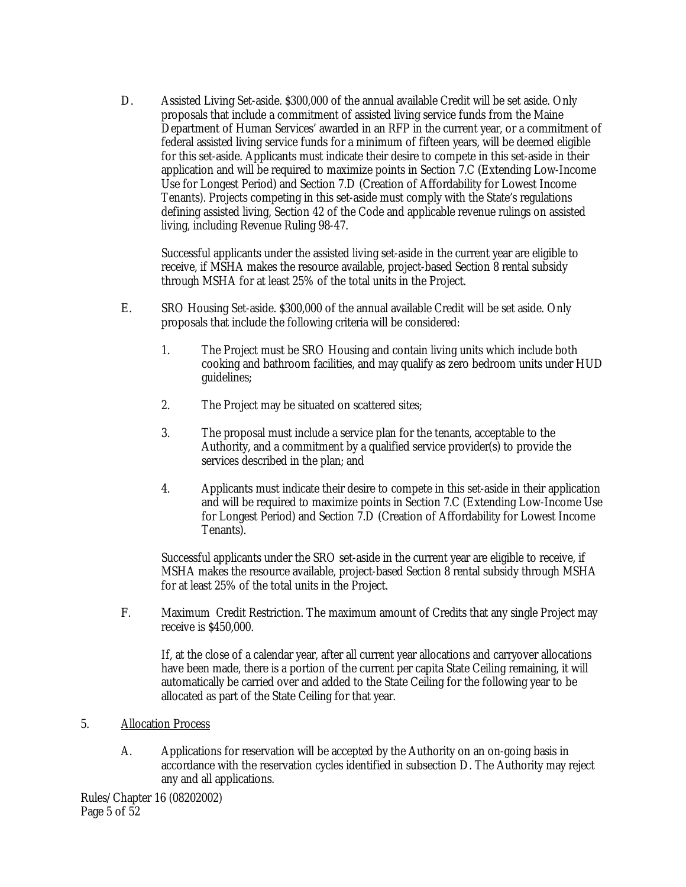D. Assisted Living Set-aside. $300,000 of the annual available Credit will be set aside. Only proposals that include a commitment of assisted living service funds from the Maine Department of Human Services' awarded in an RFP in the current year, or a commitment of federal assisted living service funds for a minimum of fifteen years, will be deemed eligible for this set-aside. Applicants must indicate their desire to compete in this set-aside in their application and will be required to maximize points in Section 7.C (Extending Low-Income Use for Longest Period) and Section 7.D (Creation of Affordability for Lowest Income Tenants). Projects competing in this set-aside must comply with the State's regulations defining assisted living, Section 42 of the Code and applicable revenue rulings on assisted living, including Revenue Ruling 98-47.

   Successful applicants under the assisted living set-aside in the current year are eligible to receive, if MSHA makes the resource available, project-based Section 8 rental subsidy through MSHA for at least 25% of the total units in the Project.

E. SRO Housing Set-aside. $300,000 of the annual available Credit will be set aside. Only proposals that include the following criteria will be considered:

   1. The Project must be SRO Housing and contain living units which include both cooking and bathroom facilities, and may qualify as zero bedroom units under HUD guidelines;

   2. The Project may be situated on scattered sites;

   3. The proposal must include a service plan for the tenants, acceptable to the Authority, and a commitment by a qualified service provider(s) to provide the services described in the plan; and

   4. Applicants must indicate their desire to compete in this set-aside in their application and will be required to maximize points in Section 7.C (Extending Low-Income Use for Longest Period) and Section 7.D (Creation of Affordability for Lowest Income Tenants).

   Successful applicants under the SRO set-aside in the current year are eligible to receive, if MSHA makes the resource available, project-based Section 8 rental subsidy through MSHA for at least 25% of the total units in the Project.

F. Maximum Credit Restriction. The maximum amount of Credits that any single Project may receive is $450,000.

   If, at the close of a calendar year, after all current year allocations and carryover allocations have been made, there is a portion of the current per capita State Ceiling remaining, it will automatically be carried over and added to the State Ceiling for the following year to be allocated as part of the State Ceiling for that year.

5. <u>Allocation Process</u>

   A. Applications for reservation will be accepted by the Authority on an on-going basis in accordance with the reservation cycles identified in subsection D. The Authority may reject any and all applications.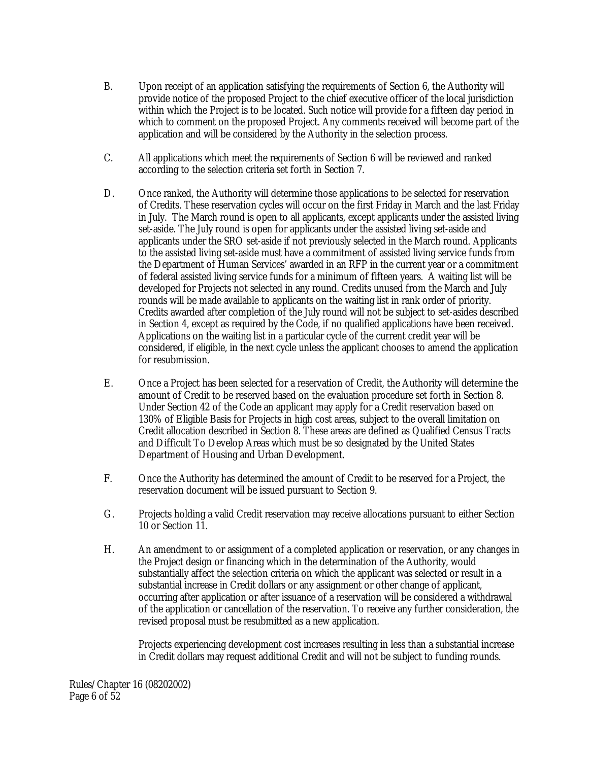B. Upon receipt of an application satisfying the requirements of Section 6, the Authority will provide notice of the proposed Project to the chief executive officer of the local jurisdiction within which the Project is to be located. Such notice will provide for a fifteen day period in which to comment on the proposed Project. Any comments received will become part of the application and will be considered by the Authority in the selection process.

C. All applications which meet the requirements of Section 6 will be reviewed and ranked according to the selection criteria set forth in Section 7.

D. Once ranked, the Authority will determine those applications to be selected for reservation of Credits. These reservation cycles will occur on the first Friday in March and the last Friday in July. The March round is open to all applicants, except applicants under the assisted living set-aside. The July round is open for applicants under the assisted living set-aside and applicants under the SRO set-aside if not previously selected in the March round. Applicants to the assisted living set-aside must have a commitment of assisted living service funds from the Department of Human Services' awarded in an RFP in the current year or a commitment of federal assisted living service funds for a minimum of fifteen years. A waiting list will be developed for Projects not selected in any round. Credits unused from the March and July rounds will be made available to applicants on the waiting list in rank order of priority. Credits awarded after completion of the July round will not be subject to set-asides described in Section 4, except as required by the Code, if no qualified applications have been received. Applications on the waiting list in a particular cycle of the current credit year will be considered, if eligible, in the next cycle unless the applicant chooses to amend the application for resubmission.

E. Once a Project has been selected for a reservation of Credit, the Authority will determine the amount of Credit to be reserved based on the evaluation procedure set forth in Section 8. Under Section 42 of the Code an applicant may apply for a Credit reservation based on 130% of Eligible Basis for Projects in high cost areas, subject to the overall limitation on Credit allocation described in Section 8. These areas are defined as Qualified Census Tracts and Difficult To Develop Areas which must be so designated by the United States Department of Housing and Urban Development.

F. Once the Authority has determined the amount of Credit to be reserved for a Project, the reservation document will be issued pursuant to Section 9.

G. Projects holding a valid Credit reservation may receive allocations pursuant to either Section 10 or Section 11.

H. An amendment to or assignment of a completed application or reservation, or any changes in the Project design or financing which in the determination of the Authority, would substantially affect the selection criteria on which the applicant was selected or result in a substantial increase in Credit dollars or any assignment or other change of applicant, occurring after application or after issuance of a reservation will be considered a withdrawal of the application or cancellation of the reservation. To receive any further consideration, the revised proposal must be resubmitted as a new application.

Projects experiencing development cost increases resulting in less than a substantial increase in Credit dollars may request additional Credit and will not be subject to funding rounds.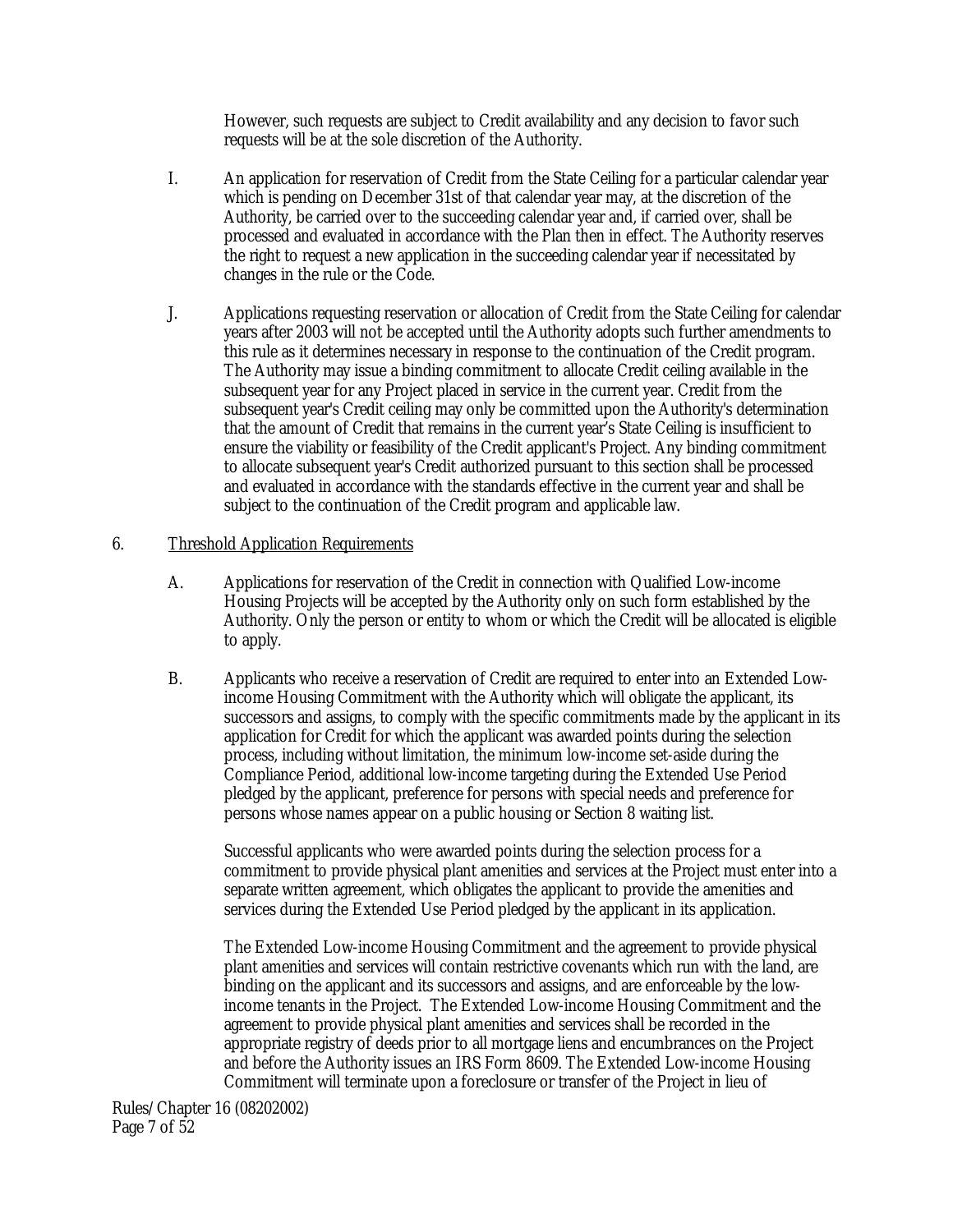However, such requests are subject to Credit availability and any decision to favor such requests will be at the sole discretion of the Authority.

I. An application for reservation of Credit from the State Ceiling for a particular calendar year which is pending on December 31st of that calendar year may, at the discretion of the Authority, be carried over to the succeeding calendar year and, if carried over, shall be processed and evaluated in accordance with the Plan then in effect. The Authority reserves the right to request a new application in the succeeding calendar year if necessitated by changes in the rule or the Code.

J. Applications requesting reservation or allocation of Credit from the State Ceiling for calendar years after 2003 will not be accepted until the Authority adopts such further amendments to this rule as it determines necessary in response to the continuation of the Credit program. The Authority may issue a binding commitment to allocate Credit ceiling available in the subsequent year for any Project placed in service in the current year. Credit from the subsequent year's Credit ceiling may only be committed upon the Authority's determination that the amount of Credit that remains in the current year's State Ceiling is insufficient to ensure the viability or feasibility of the Credit applicant's Project. Any binding commitment to allocate subsequent year's Credit authorized pursuant to this section shall be processed and evaluated in accordance with the standards effective in the current year and shall be subject to the continuation of the Credit program and applicable law.

6. Threshold Application Requirements

A. Applications for reservation of the Credit in connection with Qualified Low-income Housing Projects will be accepted by the Authority only on such form established by the Authority. Only the person or entity to whom or which the Credit will be allocated is eligible to apply.

B. Applicants who receive a reservation of Credit are required to enter into an Extended Low-income Housing Commitment with the Authority which will obligate the applicant, its successors and assigns, to comply with the specific commitments made by the applicant in its application for Credit for which the applicant was awarded points during the selection process, including without limitation, the minimum low-income set-aside during the Compliance Period, additional low-income targeting during the Extended Use Period pledged by the applicant, preference for persons with special needs and preference for persons whose names appear on a public housing or Section 8 waiting list.

Successful applicants who were awarded points during the selection process for a commitment to provide physical plant amenities and services at the Project must enter into a separate written agreement, which obligates the applicant to provide the amenities and services during the Extended Use Period pledged by the applicant in its application.

The Extended Low-income Housing Commitment and the agreement to provide physical plant amenities and services will contain restrictive covenants which run with the land, are binding on the applicant and its successors and assigns, and are enforceable by the low-income tenants in the Project. The Extended Low-income Housing Commitment and the agreement to provide physical plant amenities and services shall be recorded in the appropriate registry of deeds prior to all mortgage liens and encumbrances on the Project and before the Authority issues an IRS Form 8609. The Extended Low-income Housing Commitment will terminate upon a foreclosure or transfer of the Project in lieu of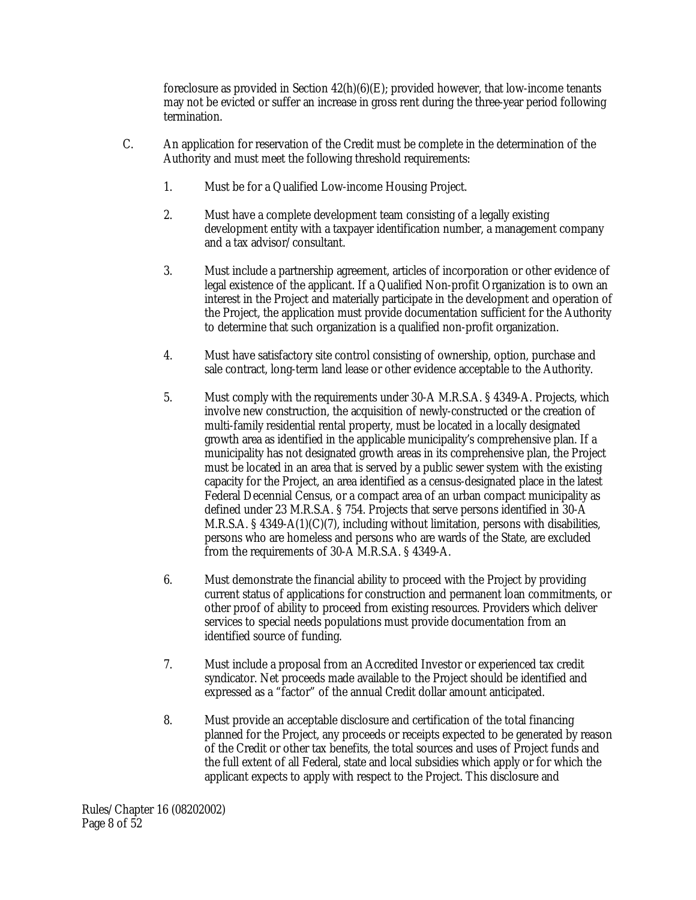foreclosure as provided in Section 42(h)(6)(E); provided however, that low-income tenants may not be evicted or suffer an increase in gross rent during the three-year period following termination.

C. An application for reservation of the Credit must be complete in the determination of the Authority and must meet the following threshold requirements:

1. Must be for a Qualified Low-income Housing Project.

2. Must have a complete development team consisting of a legally existing development entity with a taxpayer identification number, a management company and a tax advisor/consultant.

3. Must include a partnership agreement, articles of incorporation or other evidence of legal existence of the applicant. If a Qualified Non-profit Organization is to own an interest in the Project and materially participate in the development and operation of the Project, the application must provide documentation sufficient for the Authority to determine that such organization is a qualified non-profit organization.

4. Must have satisfactory site control consisting of ownership, option, purchase and sale contract, long-term land lease or other evidence acceptable to the Authority.

5. Must comply with the requirements under 30-A M.R.S.A. § 4349-A. Projects, which involve new construction, the acquisition of newly-constructed or the creation of multi-family residential rental property, must be located in a locally designated growth area as identified in the applicable municipality's comprehensive plan. If a municipality has not designated growth areas in its comprehensive plan, the Project must be located in an area that is served by a public sewer system with the existing capacity for the Project, an area identified as a census-designated place in the latest Federal Decennial Census, or a compact area of an urban compact municipality as defined under 23 M.R.S.A. § 754. Projects that serve persons identified in 30-A M.R.S.A. § 4349-A(1)(C)(7), including without limitation, persons with disabilities, persons who are homeless and persons who are wards of the State, are excluded from the requirements of 30-A M.R.S.A. § 4349-A.

6. Must demonstrate the financial ability to proceed with the Project by providing current status of applications for construction and permanent loan commitments, or other proof of ability to proceed from existing resources. Providers which deliver services to special needs populations must provide documentation from an identified source of funding.

7. Must include a proposal from an Accredited Investor or experienced tax credit syndicator. Net proceeds made available to the Project should be identified and expressed as a "factor" of the annual Credit dollar amount anticipated.

8. Must provide an acceptable disclosure and certification of the total financing planned for the Project, any proceeds or receipts expected to be generated by reason of the Credit or other tax benefits, the total sources and uses of Project funds and the full extent of all Federal, state and local subsidies which apply or for which the applicant expects to apply with respect to the Project. This disclosure and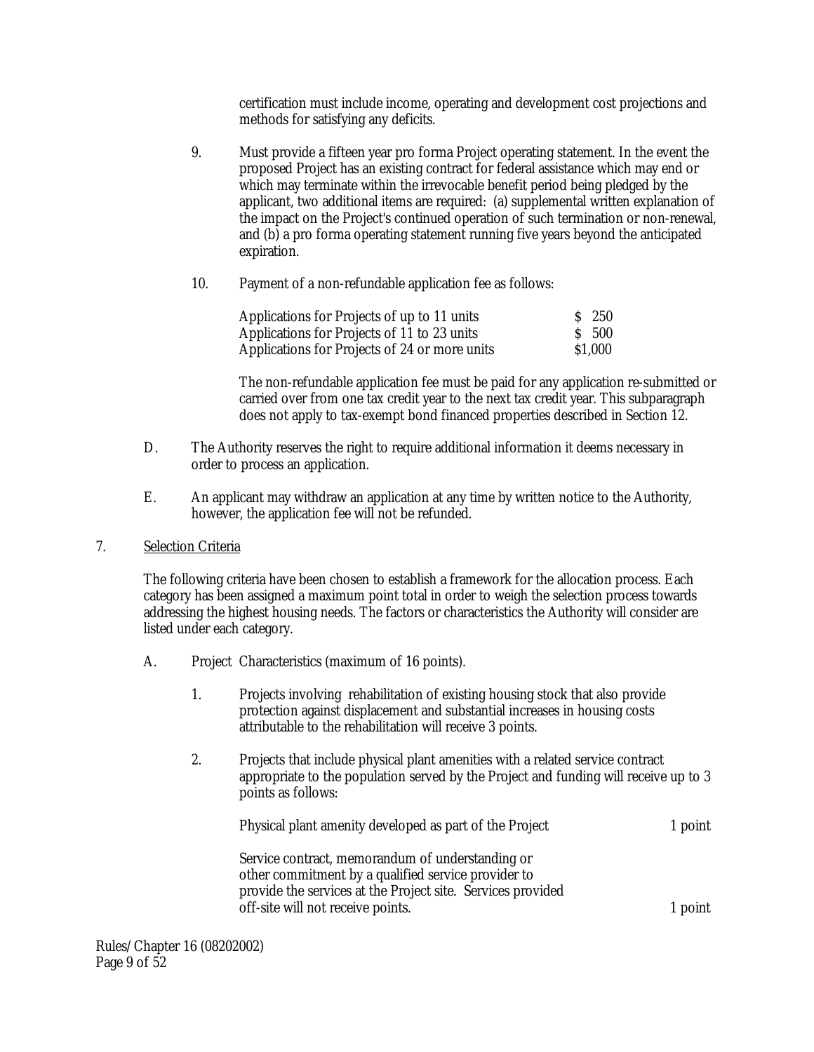certification must include income, operating and development cost projections and methods for satisfying any deficits.

9. Must provide a fifteen year pro forma Project operating statement. In the event the proposed Project has an existing contract for federal assistance which may end or which may terminate within the irrevocable benefit period being pledged by the applicant, two additional items are required: (a) supplemental written explanation of the impact on the Project's continued operation of such termination or non-renewal, and (b) a pro forma operating statement running five years beyond the anticipated expiration.

10. Payment of a non-refundable application fee as follows:

| | |
|---|---|
| Applications for Projects of up to 11 units | $ 250 |
| Applications for Projects of 11 to 23 units | $ 500 |
| Applications for Projects of 24 or more units | $1,000 |

The non-refundable application fee must be paid for any application re-submitted or carried over from one tax credit year to the next tax credit year. This subparagraph does not apply to tax-exempt bond financed properties described in Section 12.

D. The Authority reserves the right to require additional information it deems necessary in order to process an application.

E. An applicant may withdraw an application at any time by written notice to the Authority, however, the application fee will not be refunded.

7. Selection Criteria

The following criteria have been chosen to establish a framework for the allocation process. Each category has been assigned a maximum point total in order to weigh the selection process towards addressing the highest housing needs. The factors or characteristics the Authority will consider are listed under each category.

A. Project Characteristics (maximum of 16 points).

1. Projects involving rehabilitation of existing housing stock that also provide protection against displacement and substantial increases in housing costs attributable to the rehabilitation will receive 3 points.

2. Projects that include physical plant amenities with a related service contract appropriate to the population served by the Project and funding will receive up to 3 points as follows:

| | |
|---|---|
| Physical plant amenity developed as part of the Project | 1 point |
| Service contract, memorandum of understanding or other commitment by a qualified service provider to provide the services at the Project site. Services provided off-site will not receive points. | 1 point |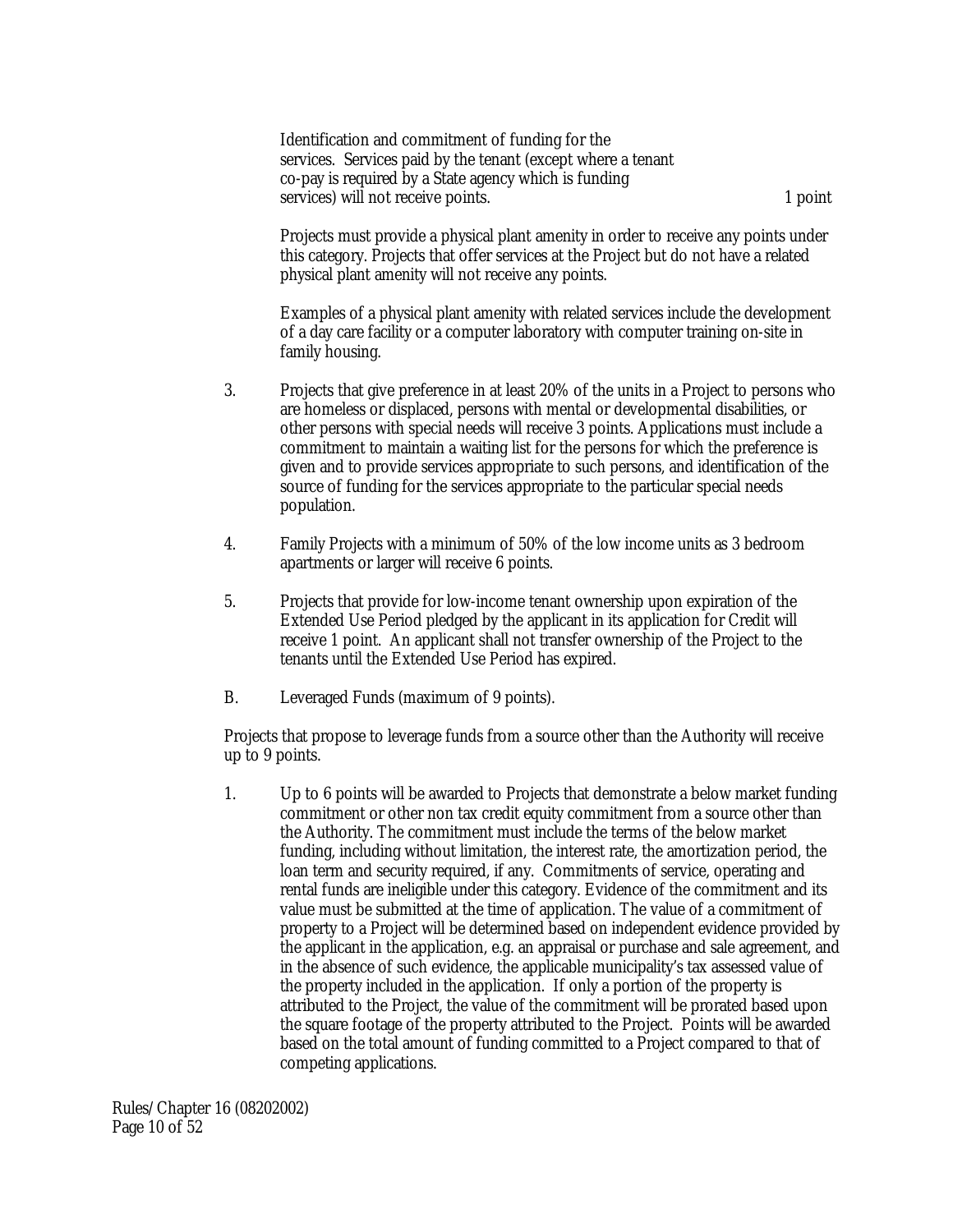Identification and commitment of funding for the services. Services paid by the tenant (except where a tenant co-pay is required by a State agency which is funding services) will not receive points. 1 point

Projects must provide a physical plant amenity in order to receive any points under this category. Projects that offer services at the Project but do not have a related physical plant amenity will not receive any points.

Examples of a physical plant amenity with related services include the development of a day care facility or a computer laboratory with computer training on-site in family housing.

3. Projects that give preference in at least 20% of the units in a Project to persons who are homeless or displaced, persons with mental or developmental disabilities, or other persons with special needs will receive 3 points. Applications must include a commitment to maintain a waiting list for the persons for which the preference is given and to provide services appropriate to such persons, and identification of the source of funding for the services appropriate to the particular special needs population.

4. Family Projects with a minimum of 50% of the low income units as 3 bedroom apartments or larger will receive 6 points.

5. Projects that provide for low-income tenant ownership upon expiration of the Extended Use Period pledged by the applicant in its application for Credit will receive 1 point. An applicant shall not transfer ownership of the Project to the tenants until the Extended Use Period has expired.

B. Leveraged Funds (maximum of 9 points).

Projects that propose to leverage funds from a source other than the Authority will receive up to 9 points.

1. Up to 6 points will be awarded to Projects that demonstrate a below market funding commitment or other non tax credit equity commitment from a source other than the Authority. The commitment must include the terms of the below market funding, including without limitation, the interest rate, the amortization period, the loan term and security required, if any. Commitments of service, operating and rental funds are ineligible under this category. Evidence of the commitment and its value must be submitted at the time of application. The value of a commitment of property to a Project will be determined based on independent evidence provided by the applicant in the application, e.g. an appraisal or purchase and sale agreement, and in the absence of such evidence, the applicable municipality's tax assessed value of the property included in the application. If only a portion of the property is attributed to the Project, the value of the commitment will be prorated based upon the square footage of the property attributed to the Project. Points will be awarded based on the total amount of funding committed to a Project compared to that of competing applications.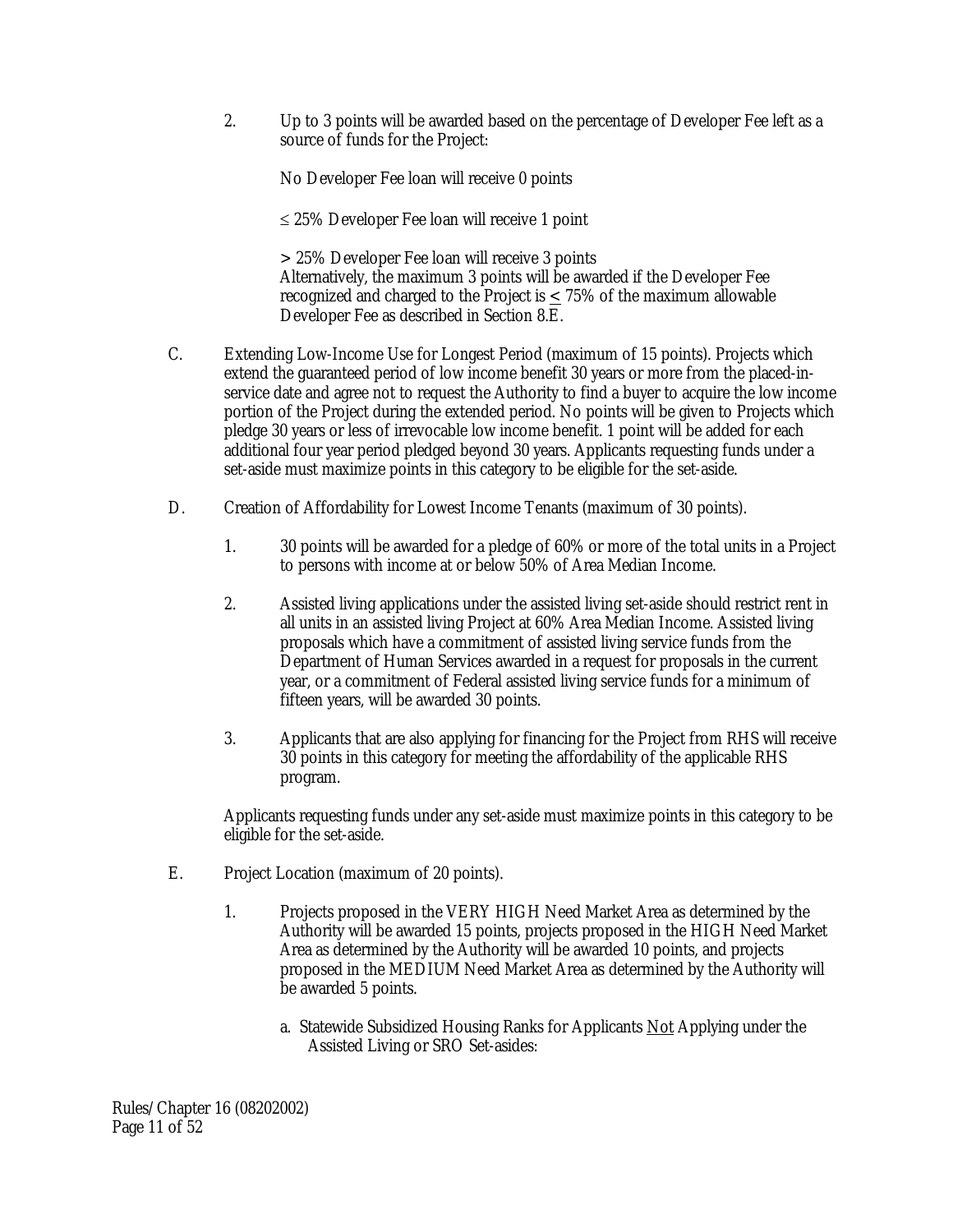2. Up to 3 points will be awarded based on the percentage of Developer Fee left as a source of funds for the Project:

   No Developer Fee loan will receive 0 points

   ≤ 25% Developer Fee loan will receive 1 point

   > 25% Developer Fee loan will receive 3 points
   Alternatively, the maximum 3 points will be awarded if the Developer Fee recognized and charged to the Project is ≤ 75% of the maximum allowable Developer Fee as described in Section 8.E.

C. Extending Low-Income Use for Longest Period (maximum of 15 points). Projects which extend the guaranteed period of low income benefit 30 years or more from the placed-in-service date and agree not to request the Authority to find a buyer to acquire the low income portion of the Project during the extended period. No points will be given to Projects which pledge 30 years or less of irrevocable low income benefit. 1 point will be added for each additional four year period pledged beyond 30 years. Applicants requesting funds under a set-aside must maximize points in this category to be eligible for the set-aside.

D. Creation of Affordability for Lowest Income Tenants (maximum of 30 points).

1. 30 points will be awarded for a pledge of 60% or more of the total units in a Project to persons with income at or below 50% of Area Median Income.

2. Assisted living applications under the assisted living set-aside should restrict rent in all units in an assisted living Project at 60% Area Median Income. Assisted living proposals which have a commitment of assisted living service funds from the Department of Human Services awarded in a request for proposals in the current year, or a commitment of Federal assisted living service funds for a minimum of fifteen years, will be awarded 30 points.

3. Applicants that are also applying for financing for the Project from RHS will receive 30 points in this category for meeting the affordability of the applicable RHS program.

Applicants requesting funds under any set-aside must maximize points in this category to be eligible for the set-aside.

E. Project Location (maximum of 20 points).

1. Projects proposed in the VERY HIGH Need Market Area as determined by the Authority will be awarded 15 points, projects proposed in the HIGH Need Market Area as determined by the Authority will be awarded 10 points, and projects proposed in the MEDIUM Need Market Area as determined by the Authority will be awarded 5 points.

   a. Statewide Subsidized Housing Ranks for Applicants Not Applying under the Assisted Living or SRO Set-asides: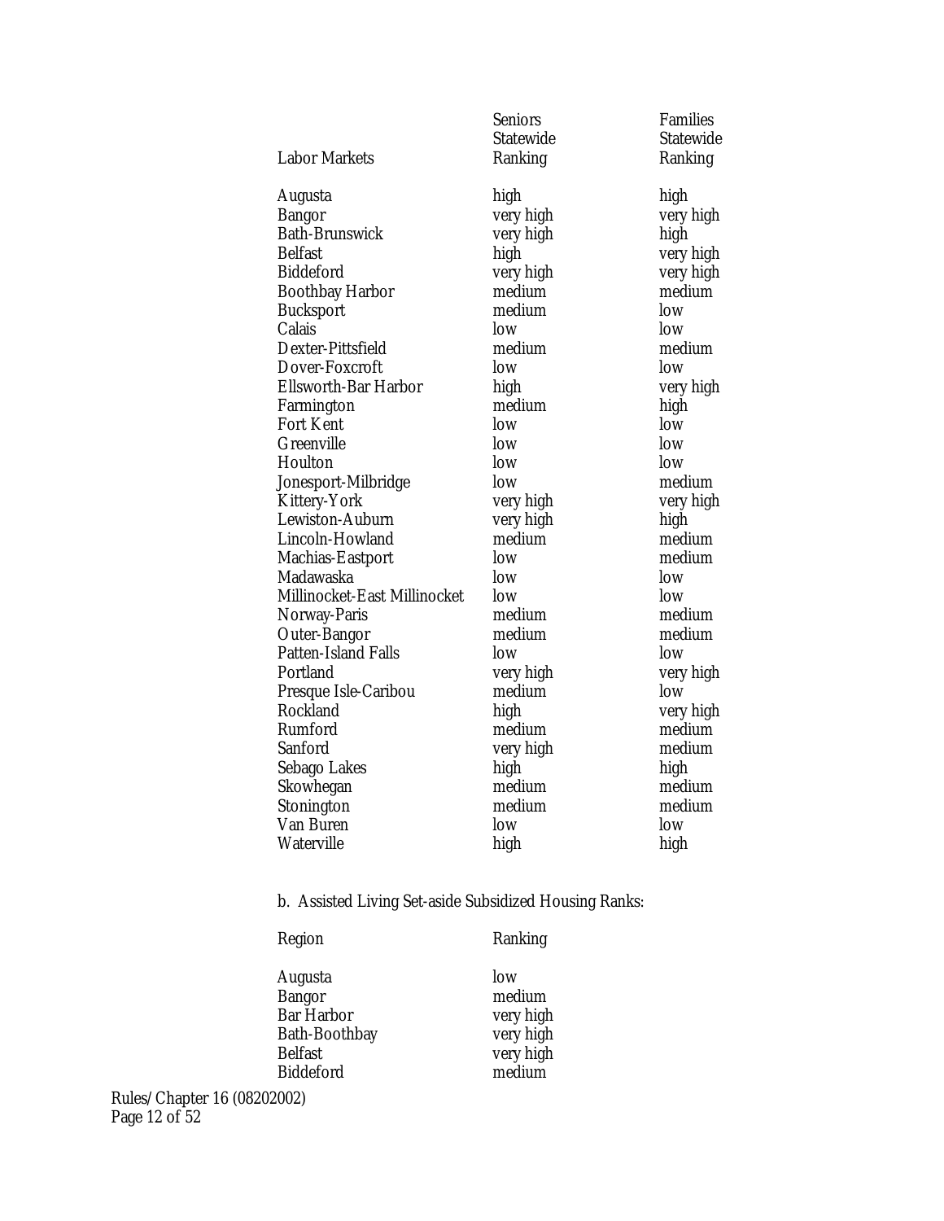| Labor Markets | Seniors Statewide Ranking | Families Statewide Ranking |
|---|---|---|
| Augusta | high | high |
| Bangor | very high | very high |
| Bath-Brunswick | very high | high |
| Belfast | high | very high |
| Biddeford | very high | very high |
| Boothbay Harbor | medium | medium |
| Bucksport | medium | low |
| Calais | low | low |
| Dexter-Pittsfield | medium | medium |
| Dover-Foxcroft | low | low |
| Ellsworth-Bar Harbor | high | very high |
| Farmington | medium | high |
| Fort Kent | low | low |
| Greenville | low | low |
| Houlton | low | low |
| Jonesport-Milbridge | low | medium |
| Kittery-York | very high | very high |
| Lewiston-Auburn | very high | high |
| Lincoln-Howland | medium | medium |
| Machias-Eastport | low | medium |
| Madawaska | low | low |
| Millinocket-East Millinocket | low | low |
| Norway-Paris | medium | medium |
| Outer-Bangor | medium | medium |
| Patten-Island Falls | low | low |
| Portland | very high | very high |
| Presque Isle-Caribou | medium | low |
| Rockland | high | very high |
| Rumford | medium | medium |
| Sanford | very high | medium |
| Sebago Lakes | high | high |
| Skowhegan | medium | medium |
| Stonington | medium | medium |
| Van Buren | low | low |
| Waterville | high | high |

b. Assisted Living Set-aside Subsidized Housing Ranks:

| Region | Ranking |
|---|---|
| Augusta | low |
| Bangor | medium |
| Bar Harbor | very high |
| Bath-Boothbay | very high |
| Belfast | very high |
| Biddeford | medium |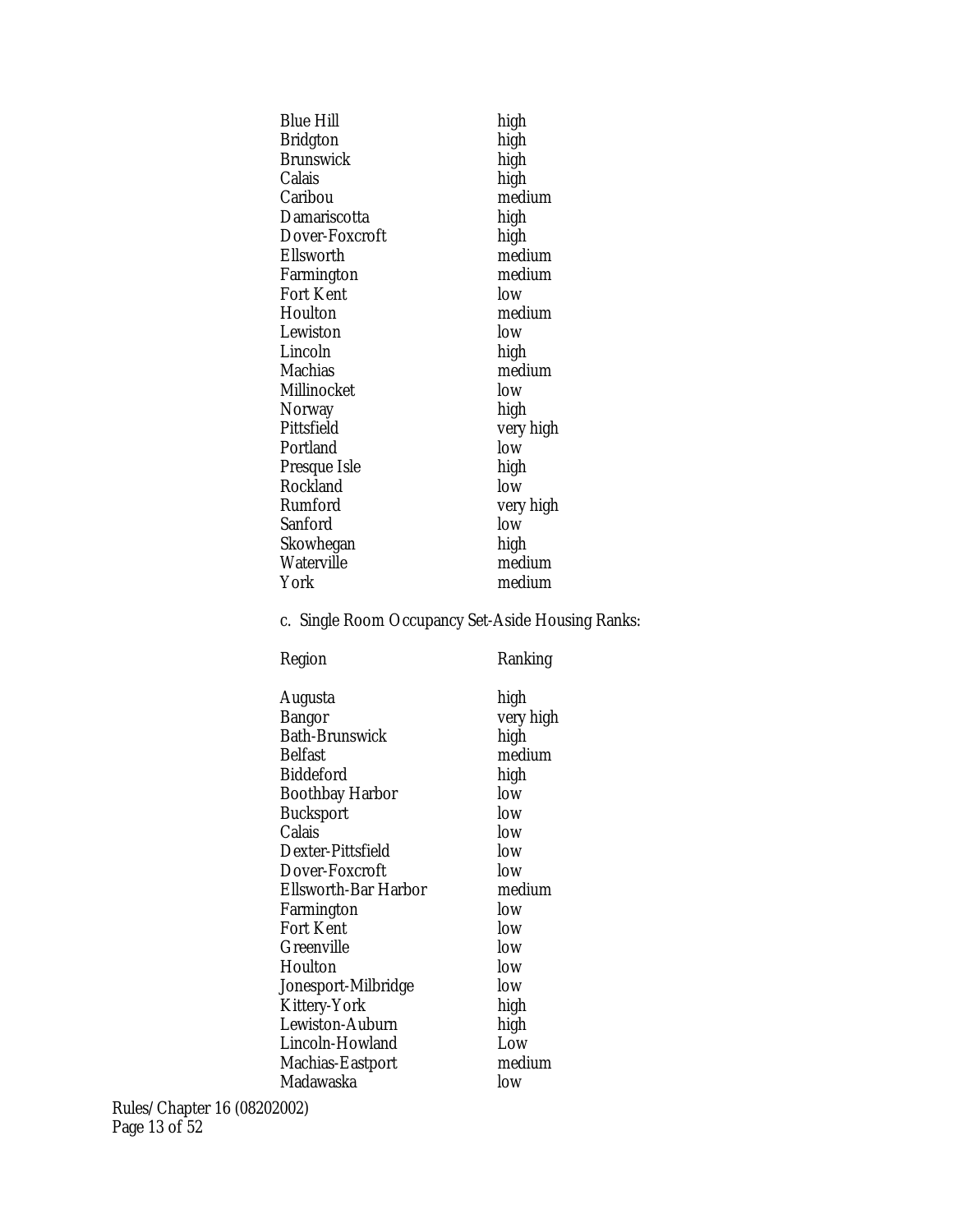| | |
|---|---|
| Blue Hill | high |
| Bridgton | high |
| Brunswick | high |
| Calais | high |
| Caribou | medium |
| Damariscotta | high |
| Dover-Foxcroft | high |
| Ellsworth | medium |
| Farmington | medium |
| Fort Kent | low |
| Houlton | medium |
| Lewiston | low |
| Lincoln | high |
| Machias | medium |
| Millinocket | low |
| Norway | high |
| Pittsfield | very high |
| Portland | low |
| Presque Isle | high |
| Rockland | low |
| Rumford | very high |
| Sanford | low |
| Skowhegan | high |
| Waterville | medium |
| York | medium |

c. Single Room Occupancy Set-Aside Housing Ranks:

| Region | Ranking |
|---|---|
| Augusta | high |
| Bangor | very high |
| Bath-Brunswick | high |
| Belfast | medium |
| Biddeford | high |
| Boothbay Harbor | low |
| Bucksport | low |
| Calais | low |
| Dexter-Pittsfield | low |
| Dover-Foxcroft | low |
| Ellsworth-Bar Harbor | medium |
| Farmington | low |
| Fort Kent | low |
| Greenville | low |
| Houlton | low |
| Jonesport-Milbridge | low |
| Kittery-York | high |
| Lewiston-Auburn | high |
| Lincoln-Howland | Low |
| Machias-Eastport | medium |
| Madawaska | low |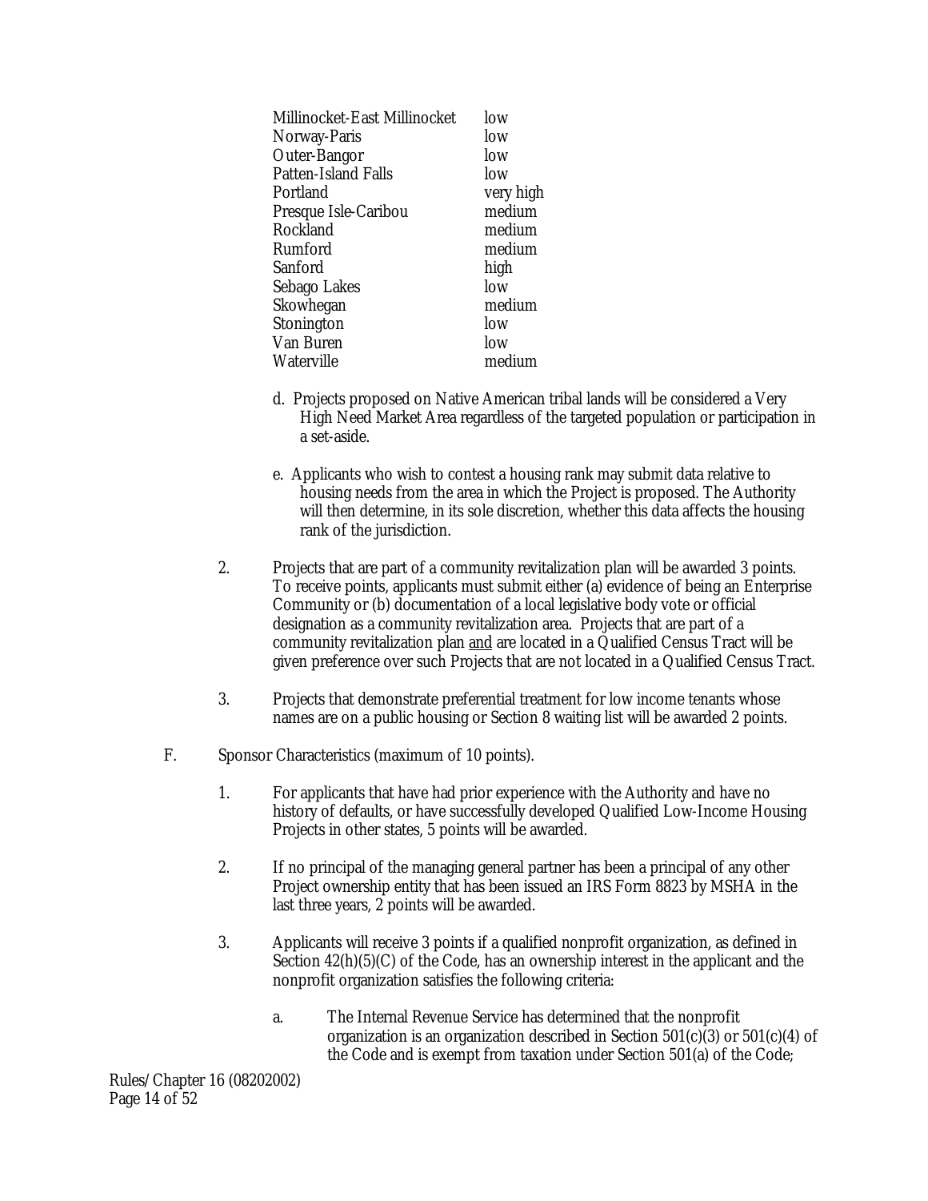| | |
|---|---|
| Millinocket-East Millinocket | low |
| Norway-Paris | low |
| Outer-Bangor | low |
| Patten-Island Falls | low |
| Portland | very high |
| Presque Isle-Caribou | medium |
| Rockland | medium |
| Rumford | medium |
| Sanford | high |
| Sebago Lakes | low |
| Skowhegan | medium |
| Stonington | low |
| Van Buren | low |
| Waterville | medium |

d. Projects proposed on Native American tribal lands will be considered a Very High Need Market Area regardless of the targeted population or participation in a set-aside.

e. Applicants who wish to contest a housing rank may submit data relative to housing needs from the area in which the Project is proposed. The Authority will then determine, in its sole discretion, whether this data affects the housing rank of the jurisdiction.

2. Projects that are part of a community revitalization plan will be awarded 3 points. To receive points, applicants must submit either (a) evidence of being an Enterprise Community or (b) documentation of a local legislative body vote or official designation as a community revitalization area. Projects that are part of a community revitalization plan <u>and</u> are located in a Qualified Census Tract will be given preference over such Projects that are not located in a Qualified Census Tract.

3. Projects that demonstrate preferential treatment for low income tenants whose names are on a public housing or Section 8 waiting list will be awarded 2 points.

F. Sponsor Characteristics (maximum of 10 points).

1. For applicants that have had prior experience with the Authority and have no history of defaults, or have successfully developed Qualified Low-Income Housing Projects in other states, 5 points will be awarded.

2. If no principal of the managing general partner has been a principal of any other Project ownership entity that has been issued an IRS Form 8823 by MSHA in the last three years, 2 points will be awarded.

3. Applicants will receive 3 points if a qualified nonprofit organization, as defined in Section 42(h)(5)(C) of the Code, has an ownership interest in the applicant and the nonprofit organization satisfies the following criteria:

   a. The Internal Revenue Service has determined that the nonprofit organization is an organization described in Section 501(c)(3) or 501(c)(4) of the Code and is exempt from taxation under Section 501(a) of the Code;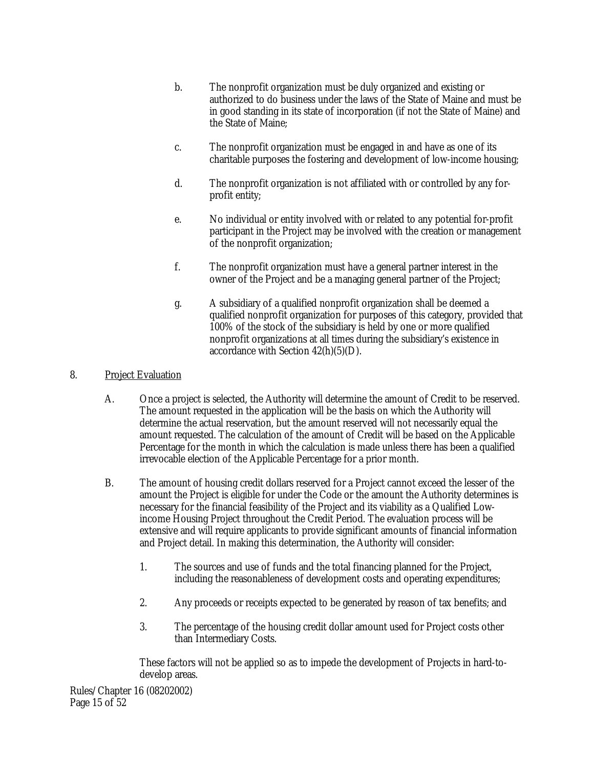b. The nonprofit organization must be duly organized and existing or authorized to do business under the laws of the State of Maine and must be in good standing in its state of incorporation (if not the State of Maine) and the State of Maine;

c. The nonprofit organization must be engaged in and have as one of its charitable purposes the fostering and development of low-income housing;

d. The nonprofit organization is not affiliated with or controlled by any for-profit entity;

e. No individual or entity involved with or related to any potential for-profit participant in the Project may be involved with the creation or management of the nonprofit organization;

f. The nonprofit organization must have a general partner interest in the owner of the Project and be a managing general partner of the Project;

g. A subsidiary of a qualified nonprofit organization shall be deemed a qualified nonprofit organization for purposes of this category, provided that 100% of the stock of the subsidiary is held by one or more qualified nonprofit organizations at all times during the subsidiary's existence in accordance with Section 42(h)(5)(D).

8. <u>Project Evaluation</u>

A. Once a project is selected, the Authority will determine the amount of Credit to be reserved. The amount requested in the application will be the basis on which the Authority will determine the actual reservation, but the amount reserved will not necessarily equal the amount requested. The calculation of the amount of Credit will be based on the Applicable Percentage for the month in which the calculation is made unless there has been a qualified irrevocable election of the Applicable Percentage for a prior month.

B. The amount of housing credit dollars reserved for a Project cannot exceed the lesser of the amount the Project is eligible for under the Code or the amount the Authority determines is necessary for the financial feasibility of the Project and its viability as a Qualified Low-income Housing Project throughout the Credit Period. The evaluation process will be extensive and will require applicants to provide significant amounts of financial information and Project detail. In making this determination, the Authority will consider:

1. The sources and use of funds and the total financing planned for the Project, including the reasonableness of development costs and operating expenditures;

2. Any proceeds or receipts expected to be generated by reason of tax benefits; and

3. The percentage of the housing credit dollar amount used for Project costs other than Intermediary Costs.

These factors will not be applied so as to impede the development of Projects in hard-to-develop areas.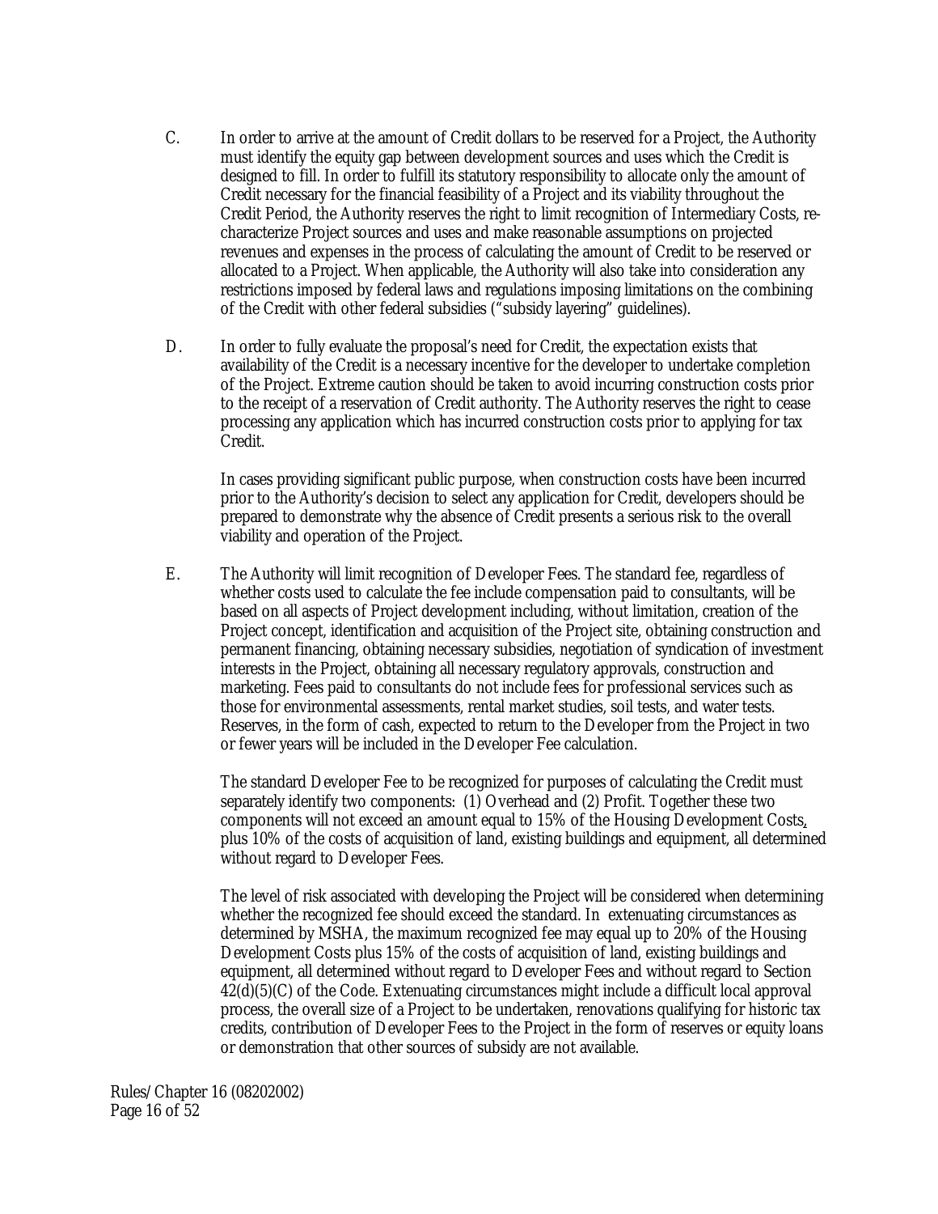C. In order to arrive at the amount of Credit dollars to be reserved for a Project, the Authority must identify the equity gap between development sources and uses which the Credit is designed to fill. In order to fulfill its statutory responsibility to allocate only the amount of Credit necessary for the financial feasibility of a Project and its viability throughout the Credit Period, the Authority reserves the right to limit recognition of Intermediary Costs, re-characterize Project sources and uses and make reasonable assumptions on projected revenues and expenses in the process of calculating the amount of Credit to be reserved or allocated to a Project. When applicable, the Authority will also take into consideration any restrictions imposed by federal laws and regulations imposing limitations on the combining of the Credit with other federal subsidies ("subsidy layering" guidelines).

D. In order to fully evaluate the proposal's need for Credit, the expectation exists that availability of the Credit is a necessary incentive for the developer to undertake completion of the Project. Extreme caution should be taken to avoid incurring construction costs prior to the receipt of a reservation of Credit authority. The Authority reserves the right to cease processing any application which has incurred construction costs prior to applying for tax Credit.

In cases providing significant public purpose, when construction costs have been incurred prior to the Authority's decision to select any application for Credit, developers should be prepared to demonstrate why the absence of Credit presents a serious risk to the overall viability and operation of the Project.

E. The Authority will limit recognition of Developer Fees. The standard fee, regardless of whether costs used to calculate the fee include compensation paid to consultants, will be based on all aspects of Project development including, without limitation, creation of the Project concept, identification and acquisition of the Project site, obtaining construction and permanent financing, obtaining necessary subsidies, negotiation of syndication of investment interests in the Project, obtaining all necessary regulatory approvals, construction and marketing. Fees paid to consultants do not include fees for professional services such as those for environmental assessments, rental market studies, soil tests, and water tests. Reserves, in the form of cash, expected to return to the Developer from the Project in two or fewer years will be included in the Developer Fee calculation.

The standard Developer Fee to be recognized for purposes of calculating the Credit must separately identify two components: (1) Overhead and (2) Profit. Together these two components will not exceed an amount equal to 15% of the Housing Development Costs, plus 10% of the costs of acquisition of land, existing buildings and equipment, all determined without regard to Developer Fees.

The level of risk associated with developing the Project will be considered when determining whether the recognized fee should exceed the standard. In extenuating circumstances as determined by MSHA, the maximum recognized fee may equal up to 20% of the Housing Development Costs plus 15% of the costs of acquisition of land, existing buildings and equipment, all determined without regard to Developer Fees and without regard to Section 42(d)(5)(C) of the Code. Extenuating circumstances might include a difficult local approval process, the overall size of a Project to be undertaken, renovations qualifying for historic tax credits, contribution of Developer Fees to the Project in the form of reserves or equity loans or demonstration that other sources of subsidy are not available.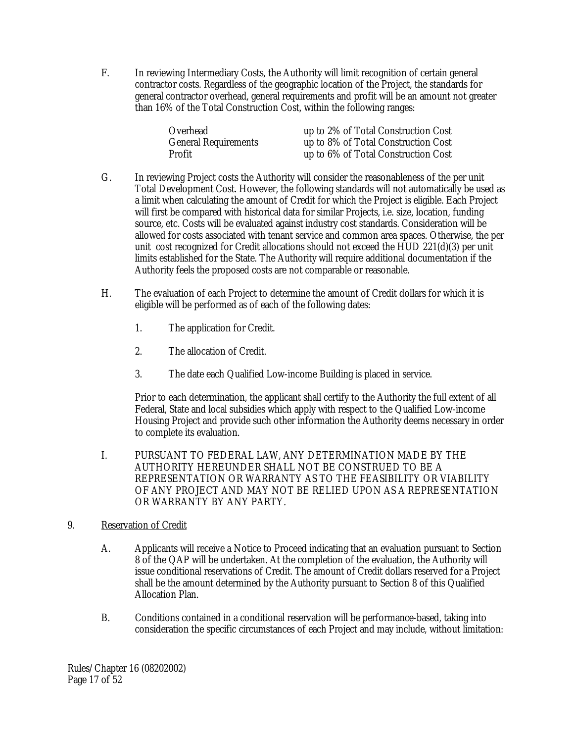F. In reviewing Intermediary Costs, the Authority will limit recognition of certain general contractor costs. Regardless of the geographic location of the Project, the standards for general contractor overhead, general requirements and profit will be an amount not greater than 16% of the Total Construction Cost, within the following ranges:

| | |
|---|---|
| Overhead | up to 2% of Total Construction Cost |
| General Requirements | up to 8% of Total Construction Cost |
| Profit | up to 6% of Total Construction Cost |

G. In reviewing Project costs the Authority will consider the reasonableness of the per unit Total Development Cost. However, the following standards will not automatically be used as a limit when calculating the amount of Credit for which the Project is eligible. Each Project will first be compared with historical data for similar Projects, i.e. size, location, funding source, etc. Costs will be evaluated against industry cost standards. Consideration will be allowed for costs associated with tenant service and common area spaces. Otherwise, the per unit cost recognized for Credit allocations should not exceed the HUD 221(d)(3) per unit limits established for the State. The Authority will require additional documentation if the Authority feels the proposed costs are not comparable or reasonable.

H. The evaluation of each Project to determine the amount of Credit dollars for which it is eligible will be performed as of each of the following dates:

1. The application for Credit.

2. The allocation of Credit.

3. The date each Qualified Low-income Building is placed in service.

Prior to each determination, the applicant shall certify to the Authority the full extent of all Federal, State and local subsidies which apply with respect to the Qualified Low-income Housing Project and provide such other information the Authority deems necessary in order to complete its evaluation.

I. PURSUANT TO FEDERAL LAW, ANY DETERMINATION MADE BY THE AUTHORITY HEREUNDER SHALL NOT BE CONSTRUED TO BE A REPRESENTATION OR WARRANTY AS TO THE FEASIBILITY OR VIABILITY OF ANY PROJECT AND MAY NOT BE RELIED UPON AS A REPRESENTATION OR WARRANTY BY ANY PARTY.

9. Reservation of Credit

A. Applicants will receive a Notice to Proceed indicating that an evaluation pursuant to Section 8 of the QAP will be undertaken. At the completion of the evaluation, the Authority will issue conditional reservations of Credit. The amount of Credit dollars reserved for a Project shall be the amount determined by the Authority pursuant to Section 8 of this Qualified Allocation Plan.

B. Conditions contained in a conditional reservation will be performance-based, taking into consideration the specific circumstances of each Project and may include, without limitation: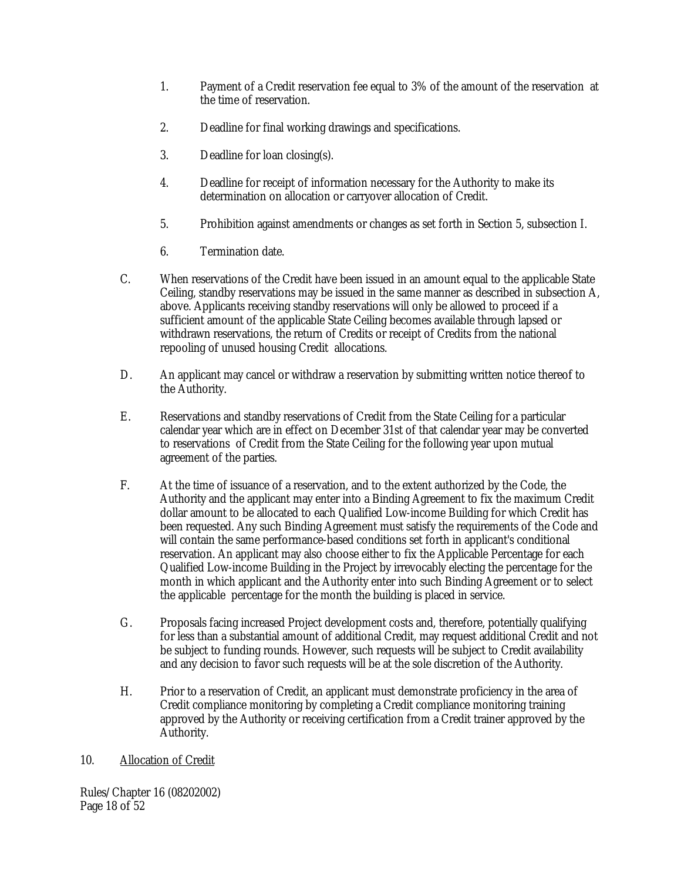1. Payment of a Credit reservation fee equal to 3% of the amount of the reservation at the time of reservation.

2. Deadline for final working drawings and specifications.

3. Deadline for loan closing(s).

4. Deadline for receipt of information necessary for the Authority to make its determination on allocation or carryover allocation of Credit.

5. Prohibition against amendments or changes as set forth in Section 5, subsection I.

6. Termination date.

C. When reservations of the Credit have been issued in an amount equal to the applicable State Ceiling, standby reservations may be issued in the same manner as described in subsection A, above. Applicants receiving standby reservations will only be allowed to proceed if a sufficient amount of the applicable State Ceiling becomes available through lapsed or withdrawn reservations, the return of Credits or receipt of Credits from the national repooling of unused housing Credit allocations.

D. An applicant may cancel or withdraw a reservation by submitting written notice thereof to the Authority.

E. Reservations and standby reservations of Credit from the State Ceiling for a particular calendar year which are in effect on December 31st of that calendar year may be converted to reservations of Credit from the State Ceiling for the following year upon mutual agreement of the parties.

F. At the time of issuance of a reservation, and to the extent authorized by the Code, the Authority and the applicant may enter into a Binding Agreement to fix the maximum Credit dollar amount to be allocated to each Qualified Low-income Building for which Credit has been requested. Any such Binding Agreement must satisfy the requirements of the Code and will contain the same performance-based conditions set forth in applicant's conditional reservation. An applicant may also choose either to fix the Applicable Percentage for each Qualified Low-income Building in the Project by irrevocably electing the percentage for the month in which applicant and the Authority enter into such Binding Agreement or to select the applicable percentage for the month the building is placed in service.

G. Proposals facing increased Project development costs and, therefore, potentially qualifying for less than a substantial amount of additional Credit, may request additional Credit and not be subject to funding rounds. However, such requests will be subject to Credit availability and any decision to favor such requests will be at the sole discretion of the Authority.

H. Prior to a reservation of Credit, an applicant must demonstrate proficiency in the area of Credit compliance monitoring by completing a Credit compliance monitoring training approved by the Authority or receiving certification from a Credit trainer approved by the Authority.

10. Allocation of Credit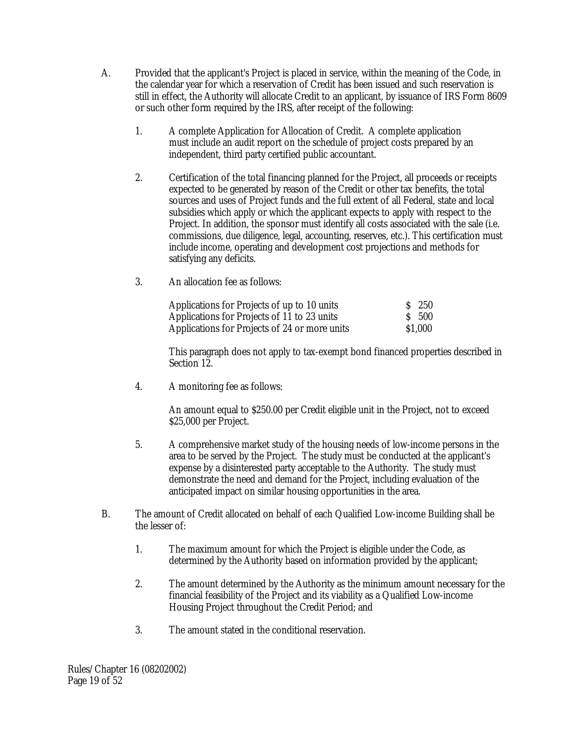A. Provided that the applicant's Project is placed in service, within the meaning of the Code, in the calendar year for which a reservation of Credit has been issued and such reservation is still in effect, the Authority will allocate Credit to an applicant, by issuance of IRS Form 8609 or such other form required by the IRS, after receipt of the following:

   1. A complete Application for Allocation of Credit. A complete application must include an audit report on the schedule of project costs prepared by an independent, third party certified public accountant.

   2. Certification of the total financing planned for the Project, all proceeds or receipts expected to be generated by reason of the Credit or other tax benefits, the total sources and uses of Project funds and the full extent of all Federal, state and local subsidies which apply or which the applicant expects to apply with respect to the Project. In addition, the sponsor must identify all costs associated with the sale (i.e. commissions, due diligence, legal, accounting, reserves, etc.). This certification must include income, operating and development cost projections and methods for satisfying any deficits.

   3. An allocation fee as follows:

      | | |
      |---|---|
      | Applications for Projects of up to 10 units | $ 250 |
      | Applications for Projects of 11 to 23 units | $ 500 |
      | Applications for Projects of 24 or more units | $1,000 |

      This paragraph does not apply to tax-exempt bond financed properties described in Section 12.

   4. A monitoring fee as follows:

      An amount equal to $250.00 per Credit eligible unit in the Project, not to exceed $25,000 per Project.

   5. A comprehensive market study of the housing needs of low-income persons in the area to be served by the Project. The study must be conducted at the applicant's expense by a disinterested party acceptable to the Authority. The study must demonstrate the need and demand for the Project, including evaluation of the anticipated impact on similar housing opportunities in the area.

B. The amount of Credit allocated on behalf of each Qualified Low-income Building shall be the lesser of:

   1. The maximum amount for which the Project is eligible under the Code, as determined by the Authority based on information provided by the applicant;

   2. The amount determined by the Authority as the minimum amount necessary for the financial feasibility of the Project and its viability as a Qualified Low-income Housing Project throughout the Credit Period; and

   3. The amount stated in the conditional reservation.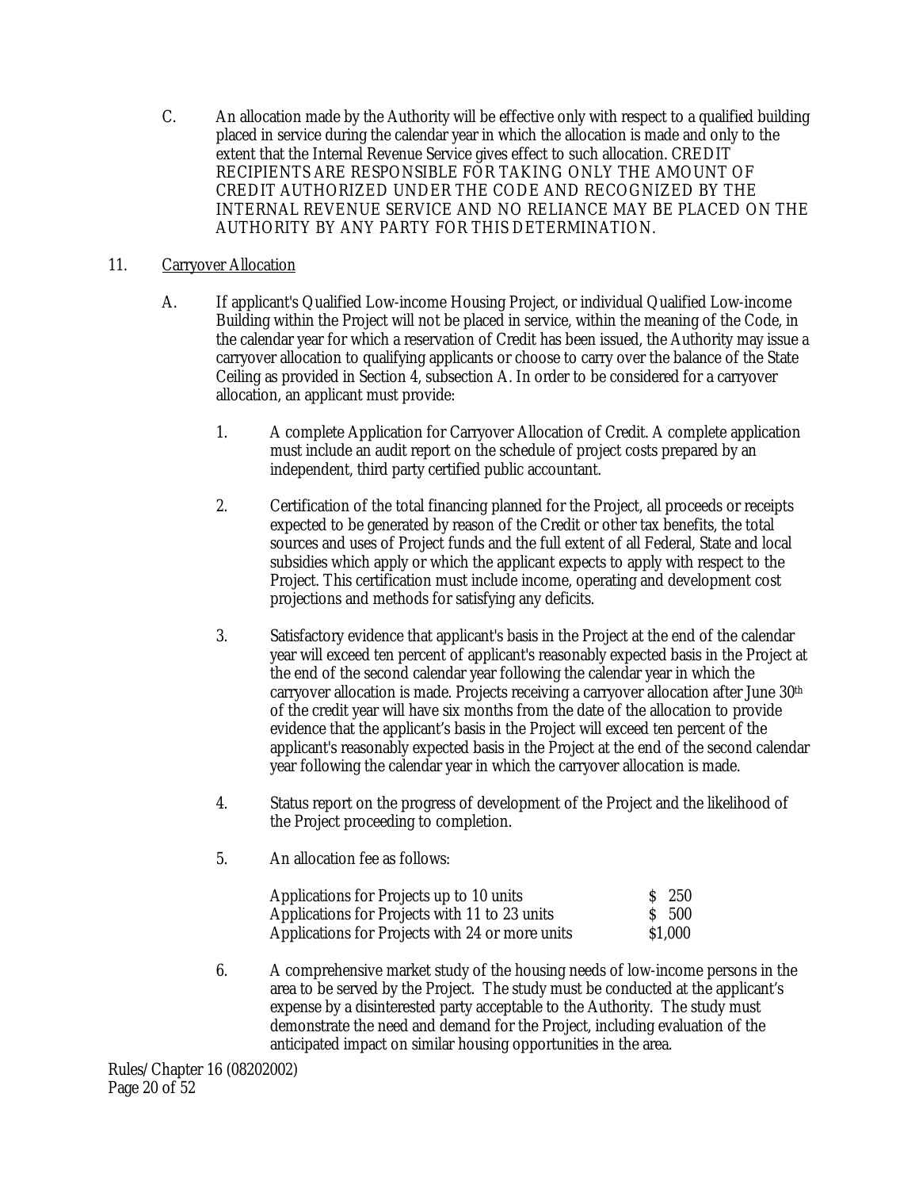C. An allocation made by the Authority will be effective only with respect to a qualified building placed in service during the calendar year in which the allocation is made and only to the extent that the Internal Revenue Service gives effect to such allocation. CREDIT RECIPIENTS ARE RESPONSIBLE FOR TAKING ONLY THE AMOUNT OF CREDIT AUTHORIZED UNDER THE CODE AND RECOGNIZED BY THE INTERNAL REVENUE SERVICE AND NO RELIANCE MAY BE PLACED ON THE AUTHORITY BY ANY PARTY FOR THIS DETERMINATION.

11. <u>Carryover Allocation</u>

A. If applicant's Qualified Low-income Housing Project, or individual Qualified Low-income Building within the Project will not be placed in service, within the meaning of the Code, in the calendar year for which a reservation of Credit has been issued, the Authority may issue a carryover allocation to qualifying applicants or choose to carry over the balance of the State Ceiling as provided in Section 4, subsection A. In order to be considered for a carryover allocation, an applicant must provide:

1. A complete Application for Carryover Allocation of Credit. A complete application must include an audit report on the schedule of project costs prepared by an independent, third party certified public accountant.

2. Certification of the total financing planned for the Project, all proceeds or receipts expected to be generated by reason of the Credit or other tax benefits, the total sources and uses of Project funds and the full extent of all Federal, State and local subsidies which apply or which the applicant expects to apply with respect to the Project. This certification must include income, operating and development cost projections and methods for satisfying any deficits.

3. Satisfactory evidence that applicant's basis in the Project at the end of the calendar year will exceed ten percent of applicant's reasonably expected basis in the Project at the end of the second calendar year following the calendar year in which the carryover allocation is made. Projects receiving a carryover allocation after June 30th of the credit year will have six months from the date of the allocation to provide evidence that the applicant's basis in the Project will exceed ten percent of the applicant's reasonably expected basis in the Project at the end of the second calendar year following the calendar year in which the carryover allocation is made.

4. Status report on the progress of development of the Project and the likelihood of the Project proceeding to completion.

5. An allocation fee as follows:

| | |
|---|---|
| Applications for Projects up to 10 units | \$ 250 |
| Applications for Projects with 11 to 23 units | \$ 500 |
| Applications for Projects with 24 or more units | \$1,000 |

6. A comprehensive market study of the housing needs of low-income persons in the area to be served by the Project. The study must be conducted at the applicant's expense by a disinterested party acceptable to the Authority. The study must demonstrate the need and demand for the Project, including evaluation of the anticipated impact on similar housing opportunities in the area.

Rules/Chapter 16 (08202002)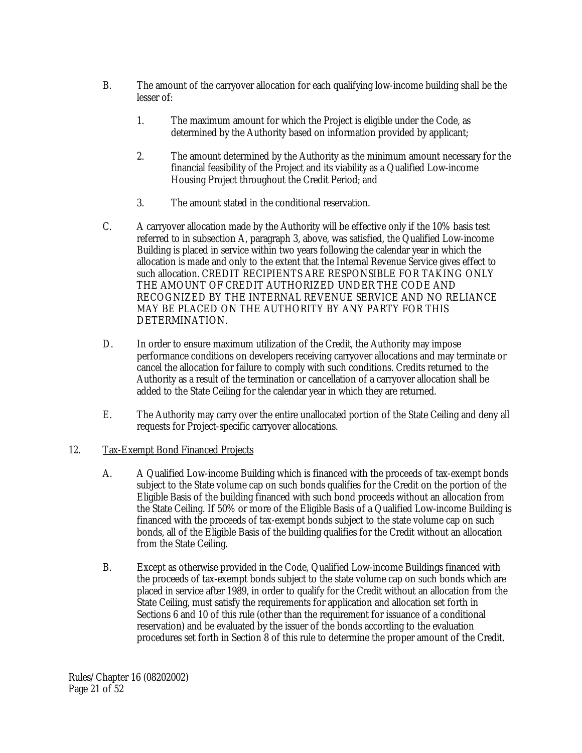B. The amount of the carryover allocation for each qualifying low-income building shall be the lesser of:

1. The maximum amount for which the Project is eligible under the Code, as determined by the Authority based on information provided by applicant;

2. The amount determined by the Authority as the minimum amount necessary for the financial feasibility of the Project and its viability as a Qualified Low-income Housing Project throughout the Credit Period; and

3. The amount stated in the conditional reservation.

C. A carryover allocation made by the Authority will be effective only if the 10% basis test referred to in subsection A, paragraph 3, above, was satisfied, the Qualified Low-income Building is placed in service within two years following the calendar year in which the allocation is made and only to the extent that the Internal Revenue Service gives effect to such allocation. CREDIT RECIPIENTS ARE RESPONSIBLE FOR TAKING ONLY THE AMOUNT OF CREDIT AUTHORIZED UNDER THE CODE AND RECOGNIZED BY THE INTERNAL REVENUE SERVICE AND NO RELIANCE MAY BE PLACED ON THE AUTHORITY BY ANY PARTY FOR THIS DETERMINATION.

D. In order to ensure maximum utilization of the Credit, the Authority may impose performance conditions on developers receiving carryover allocations and may terminate or cancel the allocation for failure to comply with such conditions. Credits returned to the Authority as a result of the termination or cancellation of a carryover allocation shall be added to the State Ceiling for the calendar year in which they are returned.

E. The Authority may carry over the entire unallocated portion of the State Ceiling and deny all requests for Project-specific carryover allocations.

12. <u>Tax-Exempt Bond Financed Projects</u>

A. A Qualified Low-income Building which is financed with the proceeds of tax-exempt bonds subject to the State volume cap on such bonds qualifies for the Credit on the portion of the Eligible Basis of the building financed with such bond proceeds without an allocation from the State Ceiling. If 50% or more of the Eligible Basis of a Qualified Low-income Building is financed with the proceeds of tax-exempt bonds subject to the state volume cap on such bonds, all of the Eligible Basis of the building qualifies for the Credit without an allocation from the State Ceiling.

B. Except as otherwise provided in the Code, Qualified Low-income Buildings financed with the proceeds of tax-exempt bonds subject to the state volume cap on such bonds which are placed in service after 1989, in order to qualify for the Credit without an allocation from the State Ceiling, must satisfy the requirements for application and allocation set forth in Sections 6 and 10 of this rule (other than the requirement for issuance of a conditional reservation) and be evaluated by the issuer of the bonds according to the evaluation procedures set forth in Section 8 of this rule to determine the proper amount of the Credit.

Rules/Chapter 16 (08202002)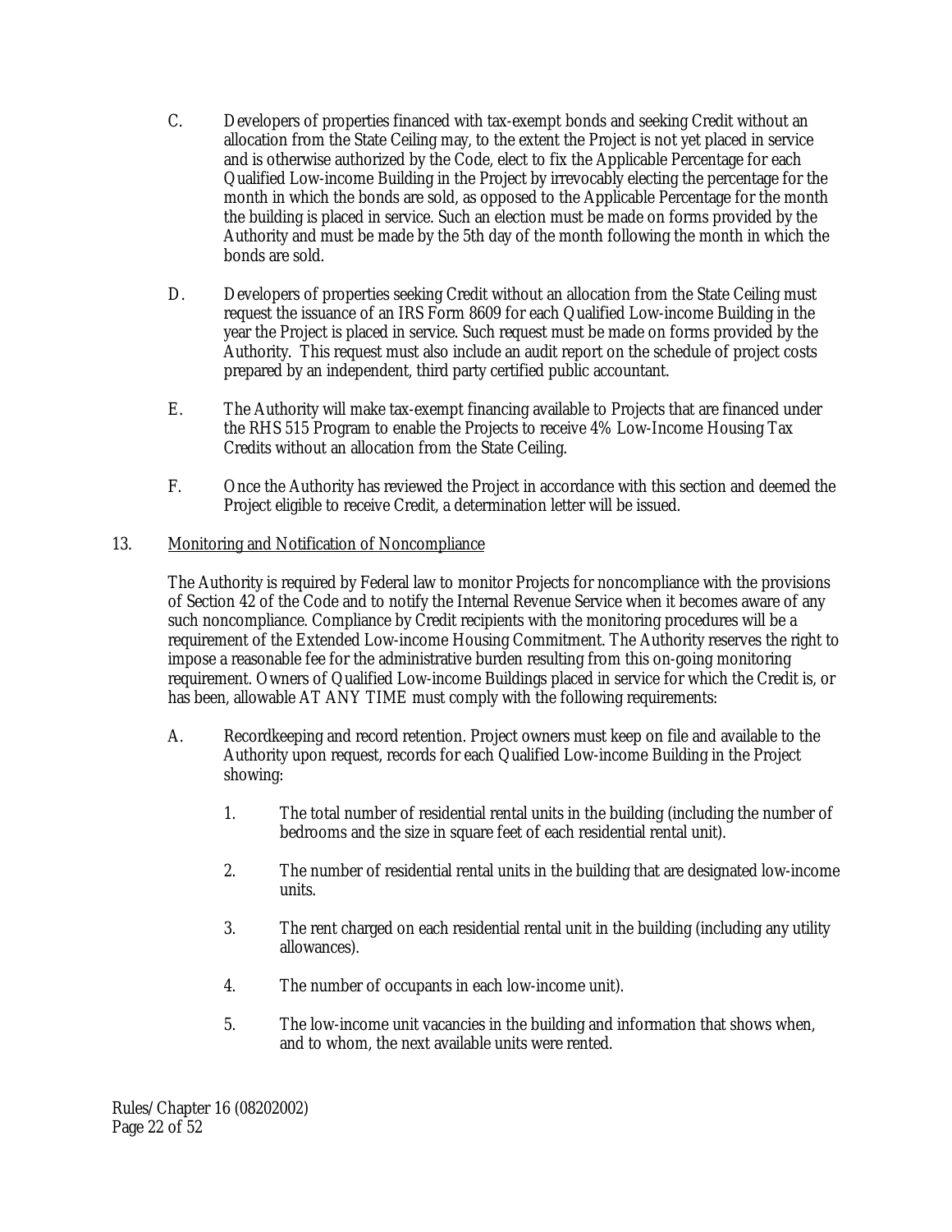C. Developers of properties financed with tax-exempt bonds and seeking Credit without an allocation from the State Ceiling may, to the extent the Project is not yet placed in service and is otherwise authorized by the Code, elect to fix the Applicable Percentage for each Qualified Low-income Building in the Project by irrevocably electing the percentage for the month in which the bonds are sold, as opposed to the Applicable Percentage for the month the building is placed in service. Such an election must be made on forms provided by the Authority and must be made by the 5th day of the month following the month in which the bonds are sold.

D. Developers of properties seeking Credit without an allocation from the State Ceiling must request the issuance of an IRS Form 8609 for each Qualified Low-income Building in the year the Project is placed in service. Such request must be made on forms provided by the Authority. This request must also include an audit report on the schedule of project costs prepared by an independent, third party certified public accountant.

E. The Authority will make tax-exempt financing available to Projects that are financed under the RHS 515 Program to enable the Projects to receive 4% Low-Income Housing Tax Credits without an allocation from the State Ceiling.

F. Once the Authority has reviewed the Project in accordance with this section and deemed the Project eligible to receive Credit, a determination letter will be issued.

13. Monitoring and Notification of Noncompliance

The Authority is required by Federal law to monitor Projects for noncompliance with the provisions of Section 42 of the Code and to notify the Internal Revenue Service when it becomes aware of any such noncompliance. Compliance by Credit recipients with the monitoring procedures will be a requirement of the Extended Low-income Housing Commitment. The Authority reserves the right to impose a reasonable fee for the administrative burden resulting from this on-going monitoring requirement. Owners of Qualified Low-income Buildings placed in service for which the Credit is, or has been, allowable AT ANY TIME must comply with the following requirements:

A. Recordkeeping and record retention. Project owners must keep on file and available to the Authority upon request, records for each Qualified Low-income Building in the Project showing:

1. The total number of residential rental units in the building (including the number of bedrooms and the size in square feet of each residential rental unit).

2. The number of residential rental units in the building that are designated low-income units.

3. The rent charged on each residential rental unit in the building (including any utility allowances).

4. The number of occupants in each low-income unit).

5. The low-income unit vacancies in the building and information that shows when, and to whom, the next available units were rented.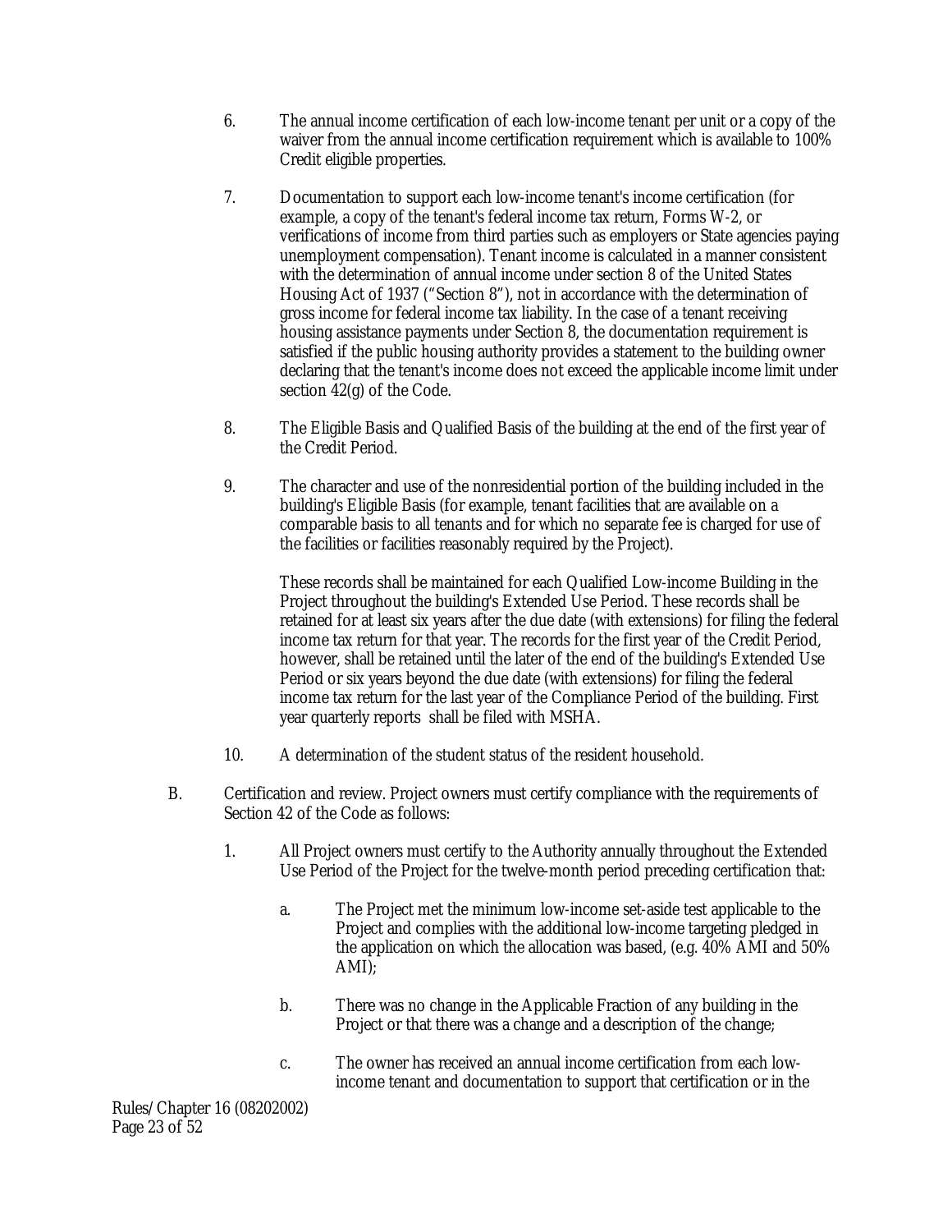6. The annual income certification of each low-income tenant per unit or a copy of the waiver from the annual income certification requirement which is available to 100% Credit eligible properties.

7. Documentation to support each low-income tenant's income certification (for example, a copy of the tenant's federal income tax return, Forms W-2, or verifications of income from third parties such as employers or State agencies paying unemployment compensation). Tenant income is calculated in a manner consistent with the determination of annual income under section 8 of the United States Housing Act of 1937 ("Section 8"), not in accordance with the determination of gross income for federal income tax liability. In the case of a tenant receiving housing assistance payments under Section 8, the documentation requirement is satisfied if the public housing authority provides a statement to the building owner declaring that the tenant's income does not exceed the applicable income limit under section 42(g) of the Code.

8. The Eligible Basis and Qualified Basis of the building at the end of the first year of the Credit Period.

9. The character and use of the nonresidential portion of the building included in the building's Eligible Basis (for example, tenant facilities that are available on a comparable basis to all tenants and for which no separate fee is charged for use of the facilities or facilities reasonably required by the Project).

   These records shall be maintained for each Qualified Low-income Building in the Project throughout the building's Extended Use Period. These records shall be retained for at least six years after the due date (with extensions) for filing the federal income tax return for that year. The records for the first year of the Credit Period, however, shall be retained until the later of the end of the building's Extended Use Period or six years beyond the due date (with extensions) for filing the federal income tax return for the last year of the Compliance Period of the building. First year quarterly reports shall be filed with MSHA.

10. A determination of the student status of the resident household.

B. Certification and review. Project owners must certify compliance with the requirements of Section 42 of the Code as follows:

   1. All Project owners must certify to the Authority annually throughout the Extended Use Period of the Project for the twelve-month period preceding certification that:

      a. The Project met the minimum low-income set-aside test applicable to the Project and complies with the additional low-income targeting pledged in the application on which the allocation was based, (e.g. 40% AMI and 50% AMI);

      b. There was no change in the Applicable Fraction of any building in the Project or that there was a change and a description of the change;

      c. The owner has received an annual income certification from each low-income tenant and documentation to support that certification or in the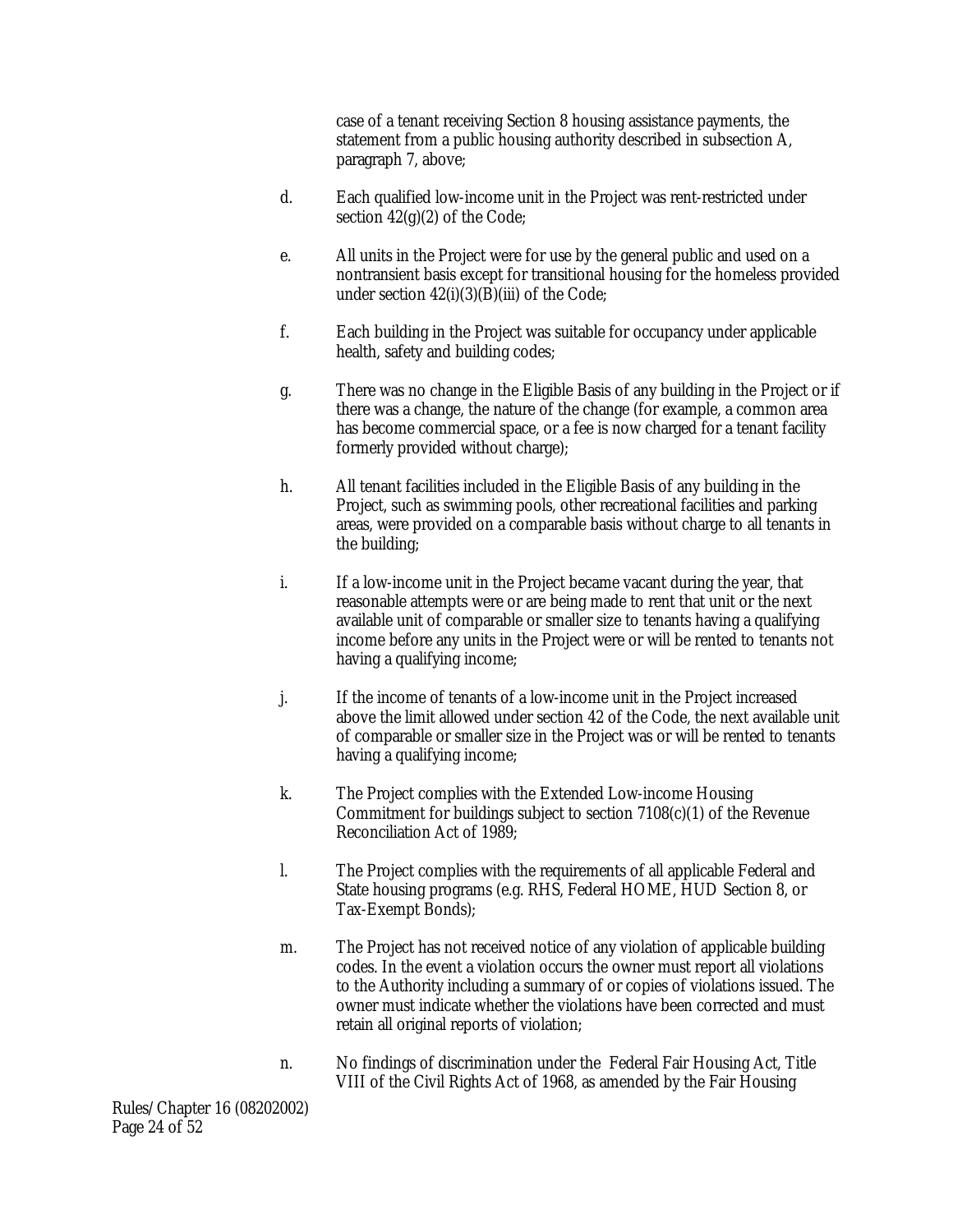case of a tenant receiving Section 8 housing assistance payments, the statement from a public housing authority described in subsection A, paragraph 7, above;

d. Each qualified low-income unit in the Project was rent-restricted under section 42(g)(2) of the Code;

e. All units in the Project were for use by the general public and used on a nontransient basis except for transitional housing for the homeless provided under section 42(i)(3)(B)(iii) of the Code;

f. Each building in the Project was suitable for occupancy under applicable health, safety and building codes;

g. There was no change in the Eligible Basis of any building in the Project or if there was a change, the nature of the change (for example, a common area has become commercial space, or a fee is now charged for a tenant facility formerly provided without charge);

h. All tenant facilities included in the Eligible Basis of any building in the Project, such as swimming pools, other recreational facilities and parking areas, were provided on a comparable basis without charge to all tenants in the building;

i. If a low-income unit in the Project became vacant during the year, that reasonable attempts were or are being made to rent that unit or the next available unit of comparable or smaller size to tenants having a qualifying income before any units in the Project were or will be rented to tenants not having a qualifying income;

j. If the income of tenants of a low-income unit in the Project increased above the limit allowed under section 42 of the Code, the next available unit of comparable or smaller size in the Project was or will be rented to tenants having a qualifying income;

k. The Project complies with the Extended Low-income Housing Commitment for buildings subject to section 7108(c)(1) of the Revenue Reconciliation Act of 1989;

l. The Project complies with the requirements of all applicable Federal and State housing programs (e.g. RHS, Federal HOME, HUD Section 8, or Tax-Exempt Bonds);

m. The Project has not received notice of any violation of applicable building codes. In the event a violation occurs the owner must report all violations to the Authority including a summary of or copies of violations issued. The owner must indicate whether the violations have been corrected and must retain all original reports of violation;

n. No findings of discrimination under the Federal Fair Housing Act, Title VIII of the Civil Rights Act of 1968, as amended by the Fair Housing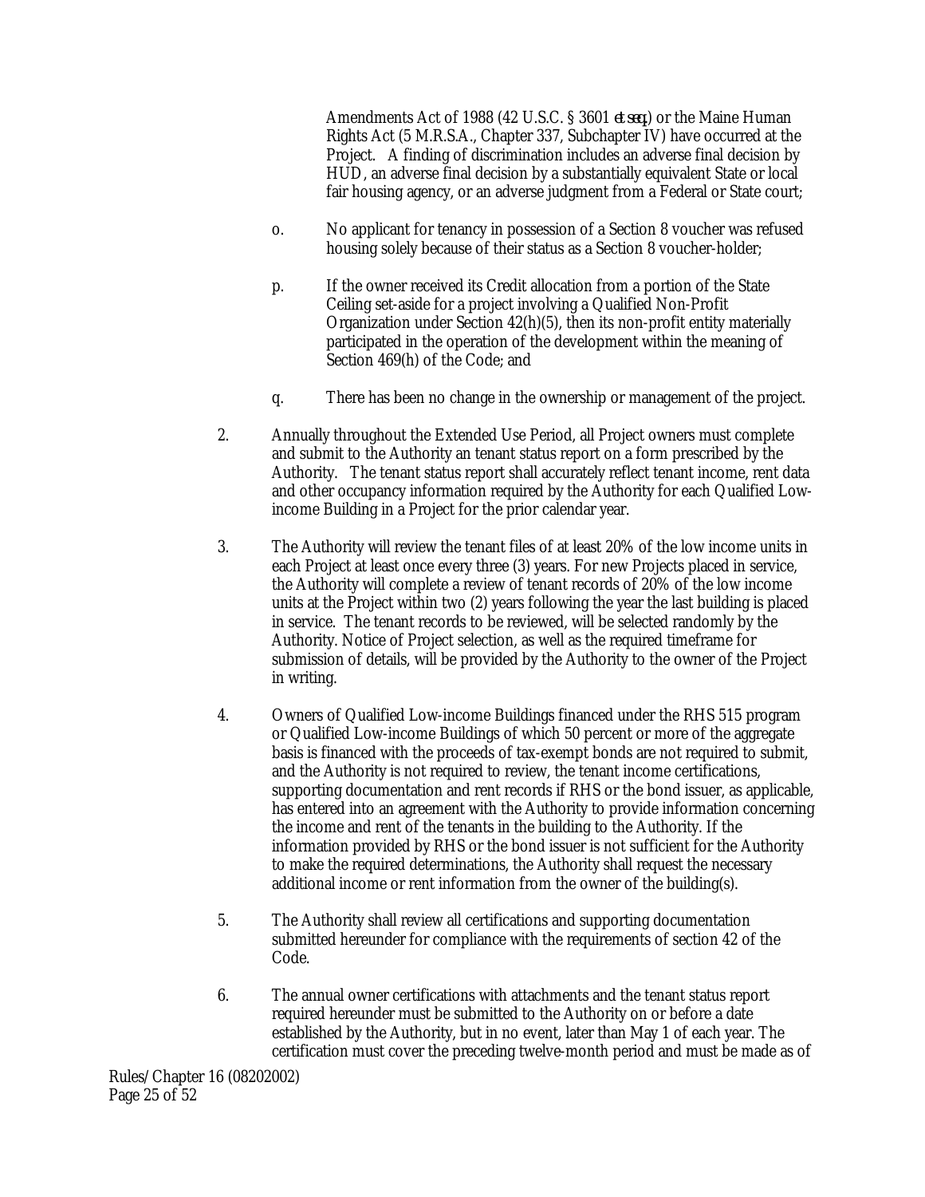Amendments Act of 1988 (42 U.S.C. § 3601 *et seq.*) or the Maine Human Rights Act (5 M.R.S.A., Chapter 337, Subchapter IV) have occurred at the Project. A finding of discrimination includes an adverse final decision by HUD, an adverse final decision by a substantially equivalent State or local fair housing agency, or an adverse judgment from a Federal or State court;

o. No applicant for tenancy in possession of a Section 8 voucher was refused housing solely because of their status as a Section 8 voucher-holder;

p. If the owner received its Credit allocation from a portion of the State Ceiling set-aside for a project involving a Qualified Non-Profit Organization under Section 42(h)(5), then its non-profit entity materially participated in the operation of the development within the meaning of Section 469(h) of the Code; and

q. There has been no change in the ownership or management of the project.

2. Annually throughout the Extended Use Period, all Project owners must complete and submit to the Authority an tenant status report on a form prescribed by the Authority. The tenant status report shall accurately reflect tenant income, rent data and other occupancy information required by the Authority for each Qualified Low-income Building in a Project for the prior calendar year.

3. The Authority will review the tenant files of at least 20% of the low income units in each Project at least once every three (3) years. For new Projects placed in service, the Authority will complete a review of tenant records of 20% of the low income units at the Project within two (2) years following the year the last building is placed in service. The tenant records to be reviewed, will be selected randomly by the Authority. Notice of Project selection, as well as the required timeframe for submission of details, will be provided by the Authority to the owner of the Project in writing.

4. Owners of Qualified Low-income Buildings financed under the RHS 515 program or Qualified Low-income Buildings of which 50 percent or more of the aggregate basis is financed with the proceeds of tax-exempt bonds are not required to submit, and the Authority is not required to review, the tenant income certifications, supporting documentation and rent records if RHS or the bond issuer, as applicable, has entered into an agreement with the Authority to provide information concerning the income and rent of the tenants in the building to the Authority. If the information provided by RHS or the bond issuer is not sufficient for the Authority to make the required determinations, the Authority shall request the necessary additional income or rent information from the owner of the building(s).

5. The Authority shall review all certifications and supporting documentation submitted hereunder for compliance with the requirements of section 42 of the Code.

6. The annual owner certifications with attachments and the tenant status report required hereunder must be submitted to the Authority on or before a date established by the Authority, but in no event, later than May 1 of each year. The certification must cover the preceding twelve-month period and must be made as of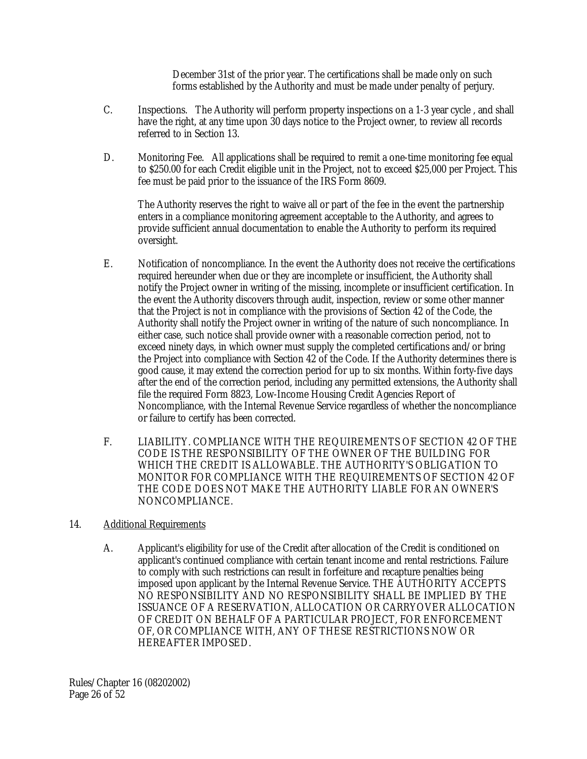December 31st of the prior year. The certifications shall be made only on such forms established by the Authority and must be made under penalty of perjury.

C. Inspections. The Authority will perform property inspections on a 1-3 year cycle , and shall have the right, at any time upon 30 days notice to the Project owner, to review all records referred to in Section 13.

D. Monitoring Fee. All applications shall be required to remit a one-time monitoring fee equal to $250.00 for each Credit eligible unit in the Project, not to exceed $25,000 per Project. This fee must be paid prior to the issuance of the IRS Form 8609.

The Authority reserves the right to waive all or part of the fee in the event the partnership enters in a compliance monitoring agreement acceptable to the Authority, and agrees to provide sufficient annual documentation to enable the Authority to perform its required oversight.

E. Notification of noncompliance. In the event the Authority does not receive the certifications required hereunder when due or they are incomplete or insufficient, the Authority shall notify the Project owner in writing of the missing, incomplete or insufficient certification. In the event the Authority discovers through audit, inspection, review or some other manner that the Project is not in compliance with the provisions of Section 42 of the Code, the Authority shall notify the Project owner in writing of the nature of such noncompliance. In either case, such notice shall provide owner with a reasonable correction period, not to exceed ninety days, in which owner must supply the completed certifications and/or bring the Project into compliance with Section 42 of the Code. If the Authority determines there is good cause, it may extend the correction period for up to six months. Within forty-five days after the end of the correction period, including any permitted extensions, the Authority shall file the required Form 8823, Low-Income Housing Credit Agencies Report of Noncompliance, with the Internal Revenue Service regardless of whether the noncompliance or failure to certify has been corrected.

F. LIABILITY. COMPLIANCE WITH THE REQUIREMENTS OF SECTION 42 OF THE CODE IS THE RESPONSIBILITY OF THE OWNER OF THE BUILDING FOR WHICH THE CREDIT IS ALLOWABLE. THE AUTHORITY'S OBLIGATION TO MONITOR FOR COMPLIANCE WITH THE REQUIREMENTS OF SECTION 42 OF THE CODE DOES NOT MAKE THE AUTHORITY LIABLE FOR AN OWNER'S NONCOMPLIANCE.

14. <u>Additional Requirements</u>

A. Applicant's eligibility for use of the Credit after allocation of the Credit is conditioned on applicant's continued compliance with certain tenant income and rental restrictions. Failure to comply with such restrictions can result in forfeiture and recapture penalties being imposed upon applicant by the Internal Revenue Service. THE AUTHORITY ACCEPTS NO RESPONSIBILITY AND NO RESPONSIBILITY SHALL BE IMPLIED BY THE ISSUANCE OF A RESERVATION, ALLOCATION OR CARRYOVER ALLOCATION OF CREDIT ON BEHALF OF A PARTICULAR PROJECT, FOR ENFORCEMENT OF, OR COMPLIANCE WITH, ANY OF THESE RESTRICTIONS NOW OR HEREAFTER IMPOSED.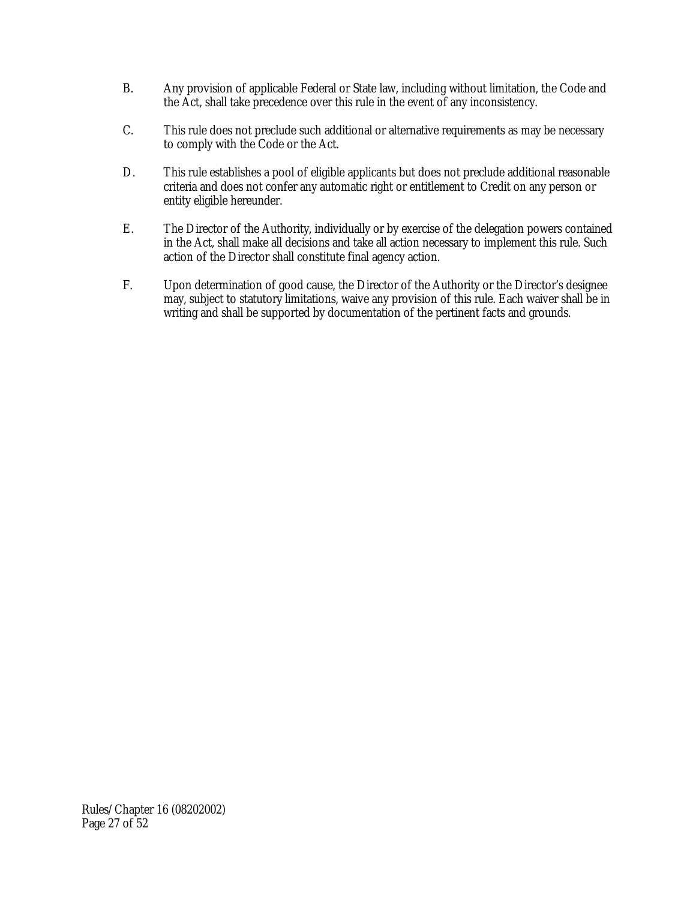B. Any provision of applicable Federal or State law, including without limitation, the Code and the Act, shall take precedence over this rule in the event of any inconsistency.

C. This rule does not preclude such additional or alternative requirements as may be necessary to comply with the Code or the Act.

D. This rule establishes a pool of eligible applicants but does not preclude additional reasonable criteria and does not confer any automatic right or entitlement to Credit on any person or entity eligible hereunder.

E. The Director of the Authority, individually or by exercise of the delegation powers contained in the Act, shall make all decisions and take all action necessary to implement this rule. Such action of the Director shall constitute final agency action.

F. Upon determination of good cause, the Director of the Authority or the Director's designee may, subject to statutory limitations, waive any provision of this rule. Each waiver shall be in writing and shall be supported by documentation of the pertinent facts and grounds.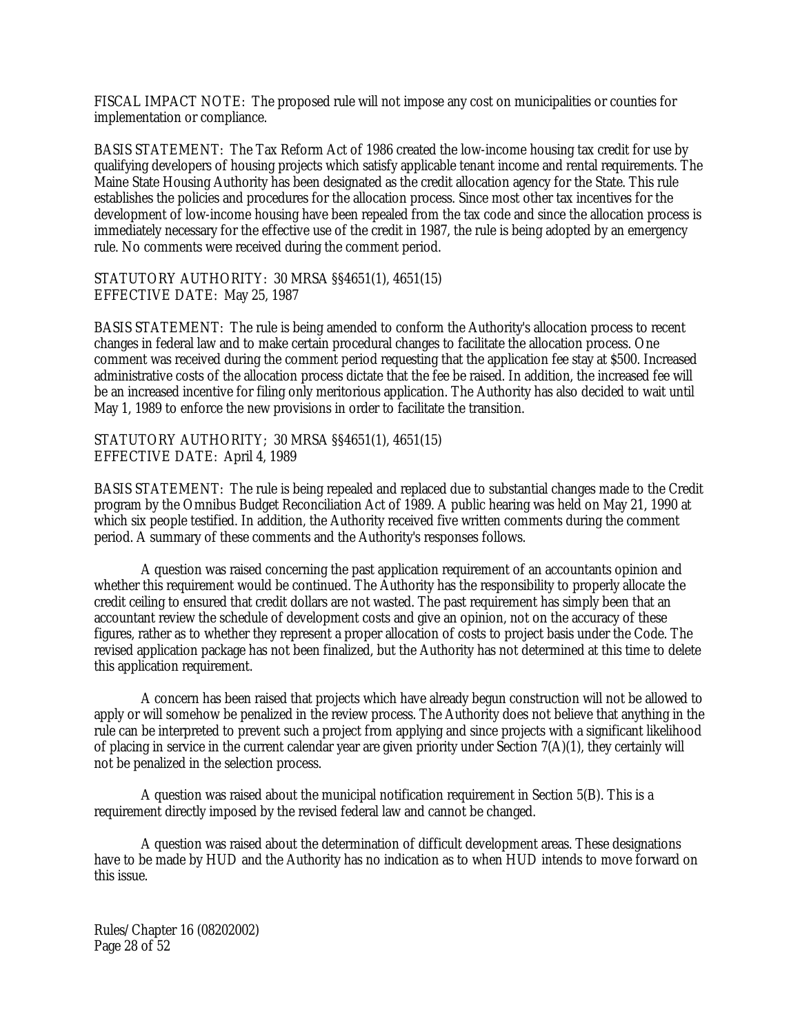FISCAL IMPACT NOTE: The proposed rule will not impose any cost on municipalities or counties for implementation or compliance.

BASIS STATEMENT: The Tax Reform Act of 1986 created the low-income housing tax credit for use by qualifying developers of housing projects which satisfy applicable tenant income and rental requirements. The Maine State Housing Authority has been designated as the credit allocation agency for the State. This rule establishes the policies and procedures for the allocation process. Since most other tax incentives for the development of low-income housing have been repealed from the tax code and since the allocation process is immediately necessary for the effective use of the credit in 1987, the rule is being adopted by an emergency rule. No comments were received during the comment period.

STATUTORY AUTHORITY: 30 MRSA §§4651(1), 4651(15)
EFFECTIVE DATE: May 25, 1987

BASIS STATEMENT: The rule is being amended to conform the Authority's allocation process to recent changes in federal law and to make certain procedural changes to facilitate the allocation process. One comment was received during the comment period requesting that the application fee stay at $500. Increased administrative costs of the allocation process dictate that the fee be raised. In addition, the increased fee will be an increased incentive for filing only meritorious application. The Authority has also decided to wait until May 1, 1989 to enforce the new provisions in order to facilitate the transition.

STATUTORY AUTHORITY; 30 MRSA §§4651(1), 4651(15)
EFFECTIVE DATE: April 4, 1989

BASIS STATEMENT: The rule is being repealed and replaced due to substantial changes made to the Credit program by the Omnibus Budget Reconciliation Act of 1989. A public hearing was held on May 21, 1990 at which six people testified. In addition, the Authority received five written comments during the comment period. A summary of these comments and the Authority's responses follows.

A question was raised concerning the past application requirement of an accountants opinion and whether this requirement would be continued. The Authority has the responsibility to properly allocate the credit ceiling to ensured that credit dollars are not wasted. The past requirement has simply been that an accountant review the schedule of development costs and give an opinion, not on the accuracy of these figures, rather as to whether they represent a proper allocation of costs to project basis under the Code. The revised application package has not been finalized, but the Authority has not determined at this time to delete this application requirement.

A concern has been raised that projects which have already begun construction will not be allowed to apply or will somehow be penalized in the review process. The Authority does not believe that anything in the rule can be interpreted to prevent such a project from applying and since projects with a significant likelihood of placing in service in the current calendar year are given priority under Section 7(A)(1), they certainly will not be penalized in the selection process.

A question was raised about the municipal notification requirement in Section 5(B). This is a requirement directly imposed by the revised federal law and cannot be changed.

A question was raised about the determination of difficult development areas. These designations have to be made by HUD and the Authority has no indication as to when HUD intends to move forward on this issue.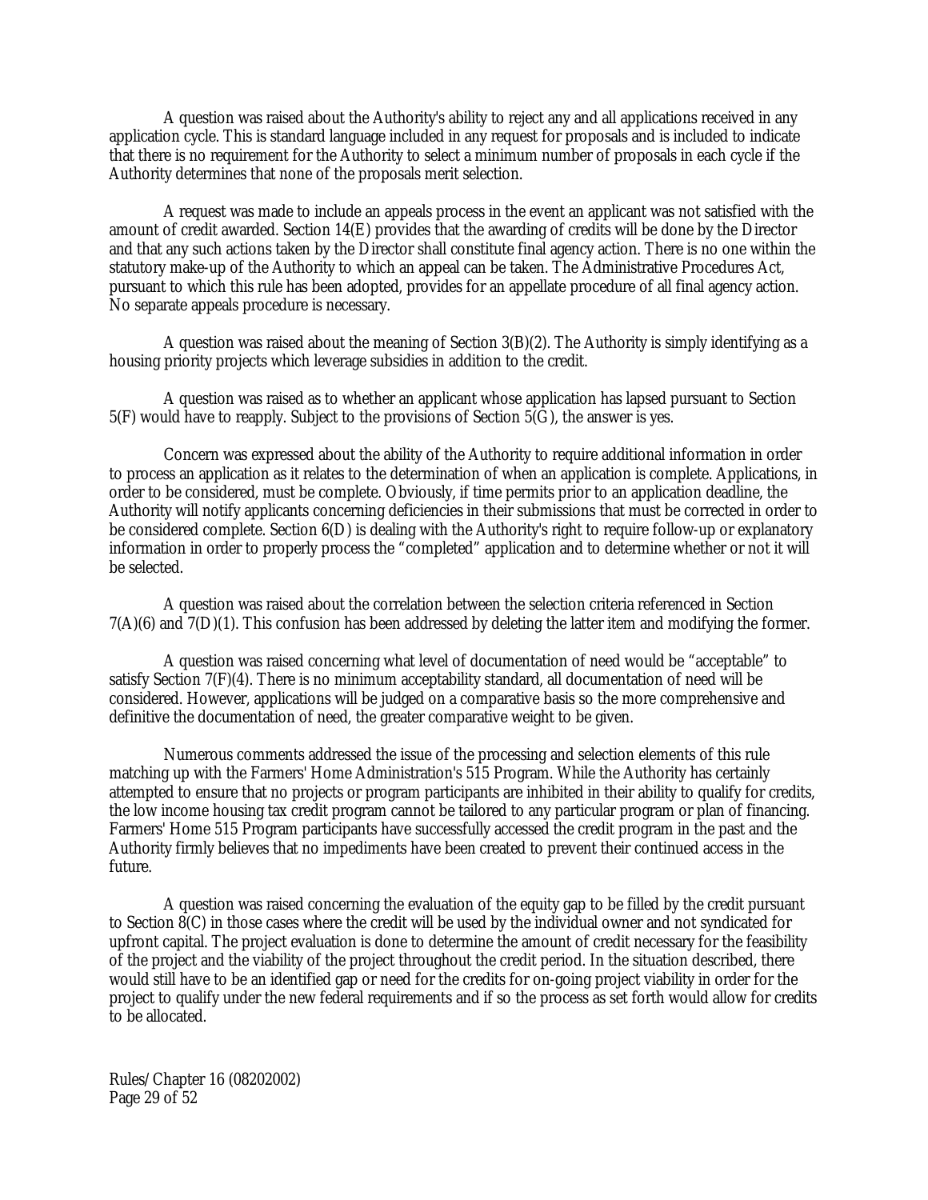A question was raised about the Authority's ability to reject any and all applications received in any application cycle. This is standard language included in any request for proposals and is included to indicate that there is no requirement for the Authority to select a minimum number of proposals in each cycle if the Authority determines that none of the proposals merit selection.

A request was made to include an appeals process in the event an applicant was not satisfied with the amount of credit awarded. Section 14(E) provides that the awarding of credits will be done by the Director and that any such actions taken by the Director shall constitute final agency action. There is no one within the statutory make-up of the Authority to which an appeal can be taken. The Administrative Procedures Act, pursuant to which this rule has been adopted, provides for an appellate procedure of all final agency action. No separate appeals procedure is necessary.

A question was raised about the meaning of Section 3(B)(2). The Authority is simply identifying as a housing priority projects which leverage subsidies in addition to the credit.

A question was raised as to whether an applicant whose application has lapsed pursuant to Section 5(F) would have to reapply. Subject to the provisions of Section 5(G), the answer is yes.

Concern was expressed about the ability of the Authority to require additional information in order to process an application as it relates to the determination of when an application is complete. Applications, in order to be considered, must be complete. Obviously, if time permits prior to an application deadline, the Authority will notify applicants concerning deficiencies in their submissions that must be corrected in order to be considered complete. Section 6(D) is dealing with the Authority's right to require follow-up or explanatory information in order to properly process the "completed" application and to determine whether or not it will be selected.

A question was raised about the correlation between the selection criteria referenced in Section 7(A)(6) and 7(D)(1). This confusion has been addressed by deleting the latter item and modifying the former.

A question was raised concerning what level of documentation of need would be "acceptable" to satisfy Section 7(F)(4). There is no minimum acceptability standard, all documentation of need will be considered. However, applications will be judged on a comparative basis so the more comprehensive and definitive the documentation of need, the greater comparative weight to be given.

Numerous comments addressed the issue of the processing and selection elements of this rule matching up with the Farmers' Home Administration's 515 Program. While the Authority has certainly attempted to ensure that no projects or program participants are inhibited in their ability to qualify for credits, the low income housing tax credit program cannot be tailored to any particular program or plan of financing. Farmers' Home 515 Program participants have successfully accessed the credit program in the past and the Authority firmly believes that no impediments have been created to prevent their continued access in the future.

A question was raised concerning the evaluation of the equity gap to be filled by the credit pursuant to Section 8(C) in those cases where the credit will be used by the individual owner and not syndicated for upfront capital. The project evaluation is done to determine the amount of credit necessary for the feasibility of the project and the viability of the project throughout the credit period. In the situation described, there would still have to be an identified gap or need for the credits for on-going project viability in order for the project to qualify under the new federal requirements and if so the process as set forth would allow for credits to be allocated.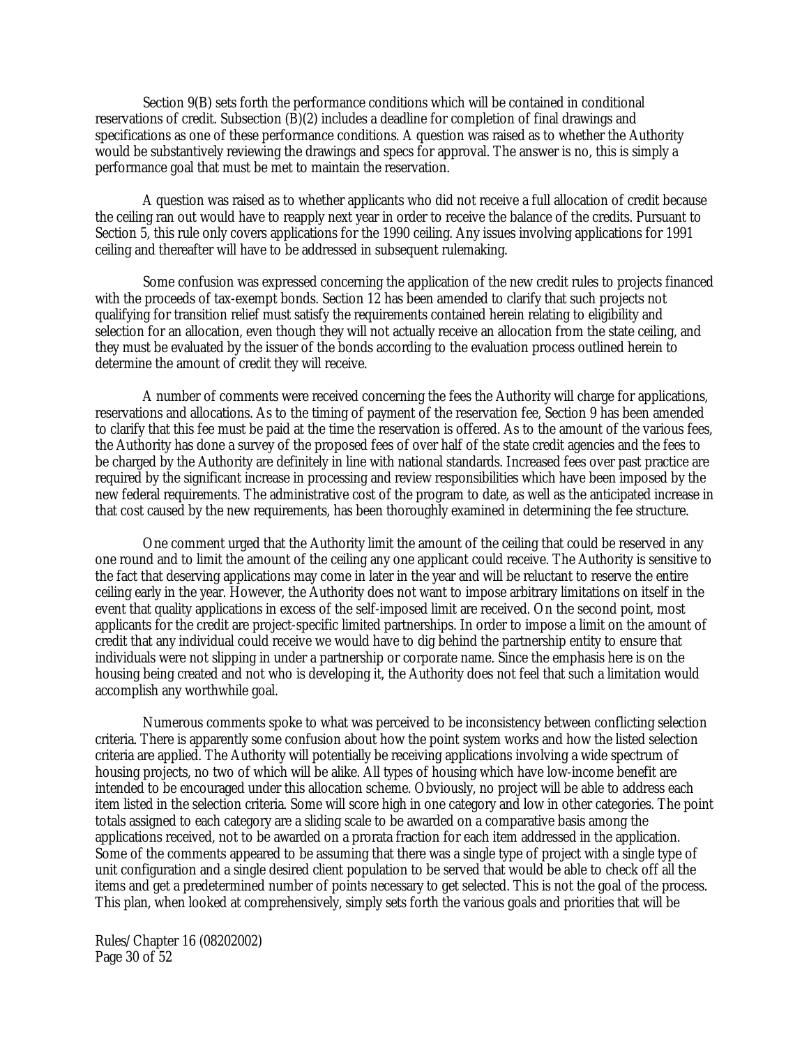Section 9(B) sets forth the performance conditions which will be contained in conditional reservations of credit. Subsection (B)(2) includes a deadline for completion of final drawings and specifications as one of these performance conditions. A question was raised as to whether the Authority would be substantively reviewing the drawings and specs for approval. The answer is no, this is simply a performance goal that must be met to maintain the reservation.

A question was raised as to whether applicants who did not receive a full allocation of credit because the ceiling ran out would have to reapply next year in order to receive the balance of the credits. Pursuant to Section 5, this rule only covers applications for the 1990 ceiling. Any issues involving applications for 1991 ceiling and thereafter will have to be addressed in subsequent rulemaking.

Some confusion was expressed concerning the application of the new credit rules to projects financed with the proceeds of tax-exempt bonds. Section 12 has been amended to clarify that such projects not qualifying for transition relief must satisfy the requirements contained herein relating to eligibility and selection for an allocation, even though they will not actually receive an allocation from the state ceiling, and they must be evaluated by the issuer of the bonds according to the evaluation process outlined herein to determine the amount of credit they will receive.

A number of comments were received concerning the fees the Authority will charge for applications, reservations and allocations. As to the timing of payment of the reservation fee, Section 9 has been amended to clarify that this fee must be paid at the time the reservation is offered. As to the amount of the various fees, the Authority has done a survey of the proposed fees of over half of the state credit agencies and the fees to be charged by the Authority are definitely in line with national standards. Increased fees over past practice are required by the significant increase in processing and review responsibilities which have been imposed by the new federal requirements. The administrative cost of the program to date, as well as the anticipated increase in that cost caused by the new requirements, has been thoroughly examined in determining the fee structure.

One comment urged that the Authority limit the amount of the ceiling that could be reserved in any one round and to limit the amount of the ceiling any one applicant could receive. The Authority is sensitive to the fact that deserving applications may come in later in the year and will be reluctant to reserve the entire ceiling early in the year. However, the Authority does not want to impose arbitrary limitations on itself in the event that quality applications in excess of the self-imposed limit are received. On the second point, most applicants for the credit are project-specific limited partnerships. In order to impose a limit on the amount of credit that any individual could receive we would have to dig behind the partnership entity to ensure that individuals were not slipping in under a partnership or corporate name. Since the emphasis here is on the housing being created and not who is developing it, the Authority does not feel that such a limitation would accomplish any worthwhile goal.

Numerous comments spoke to what was perceived to be inconsistency between conflicting selection criteria. There is apparently some confusion about how the point system works and how the listed selection criteria are applied. The Authority will potentially be receiving applications involving a wide spectrum of housing projects, no two of which will be alike. All types of housing which have low-income benefit are intended to be encouraged under this allocation scheme. Obviously, no project will be able to address each item listed in the selection criteria. Some will score high in one category and low in other categories. The point totals assigned to each category are a sliding scale to be awarded on a comparative basis among the applications received, not to be awarded on a prorata fraction for each item addressed in the application. Some of the comments appeared to be assuming that there was a single type of project with a single type of unit configuration and a single desired client population to be served that would be able to check off all the items and get a predetermined number of points necessary to get selected. This is not the goal of the process. This plan, when looked at comprehensively, simply sets forth the various goals and priorities that will be

Rules/Chapter 16 (08202002)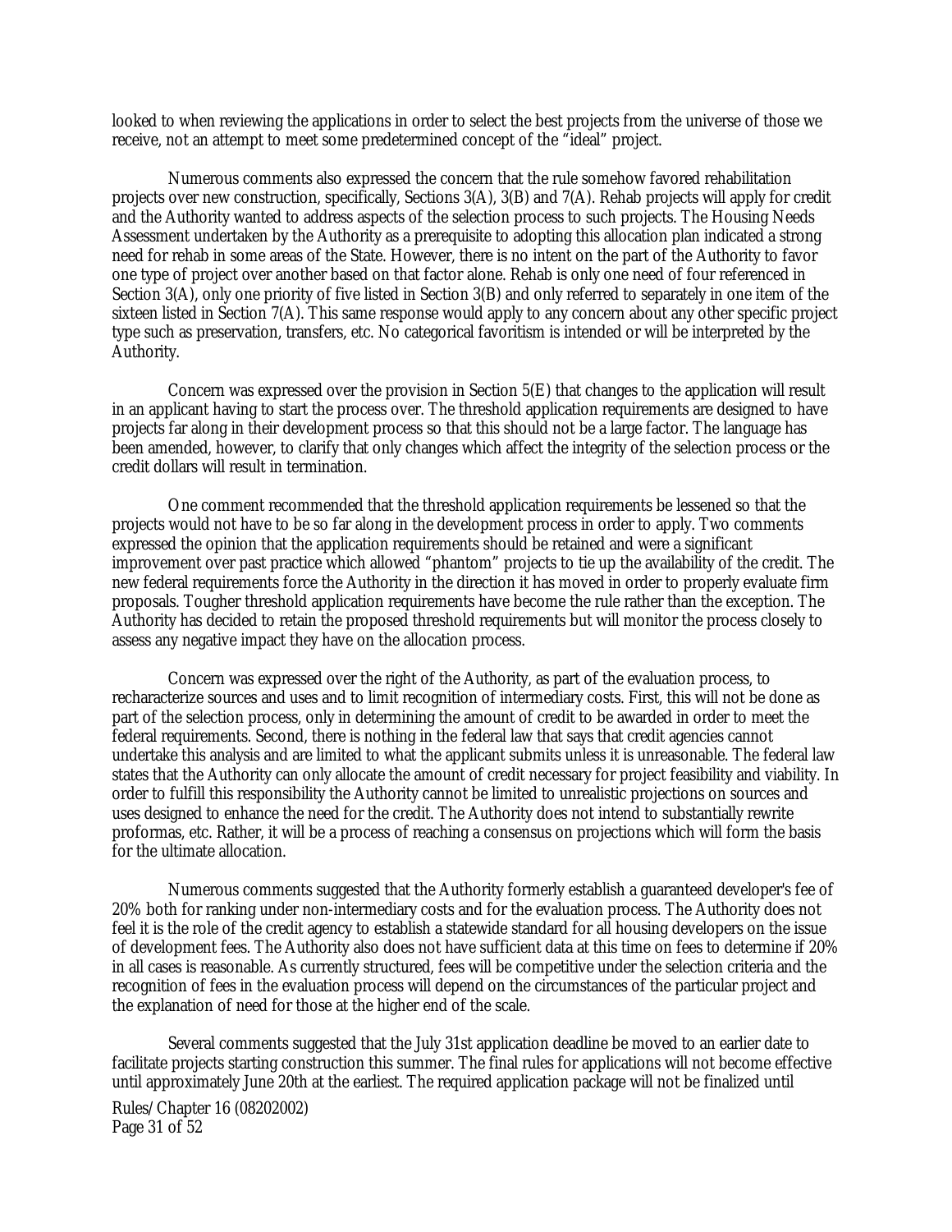looked to when reviewing the applications in order to select the best projects from the universe of those we receive, not an attempt to meet some predetermined concept of the "ideal" project.

Numerous comments also expressed the concern that the rule somehow favored rehabilitation projects over new construction, specifically, Sections 3(A), 3(B) and 7(A). Rehab projects will apply for credit and the Authority wanted to address aspects of the selection process to such projects. The Housing Needs Assessment undertaken by the Authority as a prerequisite to adopting this allocation plan indicated a strong need for rehab in some areas of the State. However, there is no intent on the part of the Authority to favor one type of project over another based on that factor alone. Rehab is only one need of four referenced in Section 3(A), only one priority of five listed in Section 3(B) and only referred to separately in one item of the sixteen listed in Section 7(A). This same response would apply to any concern about any other specific project type such as preservation, transfers, etc. No categorical favoritism is intended or will be interpreted by the Authority.

Concern was expressed over the provision in Section 5(E) that changes to the application will result in an applicant having to start the process over. The threshold application requirements are designed to have projects far along in their development process so that this should not be a large factor. The language has been amended, however, to clarify that only changes which affect the integrity of the selection process or the credit dollars will result in termination.

One comment recommended that the threshold application requirements be lessened so that the projects would not have to be so far along in the development process in order to apply. Two comments expressed the opinion that the application requirements should be retained and were a significant improvement over past practice which allowed "phantom" projects to tie up the availability of the credit. The new federal requirements force the Authority in the direction it has moved in order to properly evaluate firm proposals. Tougher threshold application requirements have become the rule rather than the exception. The Authority has decided to retain the proposed threshold requirements but will monitor the process closely to assess any negative impact they have on the allocation process.

Concern was expressed over the right of the Authority, as part of the evaluation process, to recharacterize sources and uses and to limit recognition of intermediary costs. First, this will not be done as part of the selection process, only in determining the amount of credit to be awarded in order to meet the federal requirements. Second, there is nothing in the federal law that says that credit agencies cannot undertake this analysis and are limited to what the applicant submits unless it is unreasonable. The federal law states that the Authority can only allocate the amount of credit necessary for project feasibility and viability. In order to fulfill this responsibility the Authority cannot be limited to unrealistic projections on sources and uses designed to enhance the need for the credit. The Authority does not intend to substantially rewrite proformas, etc. Rather, it will be a process of reaching a consensus on projections which will form the basis for the ultimate allocation.

Numerous comments suggested that the Authority formerly establish a guaranteed developer's fee of 20% both for ranking under non-intermediary costs and for the evaluation process. The Authority does not feel it is the role of the credit agency to establish a statewide standard for all housing developers on the issue of development fees. The Authority also does not have sufficient data at this time on fees to determine if 20% in all cases is reasonable. As currently structured, fees will be competitive under the selection criteria and the recognition of fees in the evaluation process will depend on the circumstances of the particular project and the explanation of need for those at the higher end of the scale.

Several comments suggested that the July 31st application deadline be moved to an earlier date to facilitate projects starting construction this summer. The final rules for applications will not become effective until approximately June 20th at the earliest. The required application package will not be finalized until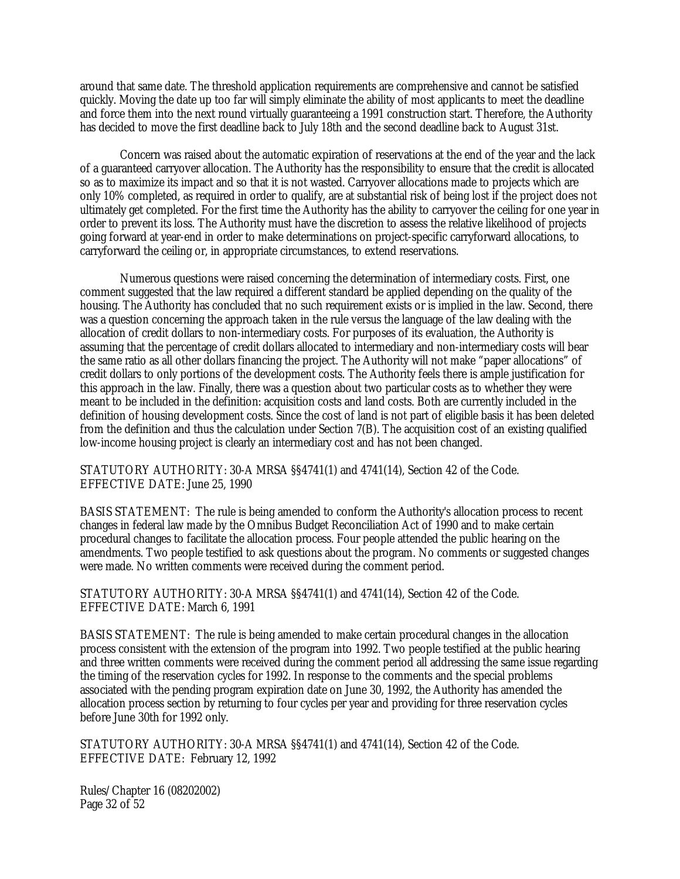around that same date. The threshold application requirements are comprehensive and cannot be satisfied quickly. Moving the date up too far will simply eliminate the ability of most applicants to meet the deadline and force them into the next round virtually guaranteeing a 1991 construction start. Therefore, the Authority has decided to move the first deadline back to July 18th and the second deadline back to August 31st.

Concern was raised about the automatic expiration of reservations at the end of the year and the lack of a guaranteed carryover allocation. The Authority has the responsibility to ensure that the credit is allocated so as to maximize its impact and so that it is not wasted. Carryover allocations made to projects which are only 10% completed, as required in order to qualify, are at substantial risk of being lost if the project does not ultimately get completed. For the first time the Authority has the ability to carryover the ceiling for one year in order to prevent its loss. The Authority must have the discretion to assess the relative likelihood of projects going forward at year-end in order to make determinations on project-specific carryforward allocations, to carryforward the ceiling or, in appropriate circumstances, to extend reservations.

Numerous questions were raised concerning the determination of intermediary costs. First, one comment suggested that the law required a different standard be applied depending on the quality of the housing. The Authority has concluded that no such requirement exists or is implied in the law. Second, there was a question concerning the approach taken in the rule versus the language of the law dealing with the allocation of credit dollars to non-intermediary costs. For purposes of its evaluation, the Authority is assuming that the percentage of credit dollars allocated to intermediary and non-intermediary costs will bear the same ratio as all other dollars financing the project. The Authority will not make "paper allocations" of credit dollars to only portions of the development costs. The Authority feels there is ample justification for this approach in the law. Finally, there was a question about two particular costs as to whether they were meant to be included in the definition: acquisition costs and land costs. Both are currently included in the definition of housing development costs. Since the cost of land is not part of eligible basis it has been deleted from the definition and thus the calculation under Section 7(B). The acquisition cost of an existing qualified low-income housing project is clearly an intermediary cost and has not been changed.

STATUTORY AUTHORITY: 30-A MRSA §§4741(1) and 4741(14), Section 42 of the Code.
EFFECTIVE DATE: June 25, 1990

BASIS STATEMENT: The rule is being amended to conform the Authority's allocation process to recent changes in federal law made by the Omnibus Budget Reconciliation Act of 1990 and to make certain procedural changes to facilitate the allocation process. Four people attended the public hearing on the amendments. Two people testified to ask questions about the program. No comments or suggested changes were made. No written comments were received during the comment period.

STATUTORY AUTHORITY: 30-A MRSA §§4741(1) and 4741(14), Section 42 of the Code.
EFFECTIVE DATE: March 6, 1991

BASIS STATEMENT: The rule is being amended to make certain procedural changes in the allocation process consistent with the extension of the program into 1992. Two people testified at the public hearing and three written comments were received during the comment period all addressing the same issue regarding the timing of the reservation cycles for 1992. In response to the comments and the special problems associated with the pending program expiration date on June 30, 1992, the Authority has amended the allocation process section by returning to four cycles per year and providing for three reservation cycles before June 30th for 1992 only.

STATUTORY AUTHORITY: 30-A MRSA §§4741(1) and 4741(14), Section 42 of the Code.
EFFECTIVE DATE: February 12, 1992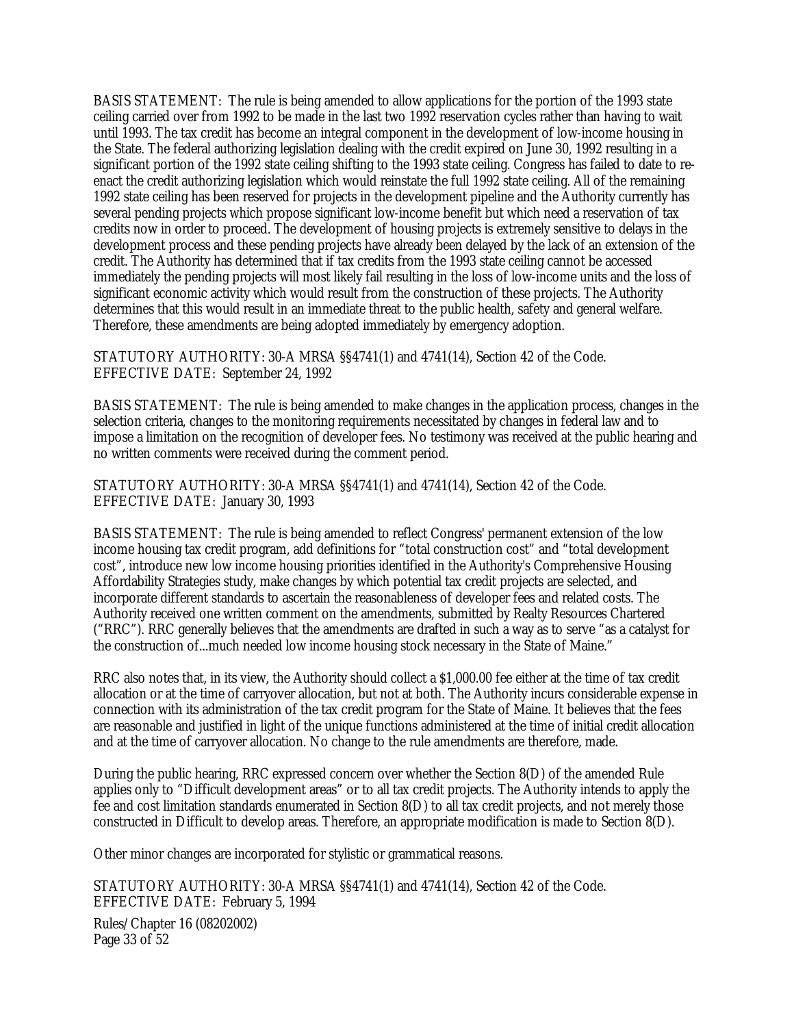BASIS STATEMENT: The rule is being amended to allow applications for the portion of the 1993 state ceiling carried over from 1992 to be made in the last two 1992 reservation cycles rather than having to wait until 1993. The tax credit has become an integral component in the development of low-income housing in the State. The federal authorizing legislation dealing with the credit expired on June 30, 1992 resulting in a significant portion of the 1992 state ceiling shifting to the 1993 state ceiling. Congress has failed to date to re-enact the credit authorizing legislation which would reinstate the full 1992 state ceiling. All of the remaining 1992 state ceiling has been reserved for projects in the development pipeline and the Authority currently has several pending projects which propose significant low-income benefit but which need a reservation of tax credits now in order to proceed. The development of housing projects is extremely sensitive to delays in the development process and these pending projects have already been delayed by the lack of an extension of the credit. The Authority has determined that if tax credits from the 1993 state ceiling cannot be accessed immediately the pending projects will most likely fail resulting in the loss of low-income units and the loss of significant economic activity which would result from the construction of these projects. The Authority determines that this would result in an immediate threat to the public health, safety and general welfare. Therefore, these amendments are being adopted immediately by emergency adoption.

STATUTORY AUTHORITY: 30-A MRSA §§4741(1) and 4741(14), Section 42 of the Code.
EFFECTIVE DATE: September 24, 1992

BASIS STATEMENT: The rule is being amended to make changes in the application process, changes in the selection criteria, changes to the monitoring requirements necessitated by changes in federal law and to impose a limitation on the recognition of developer fees. No testimony was received at the public hearing and no written comments were received during the comment period.

STATUTORY AUTHORITY: 30-A MRSA §§4741(1) and 4741(14), Section 42 of the Code.
EFFECTIVE DATE: January 30, 1993

BASIS STATEMENT: The rule is being amended to reflect Congress' permanent extension of the low income housing tax credit program, add definitions for "total construction cost" and "total development cost", introduce new low income housing priorities identified in the Authority's Comprehensive Housing Affordability Strategies study, make changes by which potential tax credit projects are selected, and incorporate different standards to ascertain the reasonableness of developer fees and related costs. The Authority received one written comment on the amendments, submitted by Realty Resources Chartered ("RRC"). RRC generally believes that the amendments are drafted in such a way as to serve "as a catalyst for the construction of...much needed low income housing stock necessary in the State of Maine."

RRC also notes that, in its view, the Authority should collect a $1,000.00 fee either at the time of tax credit allocation or at the time of carryover allocation, but not at both. The Authority incurs considerable expense in connection with its administration of the tax credit program for the State of Maine. It believes that the fees are reasonable and justified in light of the unique functions administered at the time of initial credit allocation and at the time of carryover allocation. No change to the rule amendments are therefore, made.

During the public hearing, RRC expressed concern over whether the Section 8(D) of the amended Rule applies only to "Difficult development areas" or to all tax credit projects. The Authority intends to apply the fee and cost limitation standards enumerated in Section 8(D) to all tax credit projects, and not merely those constructed in Difficult to develop areas. Therefore, an appropriate modification is made to Section 8(D).

Other minor changes are incorporated for stylistic or grammatical reasons.

STATUTORY AUTHORITY: 30-A MRSA §§4741(1) and 4741(14), Section 42 of the Code.
EFFECTIVE DATE: February 5, 1994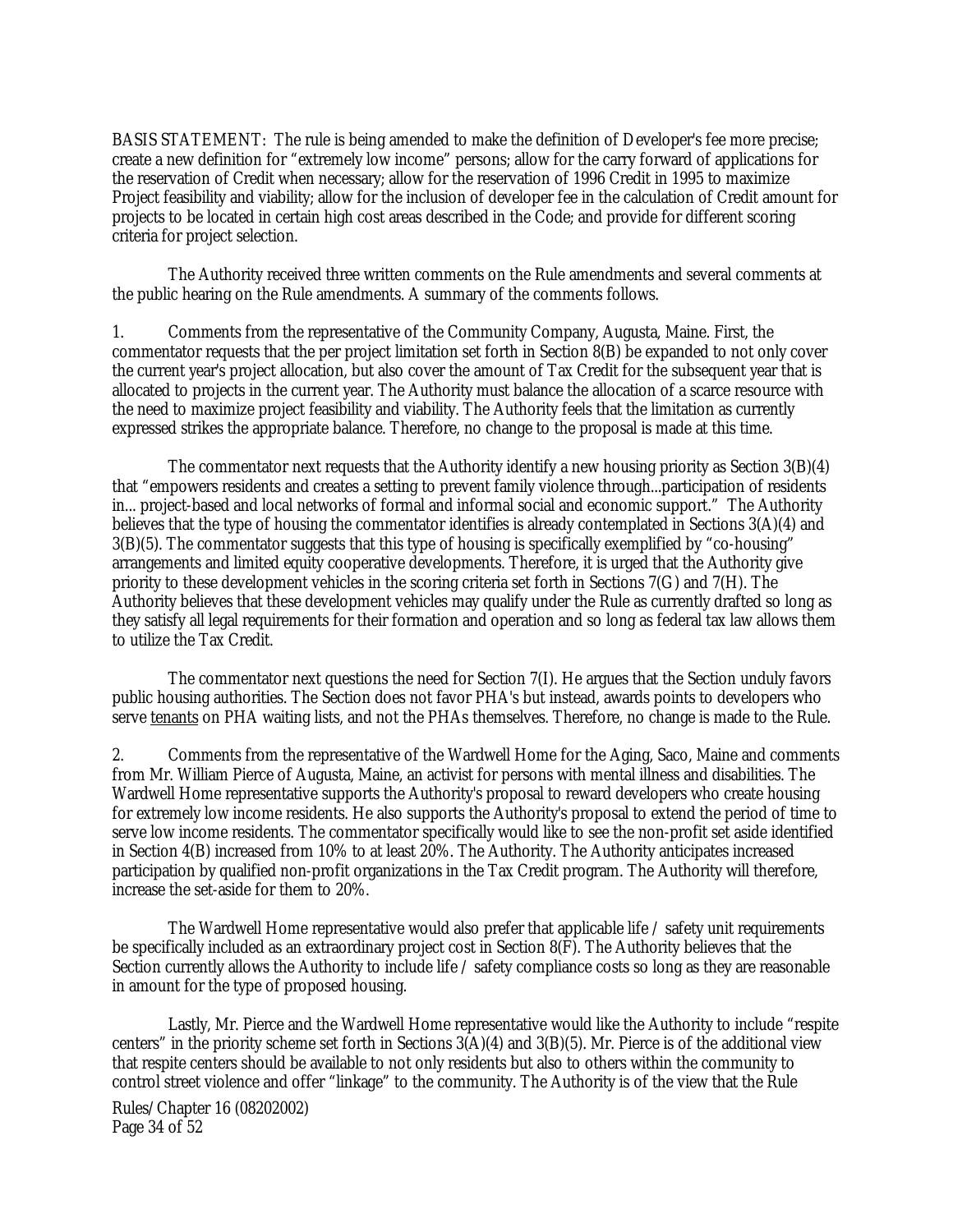BASIS STATEMENT: The rule is being amended to make the definition of Developer's fee more precise; create a new definition for "extremely low income" persons; allow for the carry forward of applications for the reservation of Credit when necessary; allow for the reservation of 1996 Credit in 1995 to maximize Project feasibility and viability; allow for the inclusion of developer fee in the calculation of Credit amount for projects to be located in certain high cost areas described in the Code; and provide for different scoring criteria for project selection.

The Authority received three written comments on the Rule amendments and several comments at the public hearing on the Rule amendments. A summary of the comments follows.

1. Comments from the representative of the Community Company, Augusta, Maine. First, the commentator requests that the per project limitation set forth in Section 8(B) be expanded to not only cover the current year's project allocation, but also cover the amount of Tax Credit for the subsequent year that is allocated to projects in the current year. The Authority must balance the allocation of a scarce resource with the need to maximize project feasibility and viability. The Authority feels that the limitation as currently expressed strikes the appropriate balance. Therefore, no change to the proposal is made at this time.

The commentator next requests that the Authority identify a new housing priority as Section 3(B)(4) that "empowers residents and creates a setting to prevent family violence through...participation of residents in... project-based and local networks of formal and informal social and economic support." The Authority believes that the type of housing the commentator identifies is already contemplated in Sections 3(A)(4) and 3(B)(5). The commentator suggests that this type of housing is specifically exemplified by "co-housing" arrangements and limited equity cooperative developments. Therefore, it is urged that the Authority give priority to these development vehicles in the scoring criteria set forth in Sections 7(G) and 7(H). The Authority believes that these development vehicles may qualify under the Rule as currently drafted so long as they satisfy all legal requirements for their formation and operation and so long as federal tax law allows them to utilize the Tax Credit.

The commentator next questions the need for Section 7(I). He argues that the Section unduly favors public housing authorities. The Section does not favor PHA's but instead, awards points to developers who serve <u>tenants</u> on PHA waiting lists, and not the PHAs themselves. Therefore, no change is made to the Rule.

2. Comments from the representative of the Wardwell Home for the Aging, Saco, Maine and comments from Mr. William Pierce of Augusta, Maine, an activist for persons with mental illness and disabilities. The Wardwell Home representative supports the Authority's proposal to reward developers who create housing for extremely low income residents. He also supports the Authority's proposal to extend the period of time to serve low income residents. The commentator specifically would like to see the non-profit set aside identified in Section 4(B) increased from 10% to at least 20%. The Authority. The Authority anticipates increased participation by qualified non-profit organizations in the Tax Credit program. The Authority will therefore, increase the set-aside for them to 20%.

The Wardwell Home representative would also prefer that applicable life / safety unit requirements be specifically included as an extraordinary project cost in Section 8(F). The Authority believes that the Section currently allows the Authority to include life / safety compliance costs so long as they are reasonable in amount for the type of proposed housing.

Lastly, Mr. Pierce and the Wardwell Home representative would like the Authority to include "respite centers" in the priority scheme set forth in Sections 3(A)(4) and 3(B)(5). Mr. Pierce is of the additional view that respite centers should be available to not only residents but also to others within the community to control street violence and offer "linkage" to the community. The Authority is of the view that the Rule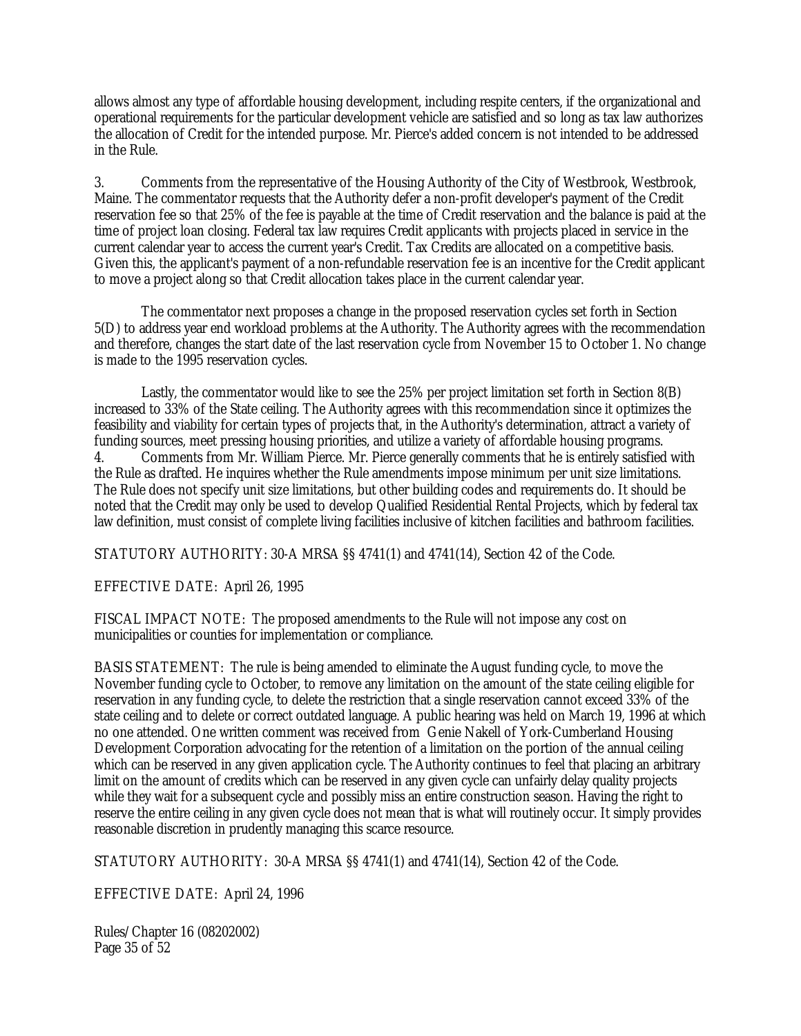allows almost any type of affordable housing development, including respite centers, if the organizational and operational requirements for the particular development vehicle are satisfied and so long as tax law authorizes the allocation of Credit for the intended purpose. Mr. Pierce's added concern is not intended to be addressed in the Rule.

3. Comments from the representative of the Housing Authority of the City of Westbrook, Westbrook, Maine. The commentator requests that the Authority defer a non-profit developer's payment of the Credit reservation fee so that 25% of the fee is payable at the time of Credit reservation and the balance is paid at the time of project loan closing. Federal tax law requires Credit applicants with projects placed in service in the current calendar year to access the current year's Credit. Tax Credits are allocated on a competitive basis. Given this, the applicant's payment of a non-refundable reservation fee is an incentive for the Credit applicant to move a project along so that Credit allocation takes place in the current calendar year.

The commentator next proposes a change in the proposed reservation cycles set forth in Section 5(D) to address year end workload problems at the Authority. The Authority agrees with the recommendation and therefore, changes the start date of the last reservation cycle from November 15 to October 1. No change is made to the 1995 reservation cycles.

Lastly, the commentator would like to see the 25% per project limitation set forth in Section 8(B) increased to 33% of the State ceiling. The Authority agrees with this recommendation since it optimizes the feasibility and viability for certain types of projects that, in the Authority's determination, attract a variety of funding sources, meet pressing housing priorities, and utilize a variety of affordable housing programs.

4. Comments from Mr. William Pierce. Mr. Pierce generally comments that he is entirely satisfied with the Rule as drafted. He inquires whether the Rule amendments impose minimum per unit size limitations. The Rule does not specify unit size limitations, but other building codes and requirements do. It should be noted that the Credit may only be used to develop Qualified Residential Rental Projects, which by federal tax law definition, must consist of complete living facilities inclusive of kitchen facilities and bathroom facilities.

STATUTORY AUTHORITY: 30-A MRSA §§ 4741(1) and 4741(14), Section 42 of the Code.

EFFECTIVE DATE: April 26, 1995

FISCAL IMPACT NOTE: The proposed amendments to the Rule will not impose any cost on municipalities or counties for implementation or compliance.

BASIS STATEMENT: The rule is being amended to eliminate the August funding cycle, to move the November funding cycle to October, to remove any limitation on the amount of the state ceiling eligible for reservation in any funding cycle, to delete the restriction that a single reservation cannot exceed 33% of the state ceiling and to delete or correct outdated language. A public hearing was held on March 19, 1996 at which no one attended. One written comment was received from Genie Nakell of York-Cumberland Housing Development Corporation advocating for the retention of a limitation on the portion of the annual ceiling which can be reserved in any given application cycle. The Authority continues to feel that placing an arbitrary limit on the amount of credits which can be reserved in any given cycle can unfairly delay quality projects while they wait for a subsequent cycle and possibly miss an entire construction season. Having the right to reserve the entire ceiling in any given cycle does not mean that is what will routinely occur. It simply provides reasonable discretion in prudently managing this scarce resource.

STATUTORY AUTHORITY: 30-A MRSA §§ 4741(1) and 4741(14), Section 42 of the Code.

EFFECTIVE DATE: April 24, 1996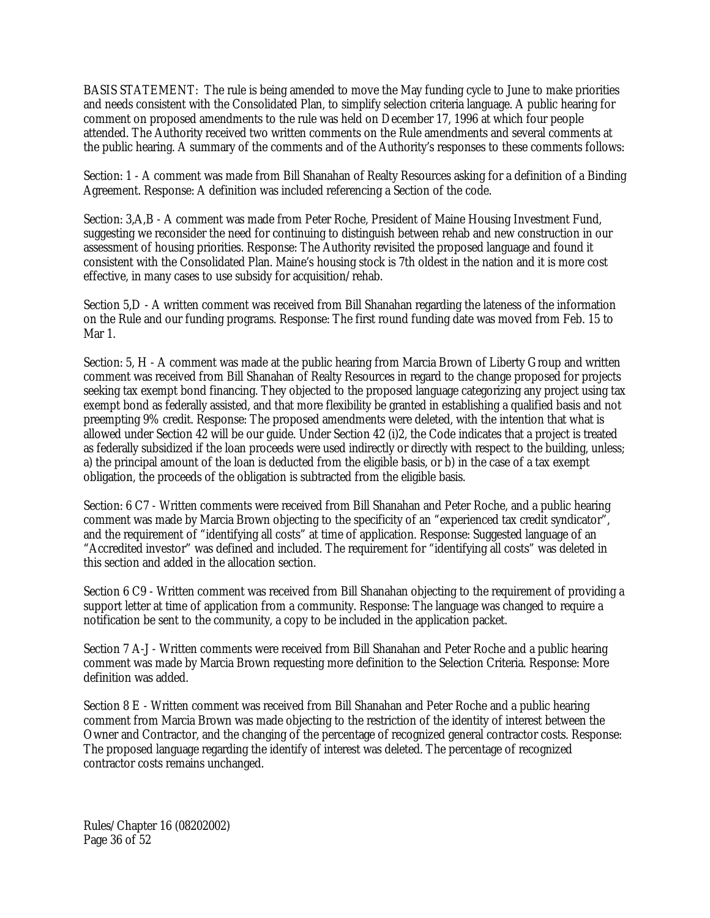BASIS STATEMENT: The rule is being amended to move the May funding cycle to June to make priorities and needs consistent with the Consolidated Plan, to simplify selection criteria language. A public hearing for comment on proposed amendments to the rule was held on December 17, 1996 at which four people attended. The Authority received two written comments on the Rule amendments and several comments at the public hearing. A summary of the comments and of the Authority's responses to these comments follows:

Section: 1 - A comment was made from Bill Shanahan of Realty Resources asking for a definition of a Binding Agreement. Response: A definition was included referencing a Section of the code.

Section: 3,A,B - A comment was made from Peter Roche, President of Maine Housing Investment Fund, suggesting we reconsider the need for continuing to distinguish between rehab and new construction in our assessment of housing priorities. Response: The Authority revisited the proposed language and found it consistent with the Consolidated Plan. Maine's housing stock is 7th oldest in the nation and it is more cost effective, in many cases to use subsidy for acquisition/rehab.

Section 5,D - A written comment was received from Bill Shanahan regarding the lateness of the information on the Rule and our funding programs. Response: The first round funding date was moved from Feb. 15 to Mar 1.

Section: 5, H - A comment was made at the public hearing from Marcia Brown of Liberty Group and written comment was received from Bill Shanahan of Realty Resources in regard to the change proposed for projects seeking tax exempt bond financing. They objected to the proposed language categorizing any project using tax exempt bond as federally assisted, and that more flexibility be granted in establishing a qualified basis and not preempting 9% credit. Response: The proposed amendments were deleted, with the intention that what is allowed under Section 42 will be our guide. Under Section 42 (i)2, the Code indicates that a project is treated as federally subsidized if the loan proceeds were used indirectly or directly with respect to the building, unless; a) the principal amount of the loan is deducted from the eligible basis, or b) in the case of a tax exempt obligation, the proceeds of the obligation is subtracted from the eligible basis.

Section: 6 C7 - Written comments were received from Bill Shanahan and Peter Roche, and a public hearing comment was made by Marcia Brown objecting to the specificity of an "experienced tax credit syndicator", and the requirement of "identifying all costs" at time of application. Response: Suggested language of an "Accredited investor" was defined and included. The requirement for "identifying all costs" was deleted in this section and added in the allocation section.

Section 6 C9 - Written comment was received from Bill Shanahan objecting to the requirement of providing a support letter at time of application from a community. Response: The language was changed to require a notification be sent to the community, a copy to be included in the application packet.

Section 7 A-J - Written comments were received from Bill Shanahan and Peter Roche and a public hearing comment was made by Marcia Brown requesting more definition to the Selection Criteria. Response: More definition was added.

Section 8 E - Written comment was received from Bill Shanahan and Peter Roche and a public hearing comment from Marcia Brown was made objecting to the restriction of the identity of interest between the Owner and Contractor, and the changing of the percentage of recognized general contractor costs. Response: The proposed language regarding the identify of interest was deleted. The percentage of recognized contractor costs remains unchanged.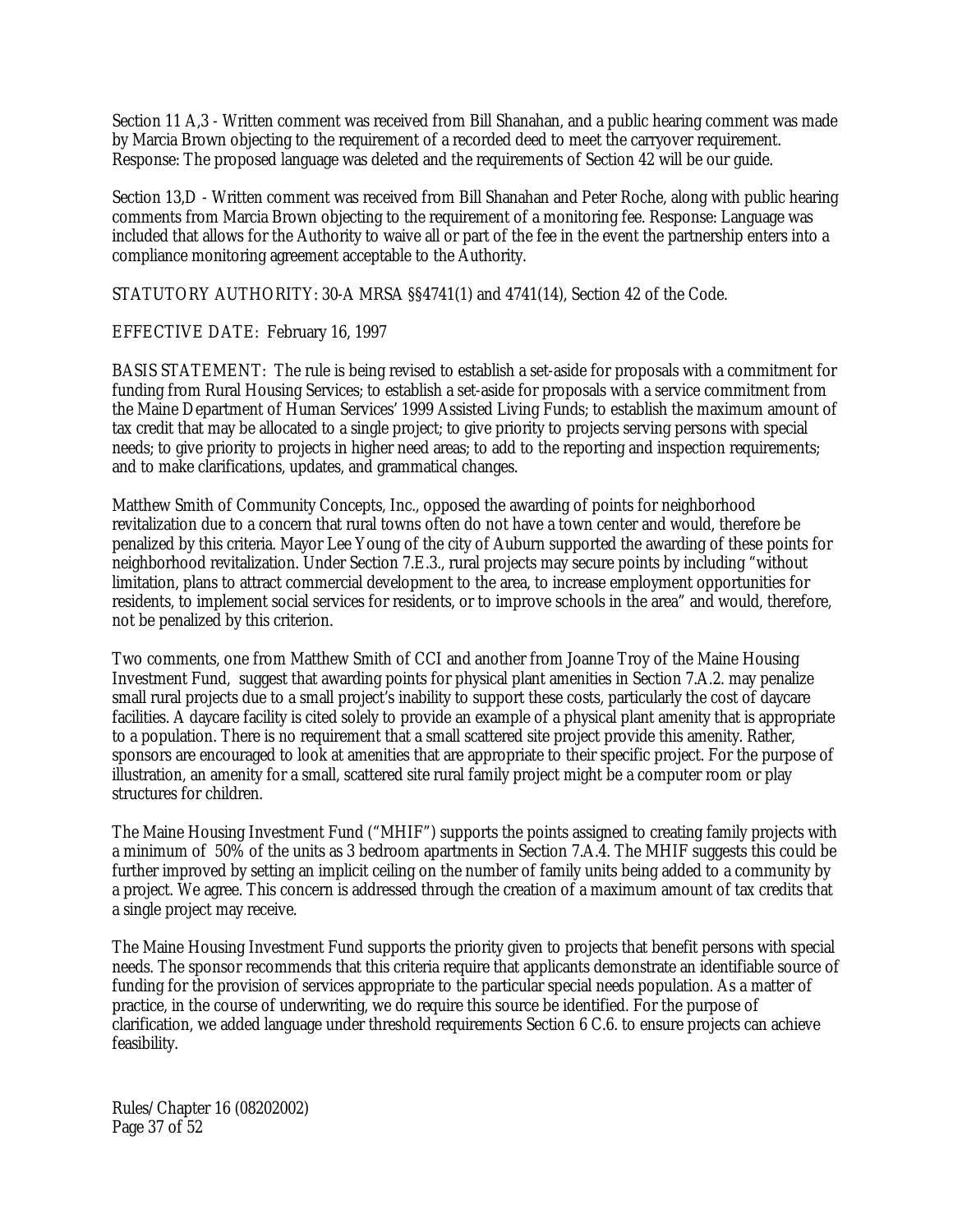Section 11 A,3 - Written comment was received from Bill Shanahan, and a public hearing comment was made by Marcia Brown objecting to the requirement of a recorded deed to meet the carryover requirement. Response: The proposed language was deleted and the requirements of Section 42 will be our guide.

Section 13,D - Written comment was received from Bill Shanahan and Peter Roche, along with public hearing comments from Marcia Brown objecting to the requirement of a monitoring fee. Response: Language was included that allows for the Authority to waive all or part of the fee in the event the partnership enters into a compliance monitoring agreement acceptable to the Authority.

STATUTORY AUTHORITY: 30-A MRSA §§4741(1) and 4741(14), Section 42 of the Code.

EFFECTIVE DATE: February 16, 1997

BASIS STATEMENT: The rule is being revised to establish a set-aside for proposals with a commitment for funding from Rural Housing Services; to establish a set-aside for proposals with a service commitment from the Maine Department of Human Services' 1999 Assisted Living Funds; to establish the maximum amount of tax credit that may be allocated to a single project; to give priority to projects serving persons with special needs; to give priority to projects in higher need areas; to add to the reporting and inspection requirements; and to make clarifications, updates, and grammatical changes.

Matthew Smith of Community Concepts, Inc., opposed the awarding of points for neighborhood revitalization due to a concern that rural towns often do not have a town center and would, therefore be penalized by this criteria. Mayor Lee Young of the city of Auburn supported the awarding of these points for neighborhood revitalization. Under Section 7.E.3., rural projects may secure points by including "without limitation, plans to attract commercial development to the area, to increase employment opportunities for residents, to implement social services for residents, or to improve schools in the area" and would, therefore, not be penalized by this criterion.

Two comments, one from Matthew Smith of CCI and another from Joanne Troy of the Maine Housing Investment Fund, suggest that awarding points for physical plant amenities in Section 7.A.2. may penalize small rural projects due to a small project's inability to support these costs, particularly the cost of daycare facilities. A daycare facility is cited solely to provide an example of a physical plant amenity that is appropriate to a population. There is no requirement that a small scattered site project provide this amenity. Rather, sponsors are encouraged to look at amenities that are appropriate to their specific project. For the purpose of illustration, an amenity for a small, scattered site rural family project might be a computer room or play structures for children.

The Maine Housing Investment Fund ("MHIF") supports the points assigned to creating family projects with a minimum of 50% of the units as 3 bedroom apartments in Section 7.A.4. The MHIF suggests this could be further improved by setting an implicit ceiling on the number of family units being added to a community by a project. We agree. This concern is addressed through the creation of a maximum amount of tax credits that a single project may receive.

The Maine Housing Investment Fund supports the priority given to projects that benefit persons with special needs. The sponsor recommends that this criteria require that applicants demonstrate an identifiable source of funding for the provision of services appropriate to the particular special needs population. As a matter of practice, in the course of underwriting, we do require this source be identified. For the purpose of clarification, we added language under threshold requirements Section 6 C.6. to ensure projects can achieve feasibility.

Rules/Chapter 16 (08202002)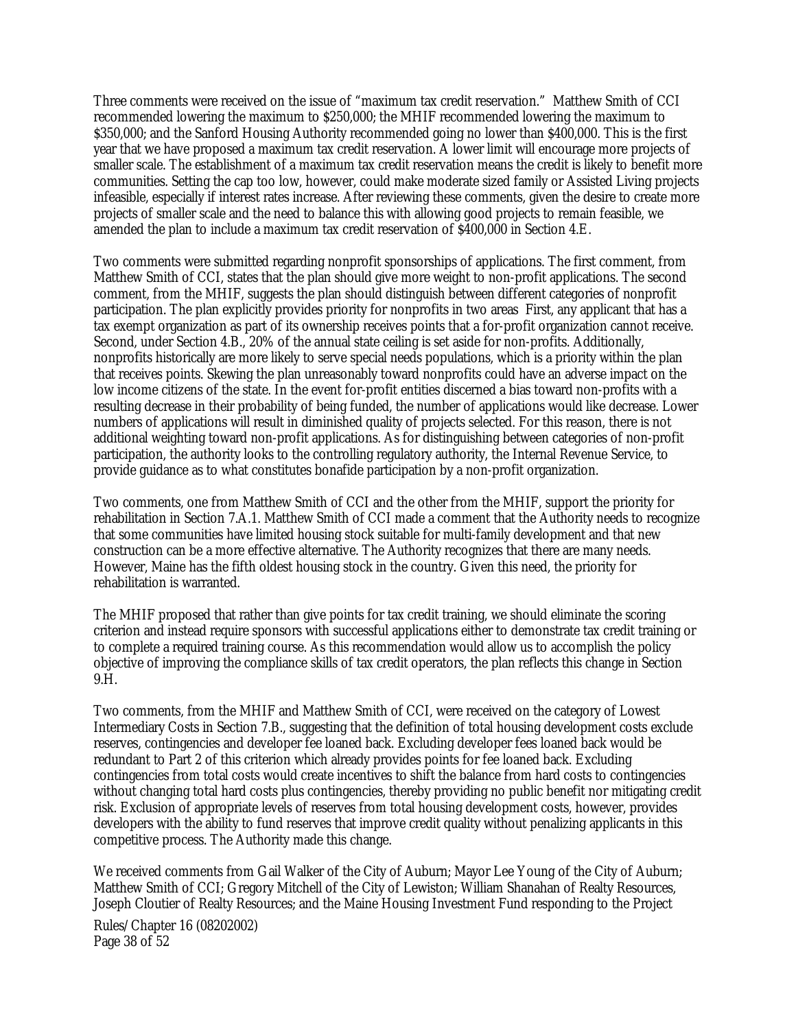Three comments were received on the issue of "maximum tax credit reservation." Matthew Smith of CCI recommended lowering the maximum to $250,000; the MHIF recommended lowering the maximum to $350,000; and the Sanford Housing Authority recommended going no lower than $400,000. This is the first year that we have proposed a maximum tax credit reservation. A lower limit will encourage more projects of smaller scale. The establishment of a maximum tax credit reservation means the credit is likely to benefit more communities. Setting the cap too low, however, could make moderate sized family or Assisted Living projects infeasible, especially if interest rates increase. After reviewing these comments, given the desire to create more projects of smaller scale and the need to balance this with allowing good projects to remain feasible, we amended the plan to include a maximum tax credit reservation of $400,000 in Section 4.E.

Two comments were submitted regarding nonprofit sponsorships of applications. The first comment, from Matthew Smith of CCI, states that the plan should give more weight to non-profit applications. The second comment, from the MHIF, suggests the plan should distinguish between different categories of nonprofit participation. The plan explicitly provides priority for nonprofits in two areas First, any applicant that has a tax exempt organization as part of its ownership receives points that a for-profit organization cannot receive. Second, under Section 4.B., 20% of the annual state ceiling is set aside for non-profits. Additionally, nonprofits historically are more likely to serve special needs populations, which is a priority within the plan that receives points. Skewing the plan unreasonably toward nonprofits could have an adverse impact on the low income citizens of the state. In the event for-profit entities discerned a bias toward non-profits with a resulting decrease in their probability of being funded, the number of applications would like decrease. Lower numbers of applications will result in diminished quality of projects selected. For this reason, there is not additional weighting toward non-profit applications. As for distinguishing between categories of non-profit participation, the authority looks to the controlling regulatory authority, the Internal Revenue Service, to provide guidance as to what constitutes bonafide participation by a non-profit organization.

Two comments, one from Matthew Smith of CCI and the other from the MHIF, support the priority for rehabilitation in Section 7.A.1. Matthew Smith of CCI made a comment that the Authority needs to recognize that some communities have limited housing stock suitable for multi-family development and that new construction can be a more effective alternative. The Authority recognizes that there are many needs. However, Maine has the fifth oldest housing stock in the country. Given this need, the priority for rehabilitation is warranted.

The MHIF proposed that rather than give points for tax credit training, we should eliminate the scoring criterion and instead require sponsors with successful applications either to demonstrate tax credit training or to complete a required training course. As this recommendation would allow us to accomplish the policy objective of improving the compliance skills of tax credit operators, the plan reflects this change in Section 9.H.

Two comments, from the MHIF and Matthew Smith of CCI, were received on the category of Lowest Intermediary Costs in Section 7.B., suggesting that the definition of total housing development costs exclude reserves, contingencies and developer fee loaned back. Excluding developer fees loaned back would be redundant to Part 2 of this criterion which already provides points for fee loaned back. Excluding contingencies from total costs would create incentives to shift the balance from hard costs to contingencies without changing total hard costs plus contingencies, thereby providing no public benefit nor mitigating credit risk. Exclusion of appropriate levels of reserves from total housing development costs, however, provides developers with the ability to fund reserves that improve credit quality without penalizing applicants in this competitive process. The Authority made this change.

We received comments from Gail Walker of the City of Auburn; Mayor Lee Young of the City of Auburn; Matthew Smith of CCI; Gregory Mitchell of the City of Lewiston; William Shanahan of Realty Resources, Joseph Cloutier of Realty Resources; and the Maine Housing Investment Fund responding to the Project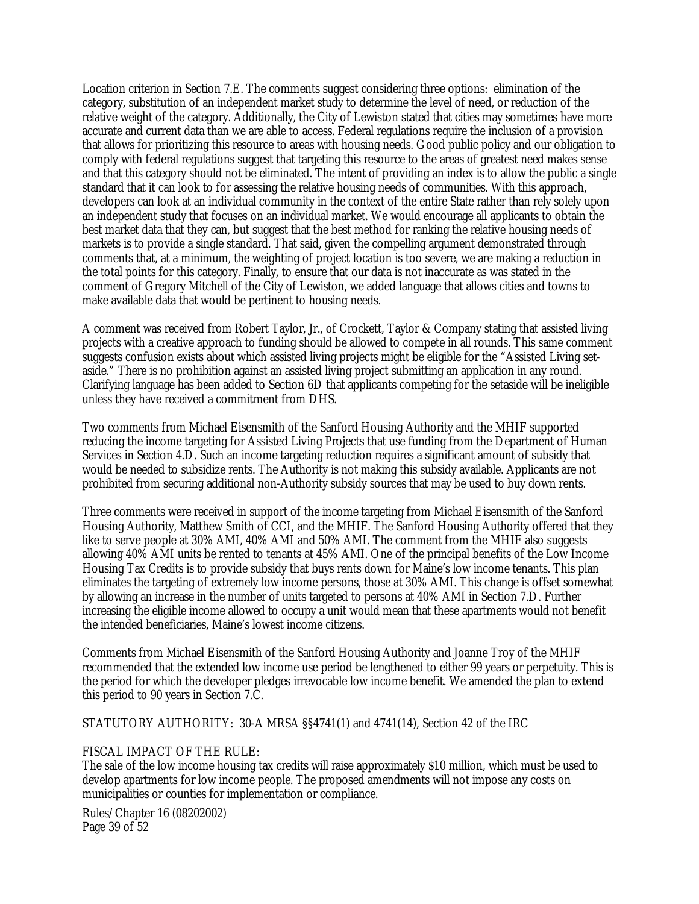Location criterion in Section 7.E. The comments suggest considering three options: elimination of the category, substitution of an independent market study to determine the level of need, or reduction of the relative weight of the category. Additionally, the City of Lewiston stated that cities may sometimes have more accurate and current data than we are able to access. Federal regulations require the inclusion of a provision that allows for prioritizing this resource to areas with housing needs. Good public policy and our obligation to comply with federal regulations suggest that targeting this resource to the areas of greatest need makes sense and that this category should not be eliminated. The intent of providing an index is to allow the public a single standard that it can look to for assessing the relative housing needs of communities. With this approach, developers can look at an individual community in the context of the entire State rather than rely solely upon an independent study that focuses on an individual market. We would encourage all applicants to obtain the best market data that they can, but suggest that the best method for ranking the relative housing needs of markets is to provide a single standard. That said, given the compelling argument demonstrated through comments that, at a minimum, the weighting of project location is too severe, we are making a reduction in the total points for this category. Finally, to ensure that our data is not inaccurate as was stated in the comment of Gregory Mitchell of the City of Lewiston, we added language that allows cities and towns to make available data that would be pertinent to housing needs.

A comment was received from Robert Taylor, Jr., of Crockett, Taylor & Company stating that assisted living projects with a creative approach to funding should be allowed to compete in all rounds. This same comment suggests confusion exists about which assisted living projects might be eligible for the "Assisted Living set-aside." There is no prohibition against an assisted living project submitting an application in any round. Clarifying language has been added to Section 6D that applicants competing for the setaside will be ineligible unless they have received a commitment from DHS.

Two comments from Michael Eisensmith of the Sanford Housing Authority and the MHIF supported reducing the income targeting for Assisted Living Projects that use funding from the Department of Human Services in Section 4.D. Such an income targeting reduction requires a significant amount of subsidy that would be needed to subsidize rents. The Authority is not making this subsidy available. Applicants are not prohibited from securing additional non-Authority subsidy sources that may be used to buy down rents.

Three comments were received in support of the income targeting from Michael Eisensmith of the Sanford Housing Authority, Matthew Smith of CCI, and the MHIF. The Sanford Housing Authority offered that they like to serve people at 30% AMI, 40% AMI and 50% AMI. The comment from the MHIF also suggests allowing 40% AMI units be rented to tenants at 45% AMI. One of the principal benefits of the Low Income Housing Tax Credits is to provide subsidy that buys rents down for Maine's low income tenants. This plan eliminates the targeting of extremely low income persons, those at 30% AMI. This change is offset somewhat by allowing an increase in the number of units targeted to persons at 40% AMI in Section 7.D. Further increasing the eligible income allowed to occupy a unit would mean that these apartments would not benefit the intended beneficiaries, Maine's lowest income citizens.

Comments from Michael Eisensmith of the Sanford Housing Authority and Joanne Troy of the MHIF recommended that the extended low income use period be lengthened to either 99 years or perpetuity. This is the period for which the developer pledges irrevocable low income benefit. We amended the plan to extend this period to 90 years in Section 7.C.

STATUTORY AUTHORITY: 30-A MRSA §§4741(1) and 4741(14), Section 42 of the IRC

FISCAL IMPACT OF THE RULE:
The sale of the low income housing tax credits will raise approximately $10 million, which must be used to develop apartments for low income people. The proposed amendments will not impose any costs on municipalities or counties for implementation or compliance.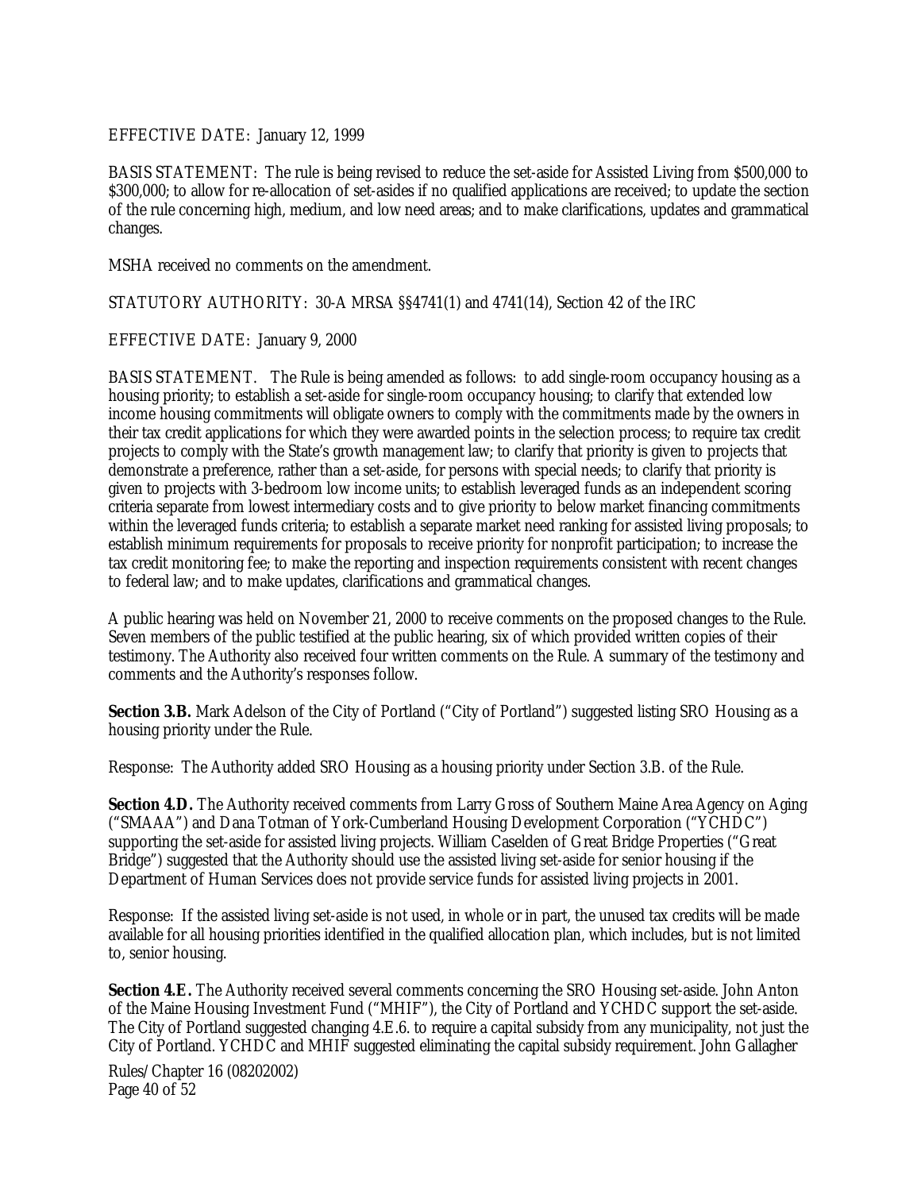EFFECTIVE DATE: January 12, 1999

BASIS STATEMENT: The rule is being revised to reduce the set-aside for Assisted Living from $500,000 to $300,000; to allow for re-allocation of set-asides if no qualified applications are received; to update the section of the rule concerning high, medium, and low need areas; and to make clarifications, updates and grammatical changes.

MSHA received no comments on the amendment.

STATUTORY AUTHORITY: 30-A MRSA §§4741(1) and 4741(14), Section 42 of the IRC

EFFECTIVE DATE: January 9, 2000

BASIS STATEMENT. The Rule is being amended as follows: to add single-room occupancy housing as a housing priority; to establish a set-aside for single-room occupancy housing; to clarify that extended low income housing commitments will obligate owners to comply with the commitments made by the owners in their tax credit applications for which they were awarded points in the selection process; to require tax credit projects to comply with the State's growth management law; to clarify that priority is given to projects that demonstrate a preference, rather than a set-aside, for persons with special needs; to clarify that priority is given to projects with 3-bedroom low income units; to establish leveraged funds as an independent scoring criteria separate from lowest intermediary costs and to give priority to below market financing commitments within the leveraged funds criteria; to establish a separate market need ranking for assisted living proposals; to establish minimum requirements for proposals to receive priority for nonprofit participation; to increase the tax credit monitoring fee; to make the reporting and inspection requirements consistent with recent changes to federal law; and to make updates, clarifications and grammatical changes.

A public hearing was held on November 21, 2000 to receive comments on the proposed changes to the Rule. Seven members of the public testified at the public hearing, six of which provided written copies of their testimony. The Authority also received four written comments on the Rule. A summary of the testimony and comments and the Authority's responses follow.

**Section 3.B.** Mark Adelson of the City of Portland ("City of Portland") suggested listing SRO Housing as a housing priority under the Rule.

Response: The Authority added SRO Housing as a housing priority under Section 3.B. of the Rule.

**Section 4.D.** The Authority received comments from Larry Gross of Southern Maine Area Agency on Aging ("SMAAA") and Dana Totman of York-Cumberland Housing Development Corporation ("YCHDC") supporting the set-aside for assisted living projects. William Caselden of Great Bridge Properties ("Great Bridge") suggested that the Authority should use the assisted living set-aside for senior housing if the Department of Human Services does not provide service funds for assisted living projects in 2001.

Response: If the assisted living set-aside is not used, in whole or in part, the unused tax credits will be made available for all housing priorities identified in the qualified allocation plan, which includes, but is not limited to, senior housing.

**Section 4.E.** The Authority received several comments concerning the SRO Housing set-aside. John Anton of the Maine Housing Investment Fund ("MHIF"), the City of Portland and YCHDC support the set-aside. The City of Portland suggested changing 4.E.6. to require a capital subsidy from any municipality, not just the City of Portland. YCHDC and MHIF suggested eliminating the capital subsidy requirement. John Gallagher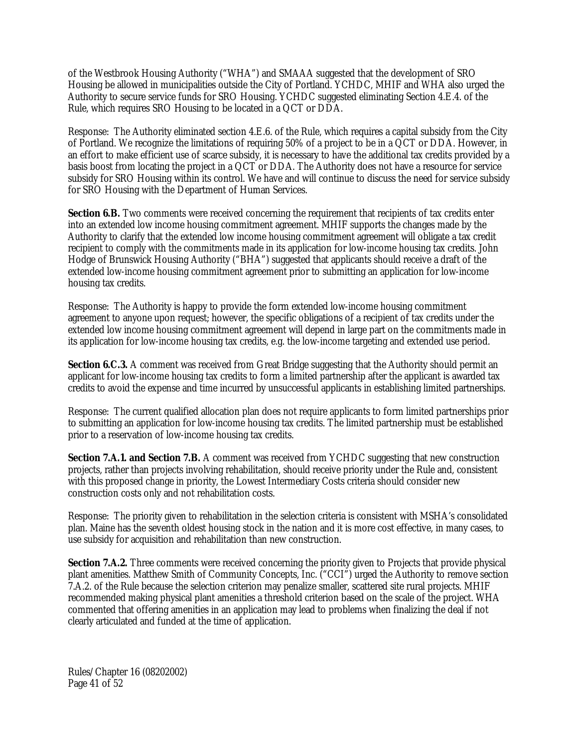of the Westbrook Housing Authority ("WHA") and SMAAA suggested that the development of SRO Housing be allowed in municipalities outside the City of Portland. YCHDC, MHIF and WHA also urged the Authority to secure service funds for SRO Housing. YCHDC suggested eliminating Section 4.E.4. of the Rule, which requires SRO Housing to be located in a QCT or DDA.

Response: The Authority eliminated section 4.E.6. of the Rule, which requires a capital subsidy from the City of Portland. We recognize the limitations of requiring 50% of a project to be in a QCT or DDA. However, in an effort to make efficient use of scarce subsidy, it is necessary to have the additional tax credits provided by a basis boost from locating the project in a QCT or DDA. The Authority does not have a resource for service subsidy for SRO Housing within its control. We have and will continue to discuss the need for service subsidy for SRO Housing with the Department of Human Services.

**Section 6.B.** Two comments were received concerning the requirement that recipients of tax credits enter into an extended low income housing commitment agreement. MHIF supports the changes made by the Authority to clarify that the extended low income housing commitment agreement will obligate a tax credit recipient to comply with the commitments made in its application for low-income housing tax credits. John Hodge of Brunswick Housing Authority ("BHA") suggested that applicants should receive a draft of the extended low-income housing commitment agreement prior to submitting an application for low-income housing tax credits.

Response: The Authority is happy to provide the form extended low-income housing commitment agreement to anyone upon request; however, the specific obligations of a recipient of tax credits under the extended low income housing commitment agreement will depend in large part on the commitments made in its application for low-income housing tax credits, e.g. the low-income targeting and extended use period.

**Section 6.C.3.** A comment was received from Great Bridge suggesting that the Authority should permit an applicant for low-income housing tax credits to form a limited partnership after the applicant is awarded tax credits to avoid the expense and time incurred by unsuccessful applicants in establishing limited partnerships.

Response: The current qualified allocation plan does not require applicants to form limited partnerships prior to submitting an application for low-income housing tax credits. The limited partnership must be established prior to a reservation of low-income housing tax credits.

**Section 7.A.1. and Section 7.B.** A comment was received from YCHDC suggesting that new construction projects, rather than projects involving rehabilitation, should receive priority under the Rule and, consistent with this proposed change in priority, the Lowest Intermediary Costs criteria should consider new construction costs only and not rehabilitation costs.

Response: The priority given to rehabilitation in the selection criteria is consistent with MSHA's consolidated plan. Maine has the seventh oldest housing stock in the nation and it is more cost effective, in many cases, to use subsidy for acquisition and rehabilitation than new construction.

**Section 7.A.2.** Three comments were received concerning the priority given to Projects that provide physical plant amenities. Matthew Smith of Community Concepts, Inc. ("CCI") urged the Authority to remove section 7.A.2. of the Rule because the selection criterion may penalize smaller, scattered site rural projects. MHIF recommended making physical plant amenities a threshold criterion based on the scale of the project. WHA commented that offering amenities in an application may lead to problems when finalizing the deal if not clearly articulated and funded at the time of application.

Rules/Chapter 16 (08202002)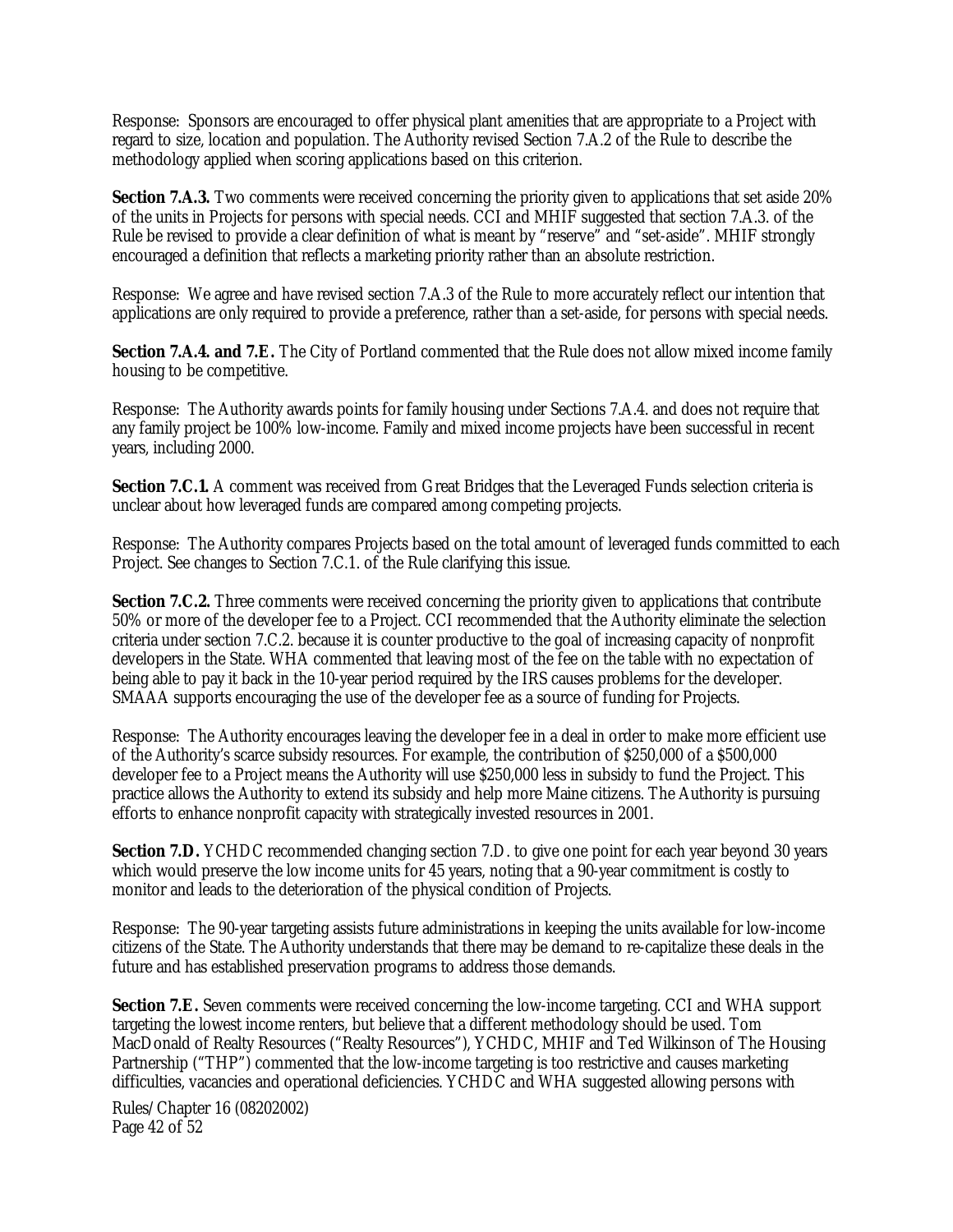Response: Sponsors are encouraged to offer physical plant amenities that are appropriate to a Project with regard to size, location and population. The Authority revised Section 7.A.2 of the Rule to describe the methodology applied when scoring applications based on this criterion.

**Section 7.A.3.** Two comments were received concerning the priority given to applications that set aside 20% of the units in Projects for persons with special needs. CCI and MHIF suggested that section 7.A.3. of the Rule be revised to provide a clear definition of what is meant by "reserve" and "set-aside". MHIF strongly encouraged a definition that reflects a marketing priority rather than an absolute restriction.

Response: We agree and have revised section 7.A.3 of the Rule to more accurately reflect our intention that applications are only required to provide a preference, rather than a set-aside, for persons with special needs.

**Section 7.A.4. and 7.E.** The City of Portland commented that the Rule does not allow mixed income family housing to be competitive.

Response: The Authority awards points for family housing under Sections 7.A.4. and does not require that any family project be 100% low-income. Family and mixed income projects have been successful in recent years, including 2000.

**Section 7.C.1.** A comment was received from Great Bridges that the Leveraged Funds selection criteria is unclear about how leveraged funds are compared among competing projects.

Response: The Authority compares Projects based on the total amount of leveraged funds committed to each Project. See changes to Section 7.C.1. of the Rule clarifying this issue.

**Section 7.C.2.** Three comments were received concerning the priority given to applications that contribute 50% or more of the developer fee to a Project. CCI recommended that the Authority eliminate the selection criteria under section 7.C.2. because it is counter productive to the goal of increasing capacity of nonprofit developers in the State. WHA commented that leaving most of the fee on the table with no expectation of being able to pay it back in the 10-year period required by the IRS causes problems for the developer. SMAAA supports encouraging the use of the developer fee as a source of funding for Projects.

Response: The Authority encourages leaving the developer fee in a deal in order to make more efficient use of the Authority's scarce subsidy resources. For example, the contribution of $250,000 of a $500,000 developer fee to a Project means the Authority will use $250,000 less in subsidy to fund the Project. This practice allows the Authority to extend its subsidy and help more Maine citizens. The Authority is pursuing efforts to enhance nonprofit capacity with strategically invested resources in 2001.

**Section 7.D.** YCHDC recommended changing section 7.D. to give one point for each year beyond 30 years which would preserve the low income units for 45 years, noting that a 90-year commitment is costly to monitor and leads to the deterioration of the physical condition of Projects.

Response: The 90-year targeting assists future administrations in keeping the units available for low-income citizens of the State. The Authority understands that there may be demand to re-capitalize these deals in the future and has established preservation programs to address those demands.

**Section 7.E.** Seven comments were received concerning the low-income targeting. CCI and WHA support targeting the lowest income renters, but believe that a different methodology should be used. Tom MacDonald of Realty Resources ("Realty Resources"), YCHDC, MHIF and Ted Wilkinson of The Housing Partnership ("THP") commented that the low-income targeting is too restrictive and causes marketing difficulties, vacancies and operational deficiencies. YCHDC and WHA suggested allowing persons with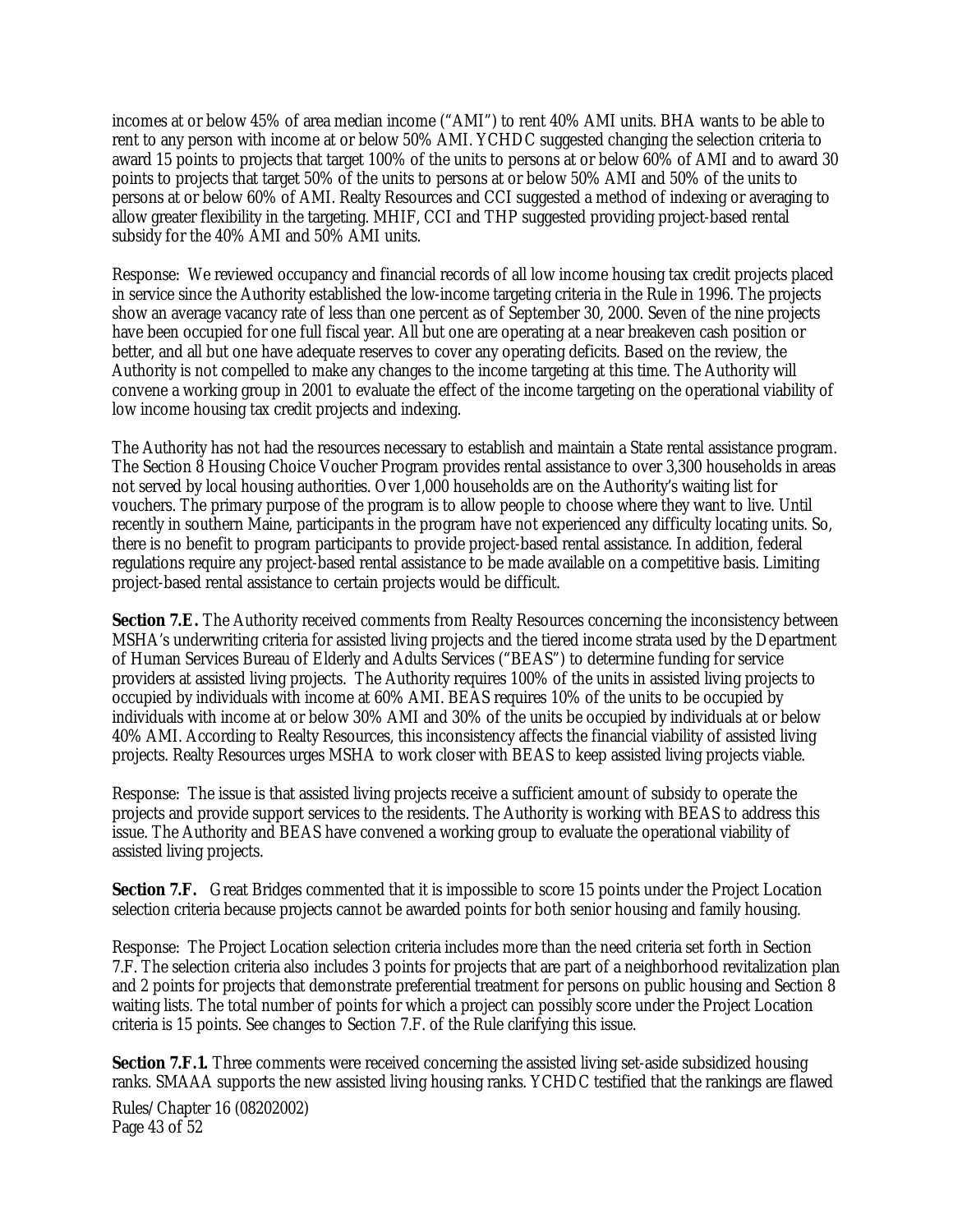incomes at or below 45% of area median income ("AMI") to rent 40% AMI units. BHA wants to be able to rent to any person with income at or below 50% AMI. YCHDC suggested changing the selection criteria to award 15 points to projects that target 100% of the units to persons at or below 60% of AMI and to award 30 points to projects that target 50% of the units to persons at or below 50% AMI and 50% of the units to persons at or below 60% of AMI. Realty Resources and CCI suggested a method of indexing or averaging to allow greater flexibility in the targeting. MHIF, CCI and THP suggested providing project-based rental subsidy for the 40% AMI and 50% AMI units.

Response: We reviewed occupancy and financial records of all low income housing tax credit projects placed in service since the Authority established the low-income targeting criteria in the Rule in 1996. The projects show an average vacancy rate of less than one percent as of September 30, 2000. Seven of the nine projects have been occupied for one full fiscal year. All but one are operating at a near breakeven cash position or better, and all but one have adequate reserves to cover any operating deficits. Based on the review, the Authority is not compelled to make any changes to the income targeting at this time. The Authority will convene a working group in 2001 to evaluate the effect of the income targeting on the operational viability of low income housing tax credit projects and indexing.

The Authority has not had the resources necessary to establish and maintain a State rental assistance program. The Section 8 Housing Choice Voucher Program provides rental assistance to over 3,300 households in areas not served by local housing authorities. Over 1,000 households are on the Authority's waiting list for vouchers. The primary purpose of the program is to allow people to choose where they want to live. Until recently in southern Maine, participants in the program have not experienced any difficulty locating units. So, there is no benefit to program participants to provide project-based rental assistance. In addition, federal regulations require any project-based rental assistance to be made available on a competitive basis. Limiting project-based rental assistance to certain projects would be difficult.

**Section 7.E.** The Authority received comments from Realty Resources concerning the inconsistency between MSHA's underwriting criteria for assisted living projects and the tiered income strata used by the Department of Human Services Bureau of Elderly and Adults Services ("BEAS") to determine funding for service providers at assisted living projects. The Authority requires 100% of the units in assisted living projects to occupied by individuals with income at 60% AMI. BEAS requires 10% of the units to be occupied by individuals with income at or below 30% AMI and 30% of the units be occupied by individuals at or below 40% AMI. According to Realty Resources, this inconsistency affects the financial viability of assisted living projects. Realty Resources urges MSHA to work closer with BEAS to keep assisted living projects viable.

Response: The issue is that assisted living projects receive a sufficient amount of subsidy to operate the projects and provide support services to the residents. The Authority is working with BEAS to address this issue. The Authority and BEAS have convened a working group to evaluate the operational viability of assisted living projects.

**Section 7.F.** Great Bridges commented that it is impossible to score 15 points under the Project Location selection criteria because projects cannot be awarded points for both senior housing and family housing.

Response: The Project Location selection criteria includes more than the need criteria set forth in Section 7.F. The selection criteria also includes 3 points for projects that are part of a neighborhood revitalization plan and 2 points for projects that demonstrate preferential treatment for persons on public housing and Section 8 waiting lists. The total number of points for which a project can possibly score under the Project Location criteria is 15 points. See changes to Section 7.F. of the Rule clarifying this issue.

**Section 7.F.1.** Three comments were received concerning the assisted living set-aside subsidized housing ranks. SMAAA supports the new assisted living housing ranks. YCHDC testified that the rankings are flawed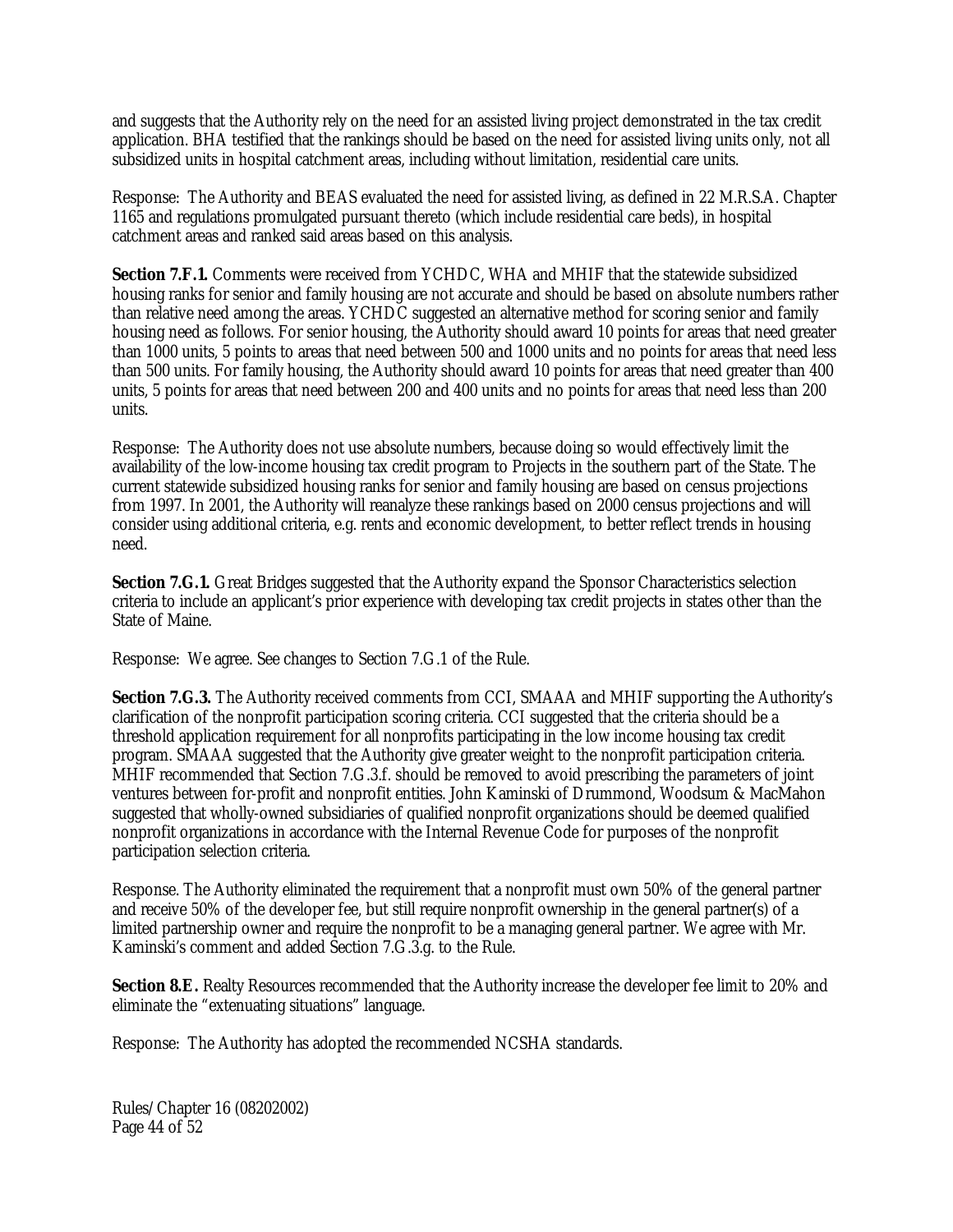and suggests that the Authority rely on the need for an assisted living project demonstrated in the tax credit application. BHA testified that the rankings should be based on the need for assisted living units only, not all subsidized units in hospital catchment areas, including without limitation, residential care units.

Response: The Authority and BEAS evaluated the need for assisted living, as defined in 22 M.R.S.A. Chapter 1165 and regulations promulgated pursuant thereto (which include residential care beds), in hospital catchment areas and ranked said areas based on this analysis.

**Section 7.F.1.** Comments were received from YCHDC, WHA and MHIF that the statewide subsidized housing ranks for senior and family housing are not accurate and should be based on absolute numbers rather than relative need among the areas. YCHDC suggested an alternative method for scoring senior and family housing need as follows. For senior housing, the Authority should award 10 points for areas that need greater than 1000 units, 5 points to areas that need between 500 and 1000 units and no points for areas that need less than 500 units. For family housing, the Authority should award 10 points for areas that need greater than 400 units, 5 points for areas that need between 200 and 400 units and no points for areas that need less than 200 units.

Response: The Authority does not use absolute numbers, because doing so would effectively limit the availability of the low-income housing tax credit program to Projects in the southern part of the State. The current statewide subsidized housing ranks for senior and family housing are based on census projections from 1997. In 2001, the Authority will reanalyze these rankings based on 2000 census projections and will consider using additional criteria, e.g. rents and economic development, to better reflect trends in housing need.

**Section 7.G.1.** Great Bridges suggested that the Authority expand the Sponsor Characteristics selection criteria to include an applicant's prior experience with developing tax credit projects in states other than the State of Maine.

Response: We agree. See changes to Section 7.G.1 of the Rule.

**Section 7.G.3.** The Authority received comments from CCI, SMAAA and MHIF supporting the Authority's clarification of the nonprofit participation scoring criteria. CCI suggested that the criteria should be a threshold application requirement for all nonprofits participating in the low income housing tax credit program. SMAAA suggested that the Authority give greater weight to the nonprofit participation criteria. MHIF recommended that Section 7.G.3.f. should be removed to avoid prescribing the parameters of joint ventures between for-profit and nonprofit entities. John Kaminski of Drummond, Woodsum & MacMahon suggested that wholly-owned subsidiaries of qualified nonprofit organizations should be deemed qualified nonprofit organizations in accordance with the Internal Revenue Code for purposes of the nonprofit participation selection criteria.

Response. The Authority eliminated the requirement that a nonprofit must own 50% of the general partner and receive 50% of the developer fee, but still require nonprofit ownership in the general partner(s) of a limited partnership owner and require the nonprofit to be a managing general partner. We agree with Mr. Kaminski's comment and added Section 7.G.3.g. to the Rule.

**Section 8.E.** Realty Resources recommended that the Authority increase the developer fee limit to 20% and eliminate the "extenuating situations" language.

Response: The Authority has adopted the recommended NCSHA standards.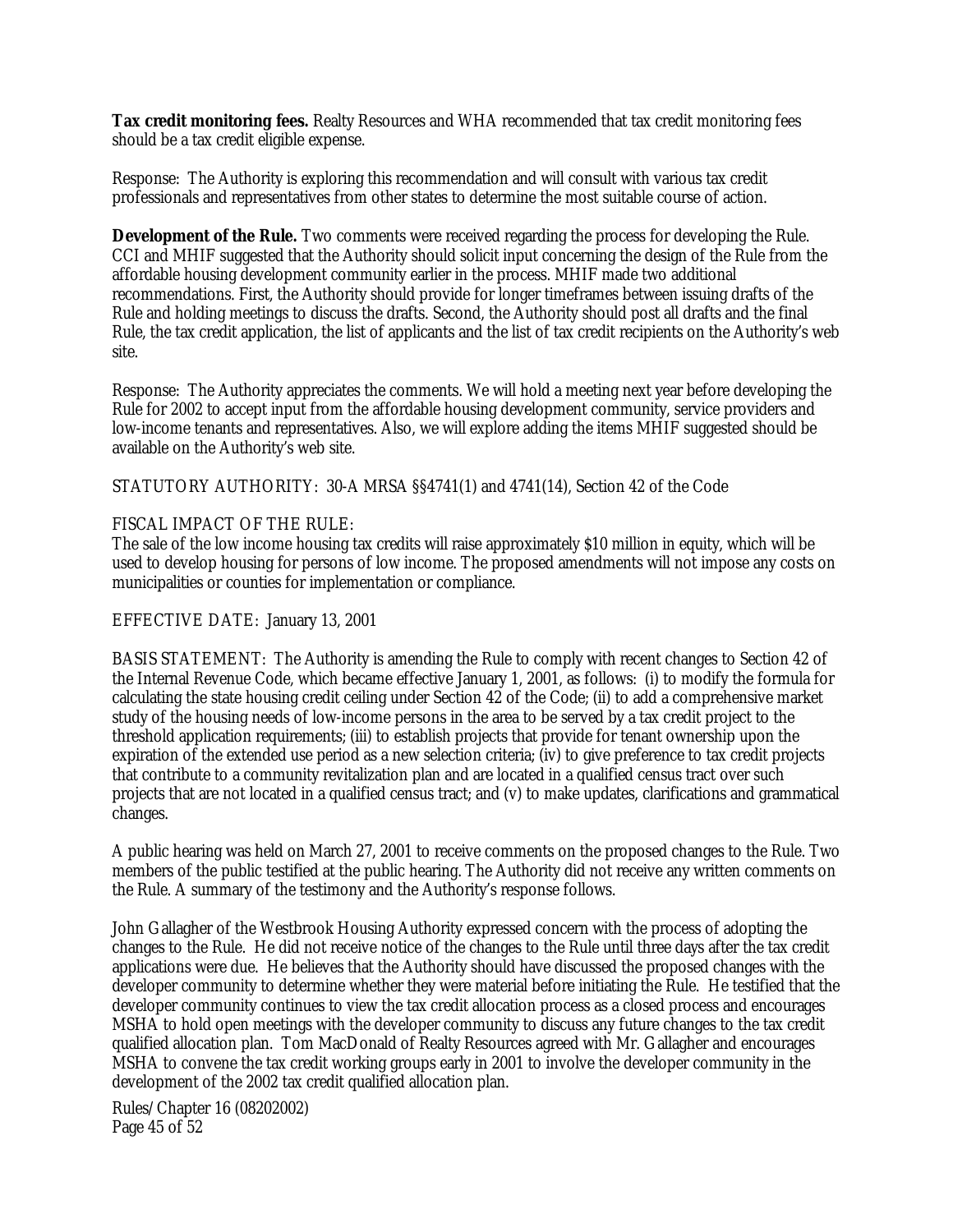**Tax credit monitoring fees.** Realty Resources and WHA recommended that tax credit monitoring fees should be a tax credit eligible expense.

Response: The Authority is exploring this recommendation and will consult with various tax credit professionals and representatives from other states to determine the most suitable course of action.

**Development of the Rule.** Two comments were received regarding the process for developing the Rule. CCI and MHIF suggested that the Authority should solicit input concerning the design of the Rule from the affordable housing development community earlier in the process. MHIF made two additional recommendations. First, the Authority should provide for longer timeframes between issuing drafts of the Rule and holding meetings to discuss the drafts. Second, the Authority should post all drafts and the final Rule, the tax credit application, the list of applicants and the list of tax credit recipients on the Authority's web site.

Response: The Authority appreciates the comments. We will hold a meeting next year before developing the Rule for 2002 to accept input from the affordable housing development community, service providers and low-income tenants and representatives. Also, we will explore adding the items MHIF suggested should be available on the Authority's web site.

STATUTORY AUTHORITY: 30-A MRSA §§4741(1) and 4741(14), Section 42 of the Code

FISCAL IMPACT OF THE RULE:
The sale of the low income housing tax credits will raise approximately $10 million in equity, which will be used to develop housing for persons of low income. The proposed amendments will not impose any costs on municipalities or counties for implementation or compliance.

EFFECTIVE DATE: January 13, 2001

BASIS STATEMENT: The Authority is amending the Rule to comply with recent changes to Section 42 of the Internal Revenue Code, which became effective January 1, 2001, as follows: (i) to modify the formula for calculating the state housing credit ceiling under Section 42 of the Code; (ii) to add a comprehensive market study of the housing needs of low-income persons in the area to be served by a tax credit project to the threshold application requirements; (iii) to establish projects that provide for tenant ownership upon the expiration of the extended use period as a new selection criteria; (iv) to give preference to tax credit projects that contribute to a community revitalization plan and are located in a qualified census tract over such projects that are not located in a qualified census tract; and (v) to make updates, clarifications and grammatical changes.

A public hearing was held on March 27, 2001 to receive comments on the proposed changes to the Rule. Two members of the public testified at the public hearing. The Authority did not receive any written comments on the Rule. A summary of the testimony and the Authority's response follows.

John Gallagher of the Westbrook Housing Authority expressed concern with the process of adopting the changes to the Rule. He did not receive notice of the changes to the Rule until three days after the tax credit applications were due. He believes that the Authority should have discussed the proposed changes with the developer community to determine whether they were material before initiating the Rule. He testified that the developer community continues to view the tax credit allocation process as a closed process and encourages MSHA to hold open meetings with the developer community to discuss any future changes to the tax credit qualified allocation plan. Tom MacDonald of Realty Resources agreed with Mr. Gallagher and encourages MSHA to convene the tax credit working groups early in 2001 to involve the developer community in the development of the 2002 tax credit qualified allocation plan.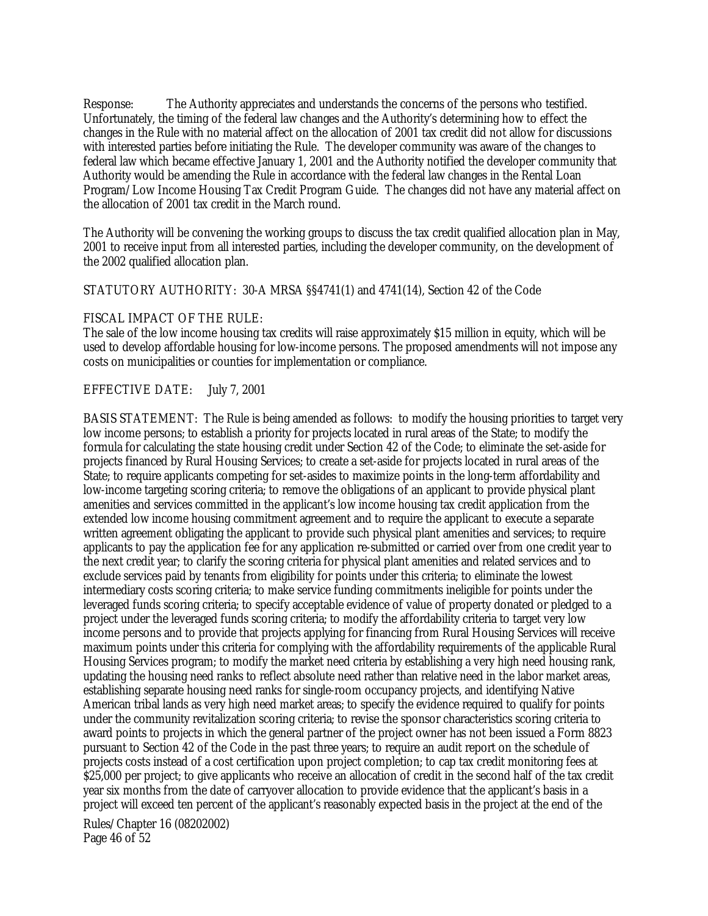Response: The Authority appreciates and understands the concerns of the persons who testified. Unfortunately, the timing of the federal law changes and the Authority's determining how to effect the changes in the Rule with no material affect on the allocation of 2001 tax credit did not allow for discussions with interested parties before initiating the Rule. The developer community was aware of the changes to federal law which became effective January 1, 2001 and the Authority notified the developer community that Authority would be amending the Rule in accordance with the federal law changes in the Rental Loan Program/Low Income Housing Tax Credit Program Guide. The changes did not have any material affect on the allocation of 2001 tax credit in the March round.

The Authority will be convening the working groups to discuss the tax credit qualified allocation plan in May, 2001 to receive input from all interested parties, including the developer community, on the development of the 2002 qualified allocation plan.

STATUTORY AUTHORITY: 30-A MRSA §§4741(1) and 4741(14), Section 42 of the Code

FISCAL IMPACT OF THE RULE:
The sale of the low income housing tax credits will raise approximately $15 million in equity, which will be used to develop affordable housing for low-income persons. The proposed amendments will not impose any costs on municipalities or counties for implementation or compliance.

EFFECTIVE DATE: July 7, 2001

BASIS STATEMENT: The Rule is being amended as follows: to modify the housing priorities to target very low income persons; to establish a priority for projects located in rural areas of the State; to modify the formula for calculating the state housing credit under Section 42 of the Code; to eliminate the set-aside for projects financed by Rural Housing Services; to create a set-aside for projects located in rural areas of the State; to require applicants competing for set-asides to maximize points in the long-term affordability and low-income targeting scoring criteria; to remove the obligations of an applicant to provide physical plant amenities and services committed in the applicant's low income housing tax credit application from the extended low income housing commitment agreement and to require the applicant to execute a separate written agreement obligating the applicant to provide such physical plant amenities and services; to require applicants to pay the application fee for any application re-submitted or carried over from one credit year to the next credit year; to clarify the scoring criteria for physical plant amenities and related services and to exclude services paid by tenants from eligibility for points under this criteria; to eliminate the lowest intermediary costs scoring criteria; to make service funding commitments ineligible for points under the leveraged funds scoring criteria; to specify acceptable evidence of value of property donated or pledged to a project under the leveraged funds scoring criteria; to modify the affordability criteria to target very low income persons and to provide that projects applying for financing from Rural Housing Services will receive maximum points under this criteria for complying with the affordability requirements of the applicable Rural Housing Services program; to modify the market need criteria by establishing a very high need housing rank, updating the housing need ranks to reflect absolute need rather than relative need in the labor market areas, establishing separate housing need ranks for single-room occupancy projects, and identifying Native American tribal lands as very high need market areas; to specify the evidence required to qualify for points under the community revitalization scoring criteria; to revise the sponsor characteristics scoring criteria to award points to projects in which the general partner of the project owner has not been issued a Form 8823 pursuant to Section 42 of the Code in the past three years; to require an audit report on the schedule of projects costs instead of a cost certification upon project completion; to cap tax credit monitoring fees at $25,000 per project; to give applicants who receive an allocation of credit in the second half of the tax credit year six months from the date of carryover allocation to provide evidence that the applicant's basis in a project will exceed ten percent of the applicant's reasonably expected basis in the project at the end of the

Rules/Chapter 16 (08202002)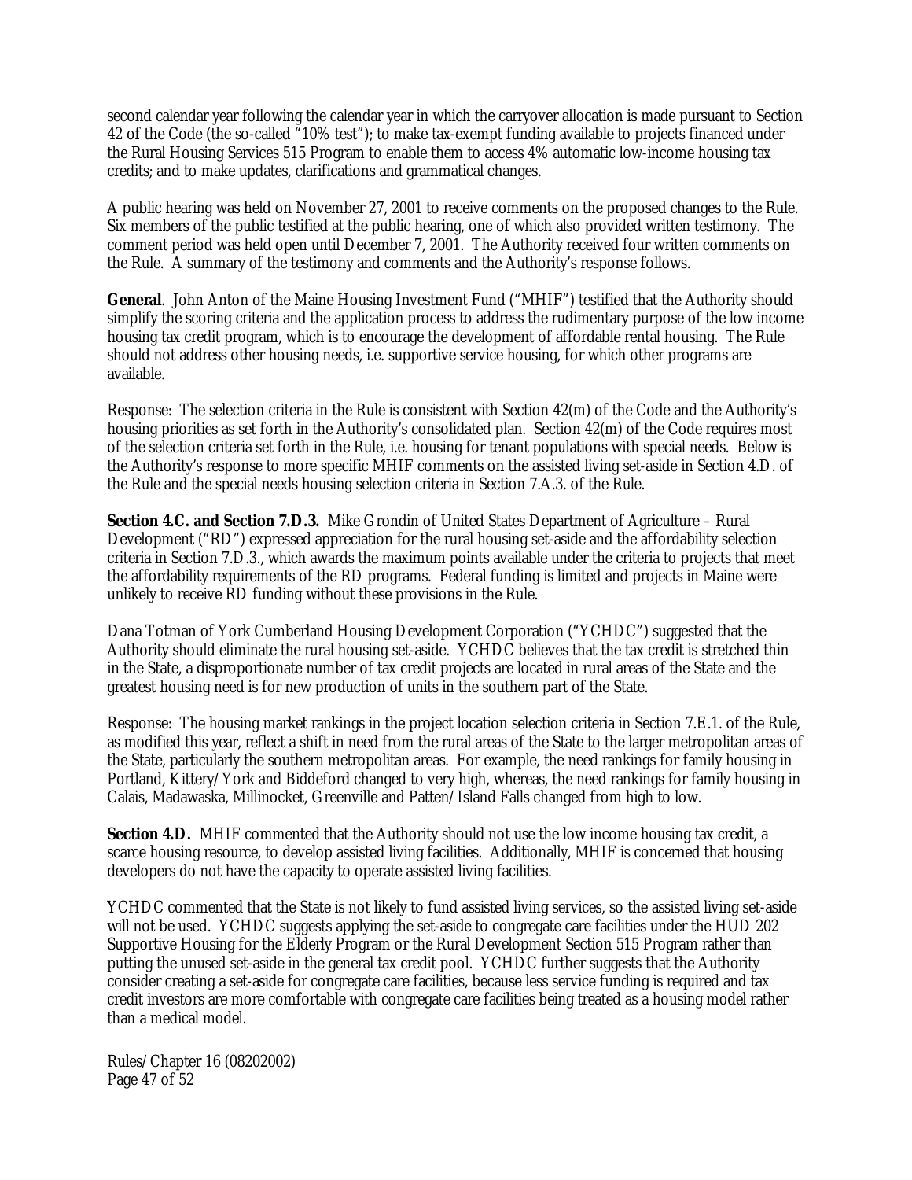second calendar year following the calendar year in which the carryover allocation is made pursuant to Section 42 of the Code (the so-called "10% test"); to make tax-exempt funding available to projects financed under the Rural Housing Services 515 Program to enable them to access 4% automatic low-income housing tax credits; and to make updates, clarifications and grammatical changes.

A public hearing was held on November 27, 2001 to receive comments on the proposed changes to the Rule. Six members of the public testified at the public hearing, one of which also provided written testimony. The comment period was held open until December 7, 2001. The Authority received four written comments on the Rule. A summary of the testimony and comments and the Authority's response follows.

**General**. John Anton of the Maine Housing Investment Fund ("MHIF") testified that the Authority should simplify the scoring criteria and the application process to address the rudimentary purpose of the low income housing tax credit program, which is to encourage the development of affordable rental housing. The Rule should not address other housing needs, i.e. supportive service housing, for which other programs are available.

Response: The selection criteria in the Rule is consistent with Section 42(m) of the Code and the Authority's housing priorities as set forth in the Authority's consolidated plan. Section 42(m) of the Code requires most of the selection criteria set forth in the Rule, i.e. housing for tenant populations with special needs. Below is the Authority's response to more specific MHIF comments on the assisted living set-aside in Section 4.D. of the Rule and the special needs housing selection criteria in Section 7.A.3. of the Rule.

**Section 4.C. and Section 7.D.3.** Mike Grondin of United States Department of Agriculture – Rural Development ("RD") expressed appreciation for the rural housing set-aside and the affordability selection criteria in Section 7.D.3., which awards the maximum points available under the criteria to projects that meet the affordability requirements of the RD programs. Federal funding is limited and projects in Maine were unlikely to receive RD funding without these provisions in the Rule.

Dana Totman of York Cumberland Housing Development Corporation ("YCHDC") suggested that the Authority should eliminate the rural housing set-aside. YCHDC believes that the tax credit is stretched thin in the State, a disproportionate number of tax credit projects are located in rural areas of the State and the greatest housing need is for new production of units in the southern part of the State.

Response: The housing market rankings in the project location selection criteria in Section 7.E.1. of the Rule, as modified this year, reflect a shift in need from the rural areas of the State to the larger metropolitan areas of the State, particularly the southern metropolitan areas. For example, the need rankings for family housing in Portland, Kittery/York and Biddeford changed to very high, whereas, the need rankings for family housing in Calais, Madawaska, Millinocket, Greenville and Patten/Island Falls changed from high to low.

**Section 4.D.** MHIF commented that the Authority should not use the low income housing tax credit, a scarce housing resource, to develop assisted living facilities. Additionally, MHIF is concerned that housing developers do not have the capacity to operate assisted living facilities.

YCHDC commented that the State is not likely to fund assisted living services, so the assisted living set-aside will not be used. YCHDC suggests applying the set-aside to congregate care facilities under the HUD 202 Supportive Housing for the Elderly Program or the Rural Development Section 515 Program rather than putting the unused set-aside in the general tax credit pool. YCHDC further suggests that the Authority consider creating a set-aside for congregate care facilities, because less service funding is required and tax credit investors are more comfortable with congregate care facilities being treated as a housing model rather than a medical model.

Rules/Chapter 16 (08202002)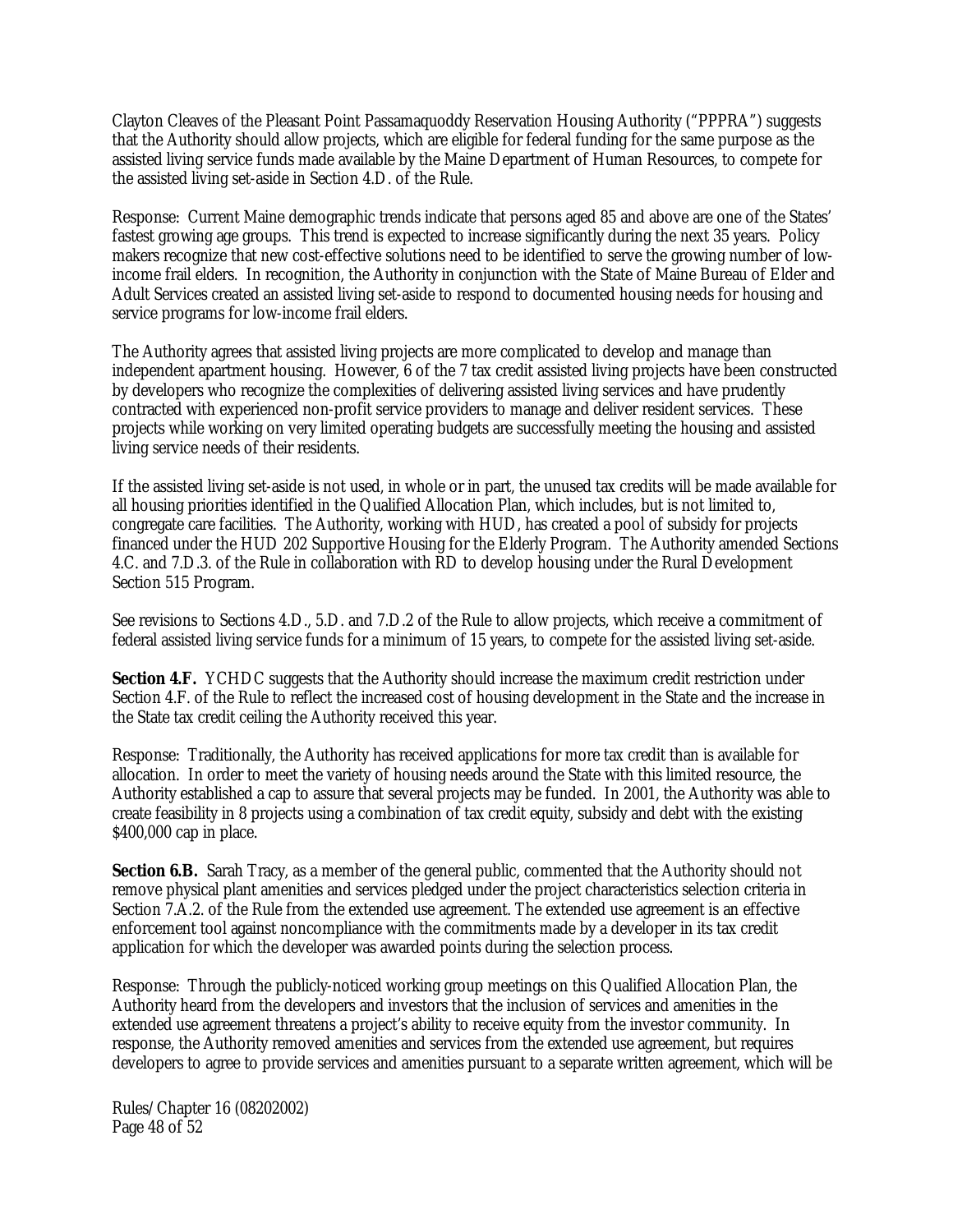Clayton Cleaves of the Pleasant Point Passamaquoddy Reservation Housing Authority ("PPPRA") suggests that the Authority should allow projects, which are eligible for federal funding for the same purpose as the assisted living service funds made available by the Maine Department of Human Resources, to compete for the assisted living set-aside in Section 4.D. of the Rule.

Response: Current Maine demographic trends indicate that persons aged 85 and above are one of the States' fastest growing age groups. This trend is expected to increase significantly during the next 35 years. Policy makers recognize that new cost-effective solutions need to be identified to serve the growing number of low-income frail elders. In recognition, the Authority in conjunction with the State of Maine Bureau of Elder and Adult Services created an assisted living set-aside to respond to documented housing needs for housing and service programs for low-income frail elders.

The Authority agrees that assisted living projects are more complicated to develop and manage than independent apartment housing. However, 6 of the 7 tax credit assisted living projects have been constructed by developers who recognize the complexities of delivering assisted living services and have prudently contracted with experienced non-profit service providers to manage and deliver resident services. These projects while working on very limited operating budgets are successfully meeting the housing and assisted living service needs of their residents.

If the assisted living set-aside is not used, in whole or in part, the unused tax credits will be made available for all housing priorities identified in the Qualified Allocation Plan, which includes, but is not limited to, congregate care facilities. The Authority, working with HUD, has created a pool of subsidy for projects financed under the HUD 202 Supportive Housing for the Elderly Program. The Authority amended Sections 4.C. and 7.D.3. of the Rule in collaboration with RD to develop housing under the Rural Development Section 515 Program.

See revisions to Sections 4.D., 5.D. and 7.D.2 of the Rule to allow projects, which receive a commitment of federal assisted living service funds for a minimum of 15 years, to compete for the assisted living set-aside.

**Section 4.F.** YCHDC suggests that the Authority should increase the maximum credit restriction under Section 4.F. of the Rule to reflect the increased cost of housing development in the State and the increase in the State tax credit ceiling the Authority received this year.

Response: Traditionally, the Authority has received applications for more tax credit than is available for allocation. In order to meet the variety of housing needs around the State with this limited resource, the Authority established a cap to assure that several projects may be funded. In 2001, the Authority was able to create feasibility in 8 projects using a combination of tax credit equity, subsidy and debt with the existing $400,000 cap in place.

**Section 6.B.** Sarah Tracy, as a member of the general public, commented that the Authority should not remove physical plant amenities and services pledged under the project characteristics selection criteria in Section 7.A.2. of the Rule from the extended use agreement. The extended use agreement is an effective enforcement tool against noncompliance with the commitments made by a developer in its tax credit application for which the developer was awarded points during the selection process.

Response: Through the publicly-noticed working group meetings on this Qualified Allocation Plan, the Authority heard from the developers and investors that the inclusion of services and amenities in the extended use agreement threatens a project's ability to receive equity from the investor community. In response, the Authority removed amenities and services from the extended use agreement, but requires developers to agree to provide services and amenities pursuant to a separate written agreement, which will be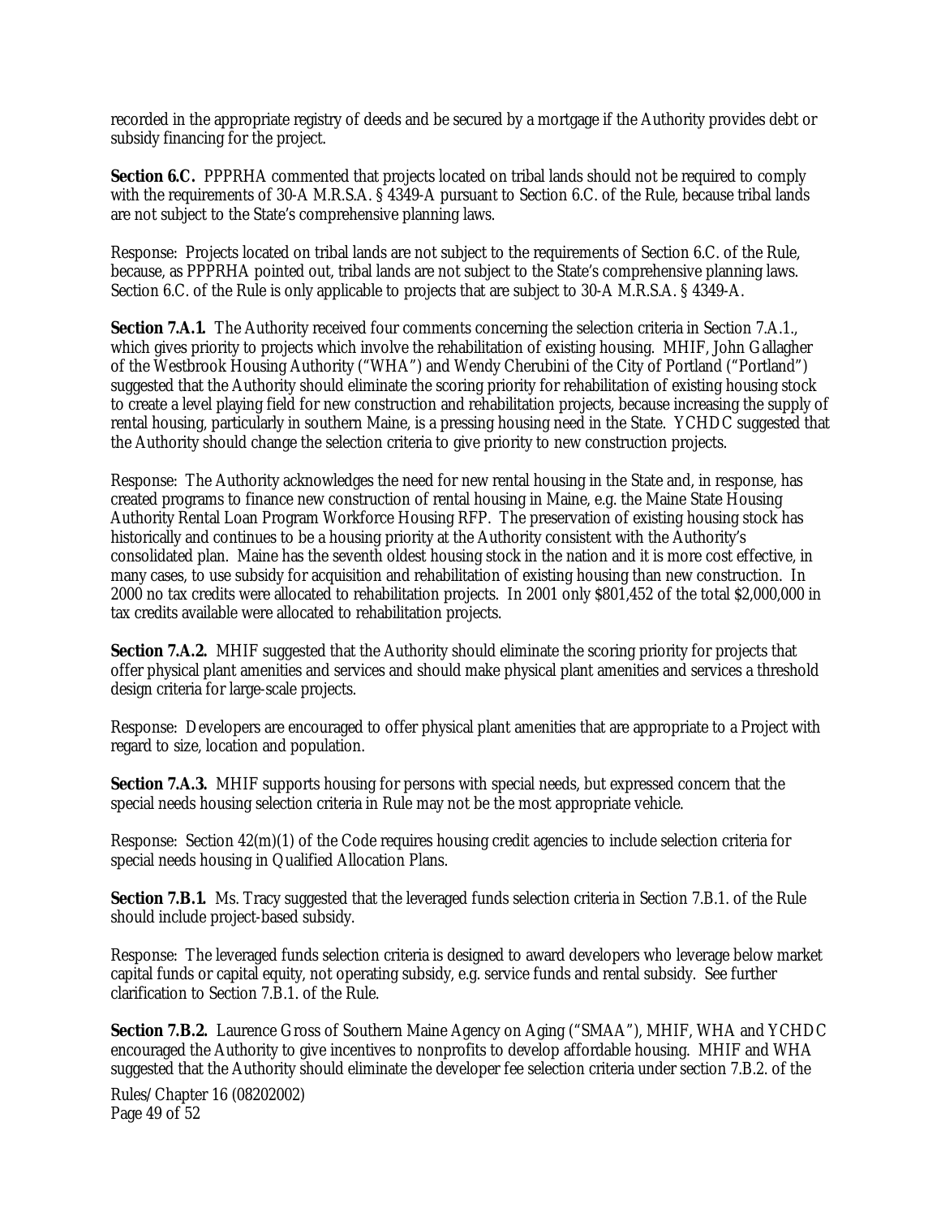recorded in the appropriate registry of deeds and be secured by a mortgage if the Authority provides debt or subsidy financing for the project.

**Section 6.C.** PPPRHA commented that projects located on tribal lands should not be required to comply with the requirements of 30-A M.R.S.A. § 4349-A pursuant to Section 6.C. of the Rule, because tribal lands are not subject to the State's comprehensive planning laws.

Response: Projects located on tribal lands are not subject to the requirements of Section 6.C. of the Rule, because, as PPPRHA pointed out, tribal lands are not subject to the State's comprehensive planning laws. Section 6.C. of the Rule is only applicable to projects that are subject to 30-A M.R.S.A. § 4349-A.

**Section 7.A.1.** The Authority received four comments concerning the selection criteria in Section 7.A.1., which gives priority to projects which involve the rehabilitation of existing housing. MHIF, John Gallagher of the Westbrook Housing Authority ("WHA") and Wendy Cherubini of the City of Portland ("Portland") suggested that the Authority should eliminate the scoring priority for rehabilitation of existing housing stock to create a level playing field for new construction and rehabilitation projects, because increasing the supply of rental housing, particularly in southern Maine, is a pressing housing need in the State. YCHDC suggested that the Authority should change the selection criteria to give priority to new construction projects.

Response: The Authority acknowledges the need for new rental housing in the State and, in response, has created programs to finance new construction of rental housing in Maine, e.g. the Maine State Housing Authority Rental Loan Program Workforce Housing RFP. The preservation of existing housing stock has historically and continues to be a housing priority at the Authority consistent with the Authority's consolidated plan. Maine has the seventh oldest housing stock in the nation and it is more cost effective, in many cases, to use subsidy for acquisition and rehabilitation of existing housing than new construction. In 2000 no tax credits were allocated to rehabilitation projects. In 2001 only $801,452 of the total $2,000,000 in tax credits available were allocated to rehabilitation projects.

**Section 7.A.2.** MHIF suggested that the Authority should eliminate the scoring priority for projects that offer physical plant amenities and services and should make physical plant amenities and services a threshold design criteria for large-scale projects.

Response: Developers are encouraged to offer physical plant amenities that are appropriate to a Project with regard to size, location and population.

**Section 7.A.3.** MHIF supports housing for persons with special needs, but expressed concern that the special needs housing selection criteria in Rule may not be the most appropriate vehicle.

Response: Section 42(m)(1) of the Code requires housing credit agencies to include selection criteria for special needs housing in Qualified Allocation Plans.

**Section 7.B.1.** Ms. Tracy suggested that the leveraged funds selection criteria in Section 7.B.1. of the Rule should include project-based subsidy.

Response: The leveraged funds selection criteria is designed to award developers who leverage below market capital funds or capital equity, not operating subsidy, e.g. service funds and rental subsidy. See further clarification to Section 7.B.1. of the Rule.

**Section 7.B.2.** Laurence Gross of Southern Maine Agency on Aging ("SMAA"), MHIF, WHA and YCHDC encouraged the Authority to give incentives to nonprofits to develop affordable housing. MHIF and WHA suggested that the Authority should eliminate the developer fee selection criteria under section 7.B.2. of the

Rules/Chapter 16 (08202002)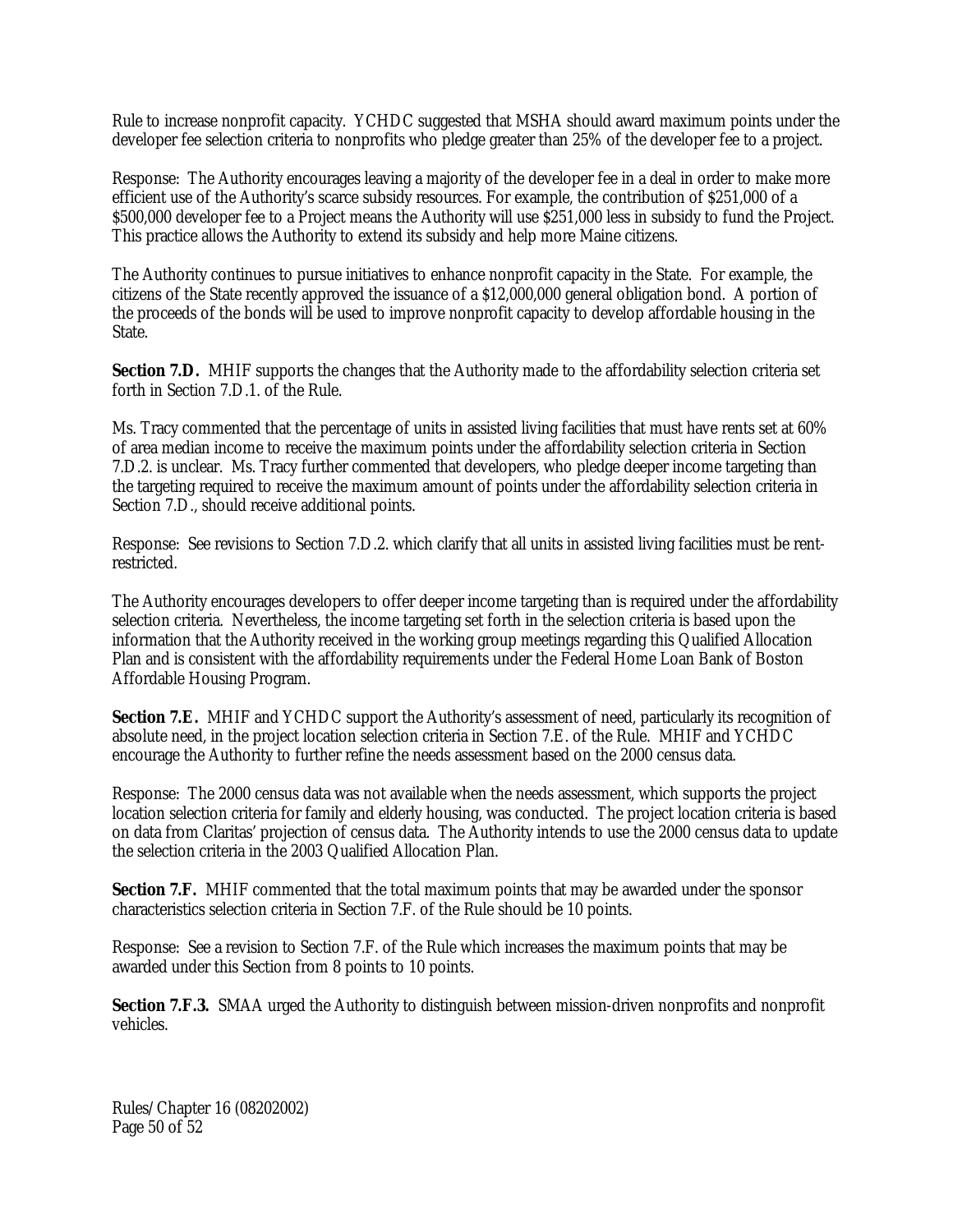Rule to increase nonprofit capacity. YCHDC suggested that MSHA should award maximum points under the developer fee selection criteria to nonprofits who pledge greater than 25% of the developer fee to a project.

Response: The Authority encourages leaving a majority of the developer fee in a deal in order to make more efficient use of the Authority's scarce subsidy resources. For example, the contribution of $251,000 of a $500,000 developer fee to a Project means the Authority will use $251,000 less in subsidy to fund the Project. This practice allows the Authority to extend its subsidy and help more Maine citizens.

The Authority continues to pursue initiatives to enhance nonprofit capacity in the State. For example, the citizens of the State recently approved the issuance of a $12,000,000 general obligation bond. A portion of the proceeds of the bonds will be used to improve nonprofit capacity to develop affordable housing in the State.

**Section 7.D.** MHIF supports the changes that the Authority made to the affordability selection criteria set forth in Section 7.D.1. of the Rule.

Ms. Tracy commented that the percentage of units in assisted living facilities that must have rents set at 60% of area median income to receive the maximum points under the affordability selection criteria in Section 7.D.2. is unclear. Ms. Tracy further commented that developers, who pledge deeper income targeting than the targeting required to receive the maximum amount of points under the affordability selection criteria in Section 7.D., should receive additional points.

Response: See revisions to Section 7.D.2. which clarify that all units in assisted living facilities must be rent-restricted.

The Authority encourages developers to offer deeper income targeting than is required under the affordability selection criteria. Nevertheless, the income targeting set forth in the selection criteria is based upon the information that the Authority received in the working group meetings regarding this Qualified Allocation Plan and is consistent with the affordability requirements under the Federal Home Loan Bank of Boston Affordable Housing Program.

**Section 7.E.** MHIF and YCHDC support the Authority's assessment of need, particularly its recognition of absolute need, in the project location selection criteria in Section 7.E. of the Rule. MHIF and YCHDC encourage the Authority to further refine the needs assessment based on the 2000 census data.

Response: The 2000 census data was not available when the needs assessment, which supports the project location selection criteria for family and elderly housing, was conducted. The project location criteria is based on data from Claritas' projection of census data. The Authority intends to use the 2000 census data to update the selection criteria in the 2003 Qualified Allocation Plan.

**Section 7.F.** MHIF commented that the total maximum points that may be awarded under the sponsor characteristics selection criteria in Section 7.F. of the Rule should be 10 points.

Response: See a revision to Section 7.F. of the Rule which increases the maximum points that may be awarded under this Section from 8 points to 10 points.

**Section 7.F.3.** SMAA urged the Authority to distinguish between mission-driven nonprofits and nonprofit vehicles.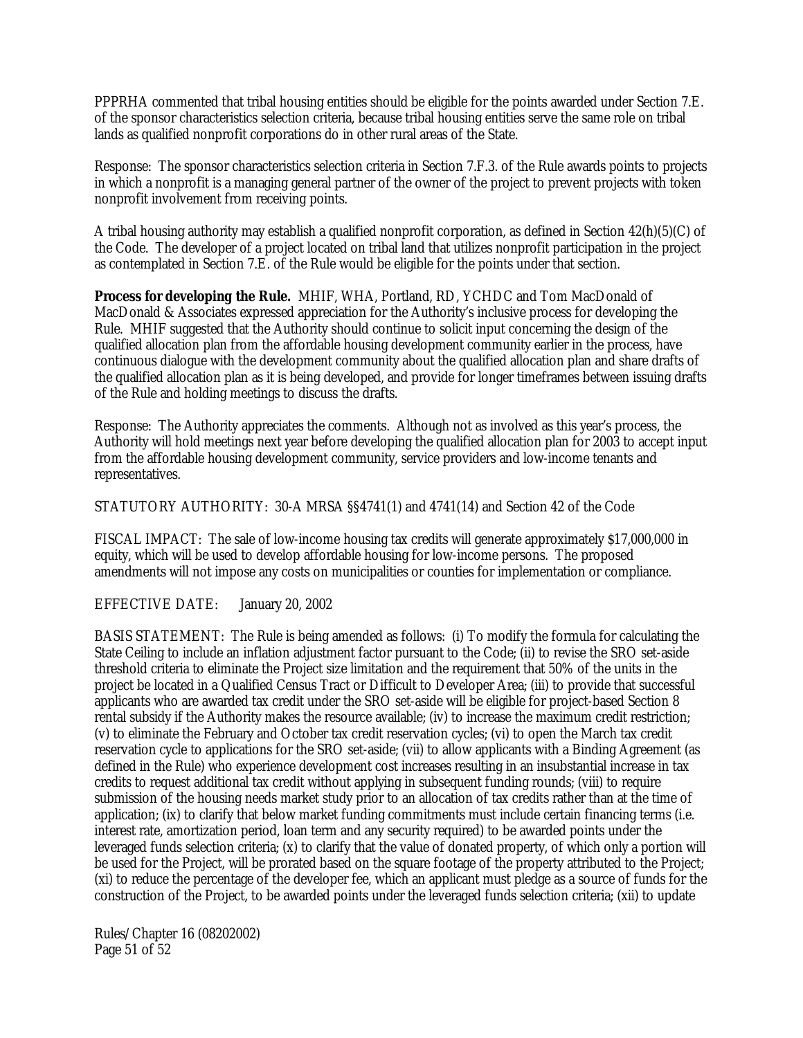PPPRHA commented that tribal housing entities should be eligible for the points awarded under Section 7.E. of the sponsor characteristics selection criteria, because tribal housing entities serve the same role on tribal lands as qualified nonprofit corporations do in other rural areas of the State.

Response: The sponsor characteristics selection criteria in Section 7.F.3. of the Rule awards points to projects in which a nonprofit is a managing general partner of the owner of the project to prevent projects with token nonprofit involvement from receiving points.

A tribal housing authority may establish a qualified nonprofit corporation, as defined in Section 42(h)(5)(C) of the Code. The developer of a project located on tribal land that utilizes nonprofit participation in the project as contemplated in Section 7.E. of the Rule would be eligible for the points under that section.

**Process for developing the Rule.** MHIF, WHA, Portland, RD, YCHDC and Tom MacDonald of MacDonald & Associates expressed appreciation for the Authority's inclusive process for developing the Rule. MHIF suggested that the Authority should continue to solicit input concerning the design of the qualified allocation plan from the affordable housing development community earlier in the process, have continuous dialogue with the development community about the qualified allocation plan and share drafts of the qualified allocation plan as it is being developed, and provide for longer timeframes between issuing drafts of the Rule and holding meetings to discuss the drafts.

Response: The Authority appreciates the comments. Although not as involved as this year's process, the Authority will hold meetings next year before developing the qualified allocation plan for 2003 to accept input from the affordable housing development community, service providers and low-income tenants and representatives.

STATUTORY AUTHORITY: 30-A MRSA §§4741(1) and 4741(14) and Section 42 of the Code

FISCAL IMPACT: The sale of low-income housing tax credits will generate approximately $17,000,000 in equity, which will be used to develop affordable housing for low-income persons. The proposed amendments will not impose any costs on municipalities or counties for implementation or compliance.

EFFECTIVE DATE: January 20, 2002

BASIS STATEMENT: The Rule is being amended as follows: (i) To modify the formula for calculating the State Ceiling to include an inflation adjustment factor pursuant to the Code; (ii) to revise the SRO set-aside threshold criteria to eliminate the Project size limitation and the requirement that 50% of the units in the project be located in a Qualified Census Tract or Difficult to Developer Area; (iii) to provide that successful applicants who are awarded tax credit under the SRO set-aside will be eligible for project-based Section 8 rental subsidy if the Authority makes the resource available; (iv) to increase the maximum credit restriction; (v) to eliminate the February and October tax credit reservation cycles; (vi) to open the March tax credit reservation cycle to applications for the SRO set-aside; (vii) to allow applicants with a Binding Agreement (as defined in the Rule) who experience development cost increases resulting in an insubstantial increase in tax credits to request additional tax credit without applying in subsequent funding rounds; (viii) to require submission of the housing needs market study prior to an allocation of tax credits rather than at the time of application; (ix) to clarify that below market funding commitments must include certain financing terms (i.e. interest rate, amortization period, loan term and any security required) to be awarded points under the leveraged funds selection criteria; (x) to clarify that the value of donated property, of which only a portion will be used for the Project, will be prorated based on the square footage of the property attributed to the Project; (xi) to reduce the percentage of the developer fee, which an applicant must pledge as a source of funds for the construction of the Project, to be awarded points under the leveraged funds selection criteria; (xii) to update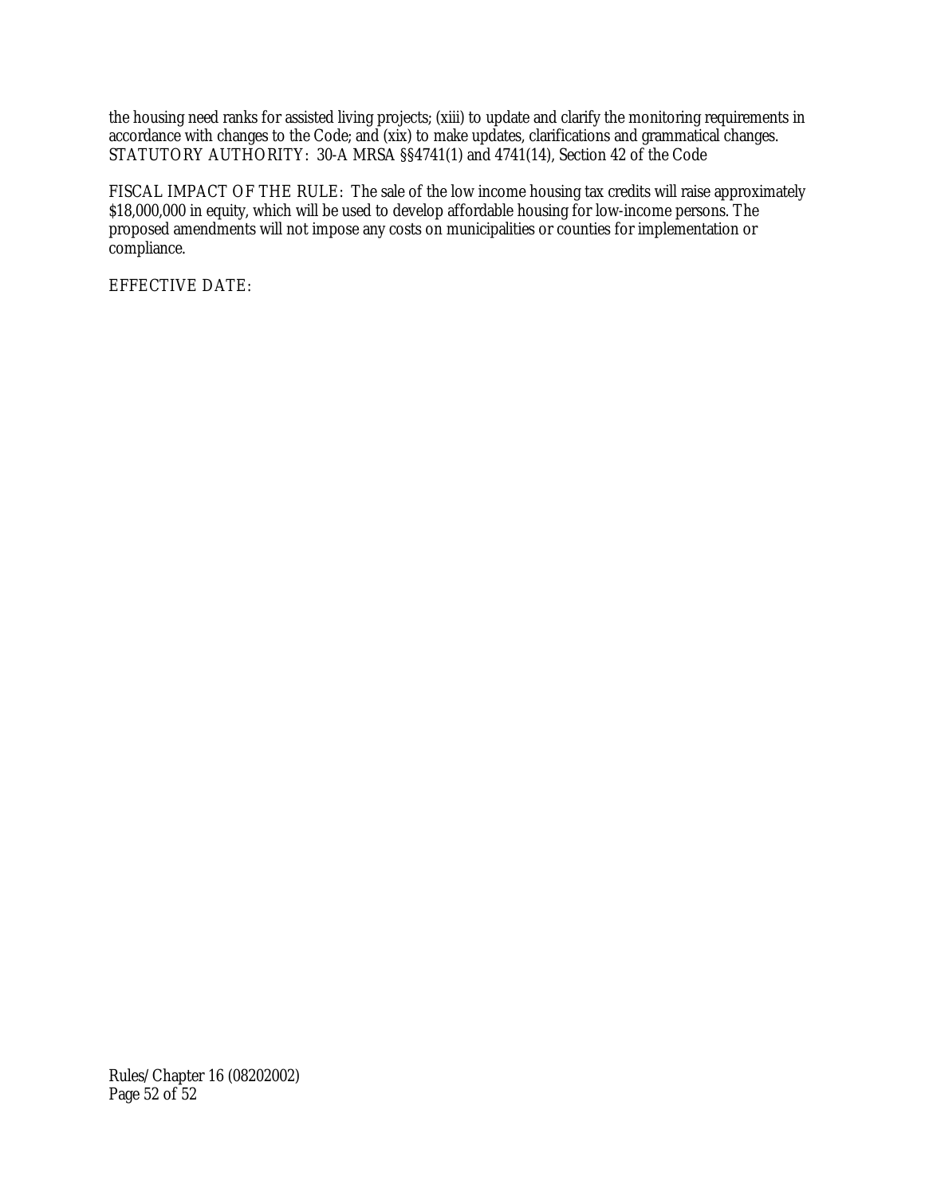the housing need ranks for assisted living projects; (xiii) to update and clarify the monitoring requirements in accordance with changes to the Code; and (xix) to make updates, clarifications and grammatical changes.
STATUTORY AUTHORITY: 30-A MRSA §§4741(1) and 4741(14), Section 42 of the Code

FISCAL IMPACT OF THE RULE: The sale of the low income housing tax credits will raise approximately $18,000,000 in equity, which will be used to develop affordable housing for low-income persons. The proposed amendments will not impose any costs on municipalities or counties for implementation or compliance.

EFFECTIVE DATE: